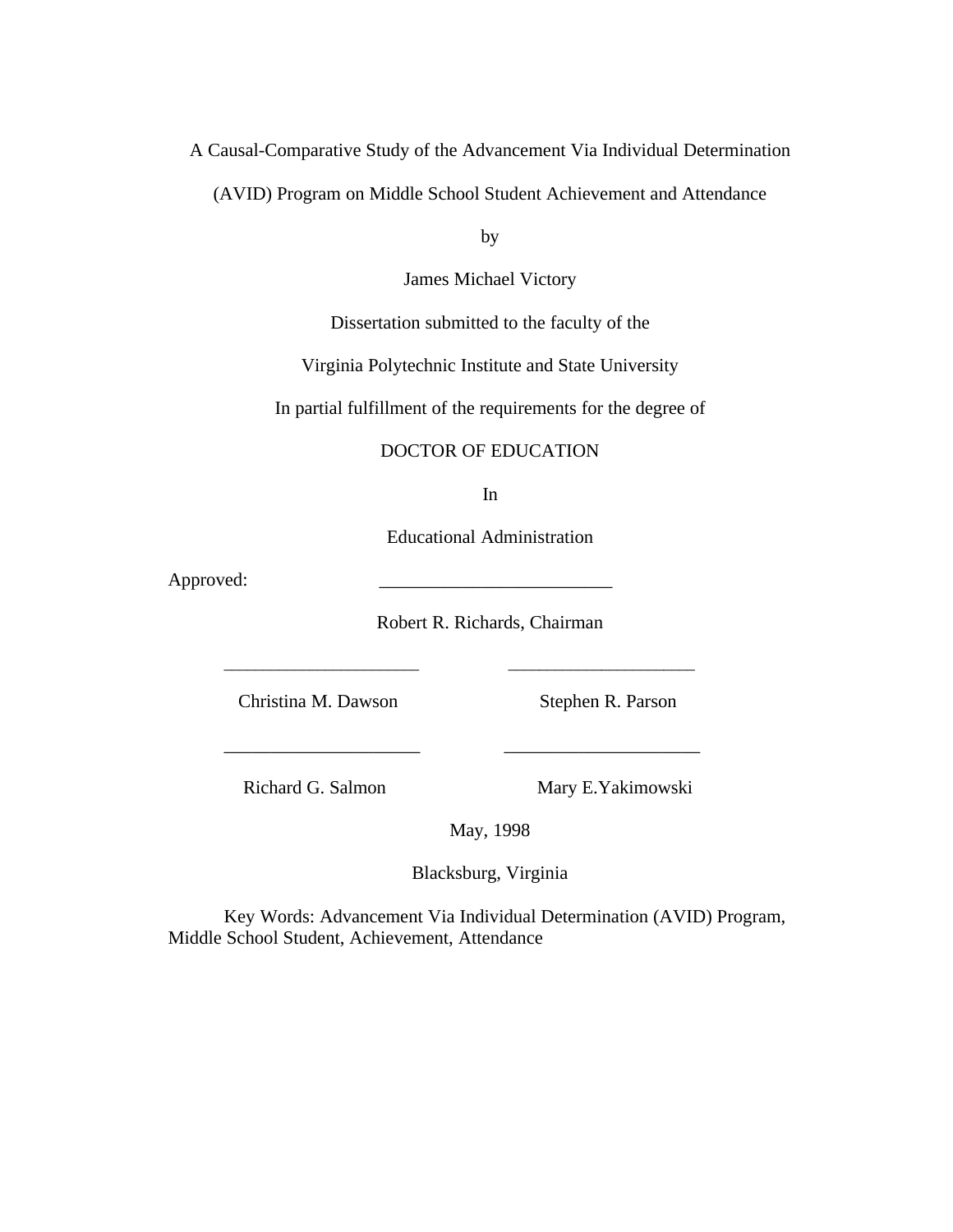# A Causal-Comparative Study of the Advancement Via Individual Determination (AVID) Program on Middle School Student Achievement and Attendance

by

James Michael Victory

Dissertation submitted to the faculty of the

Virginia Polytechnic Institute and State University

In partial fulfillment of the requirements for the degree of

DOCTOR OF EDUCATION

In

Educational Administration

Approved: ________________________

Robert R. Richards, Chairman

____________________ ____________________

Christina M. Dawson Stephen R. Parson

____________________ ____________________

Richard G. Salmon Mary E.Yakimowski

May, 1998

Blacksburg, Virginia

Key Words: Advancement Via Individual Determination (AVID) Program, Middle School Student, Achievement, Attendance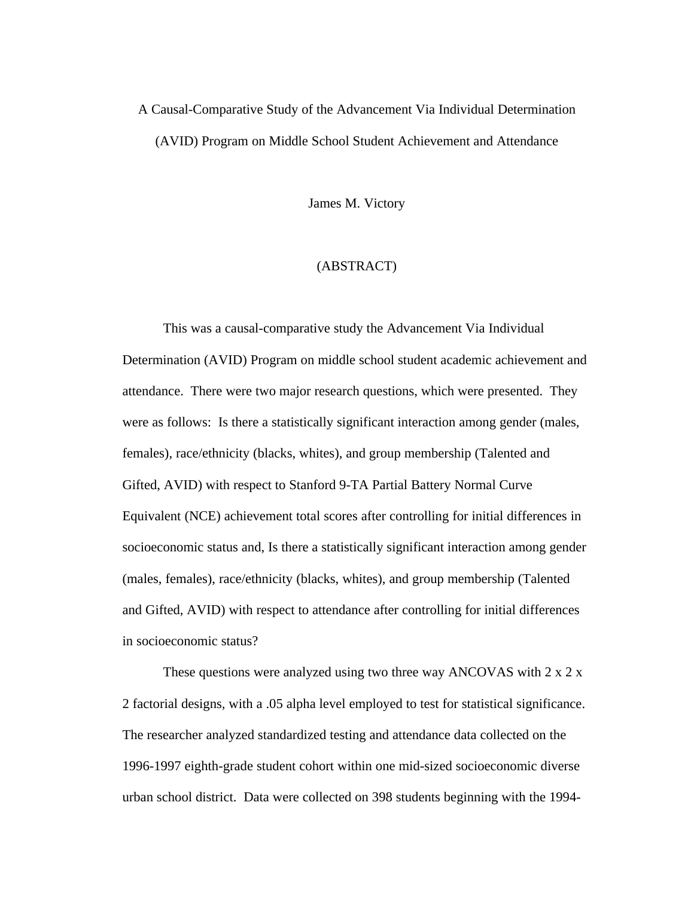A Causal-Comparative Study of the Advancement Via Individual Determination (AVID) Program on Middle School Student Achievement and Attendance

James M. Victory

(ABSTRACT)

This was a causal-comparative study the Advancement Via Individual Determination (AVID) Program on middle school student academic achievement and attendance. There were two major research questions, which were presented. They were as follows: Is there a statistically significant interaction among gender (males, females), race/ethnicity (blacks, whites), and group membership (Talented and Gifted, AVID) with respect to Stanford 9-TA Partial Battery Normal Curve Equivalent (NCE) achievement total scores after controlling for initial differences in socioeconomic status and, Is there a statistically significant interaction among gender (males, females), race/ethnicity (blacks, whites), and group membership (Talented and Gifted, AVID) with respect to attendance after controlling for initial differences in socioeconomic status?

These questions were analyzed using two three way ANCOVAS with 2 x 2 x 2 factorial designs, with a .05 alpha level employed to test for statistical significance. The researcher analyzed standardized testing and attendance data collected on the 1996-1997 eighth-grade student cohort within one mid-sized socioeconomic diverse urban school district. Data were collected on 398 students beginning with the 1994-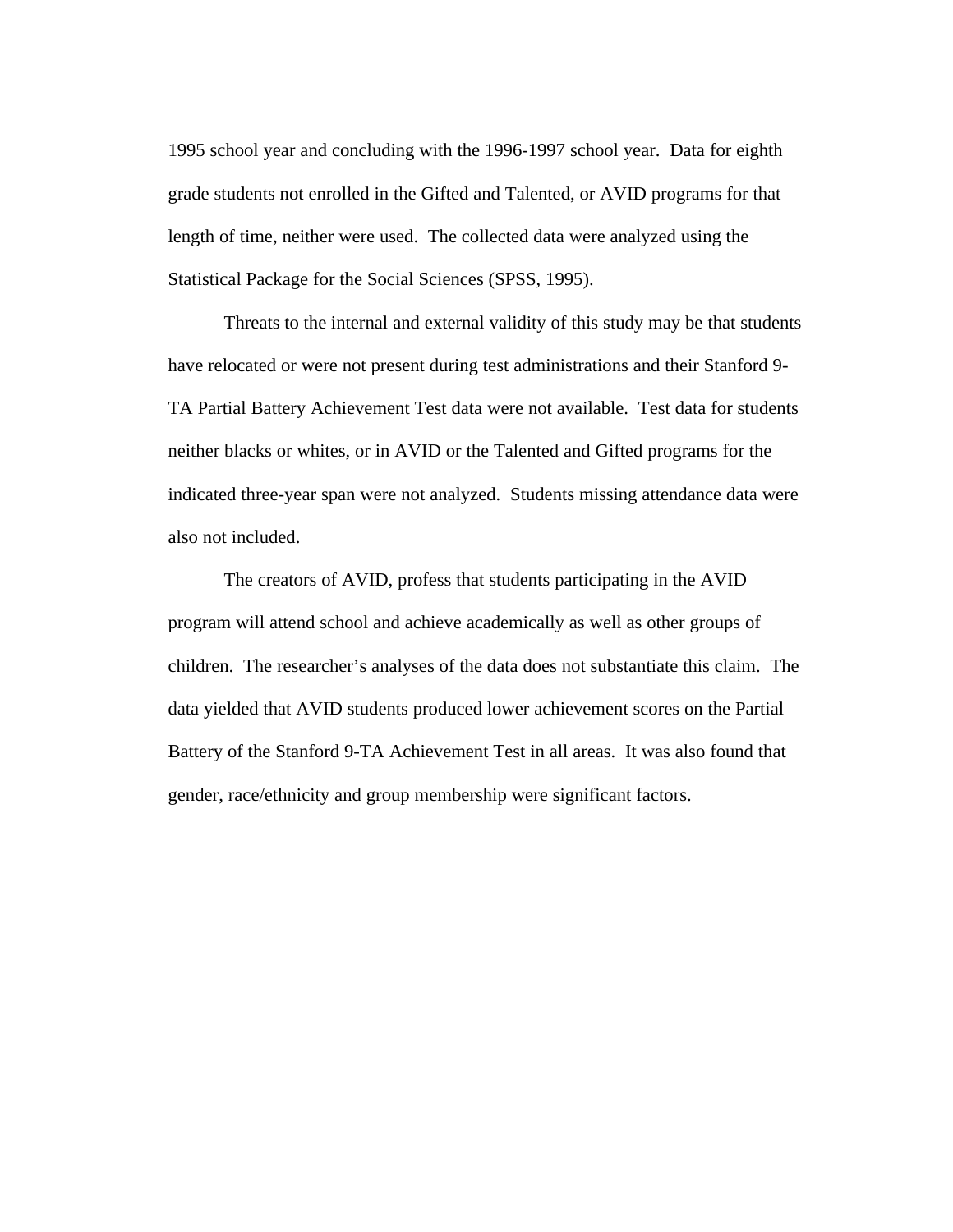1995 school year and concluding with the 1996-1997 school year. Data for eighth grade students not enrolled in the Gifted and Talented, or AVID programs for that length of time, neither were used. The collected data were analyzed using the Statistical Package for the Social Sciences (SPSS, 1995).

Threats to the internal and external validity of this study may be that students have relocated or were not present during test administrations and their Stanford 9-TA Partial Battery Achievement Test data were not available. Test data for students neither blacks or whites, or in AVID or the Talented and Gifted programs for the indicated three-year span were not analyzed. Students missing attendance data were also not included.

The creators of AVID, profess that students participating in the AVID program will attend school and achieve academically as well as other groups of children. The researcher's analyses of the data does not substantiate this claim. The data yielded that AVID students produced lower achievement scores on the Partial Battery of the Stanford 9-TA Achievement Test in all areas. It was also found that gender, race/ethnicity and group membership were significant factors.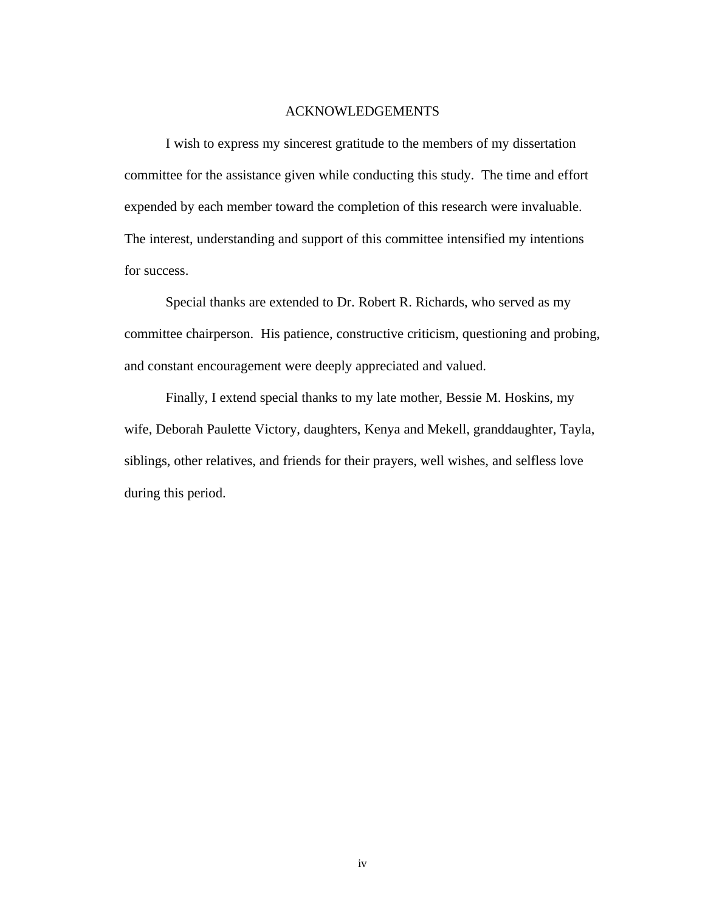# ACKNOWLEDGEMENTS

I wish to express my sincerest gratitude to the members of my dissertation committee for the assistance given while conducting this study. The time and effort expended by each member toward the completion of this research were invaluable. The interest, understanding and support of this committee intensified my intentions for success.

Special thanks are extended to Dr. Robert R. Richards, who served as my committee chairperson. His patience, constructive criticism, questioning and probing, and constant encouragement were deeply appreciated and valued.

Finally, I extend special thanks to my late mother, Bessie M. Hoskins, my wife, Deborah Paulette Victory, daughters, Kenya and Mekell, granddaughter, Tayla, siblings, other relatives, and friends for their prayers, well wishes, and selfless love during this period.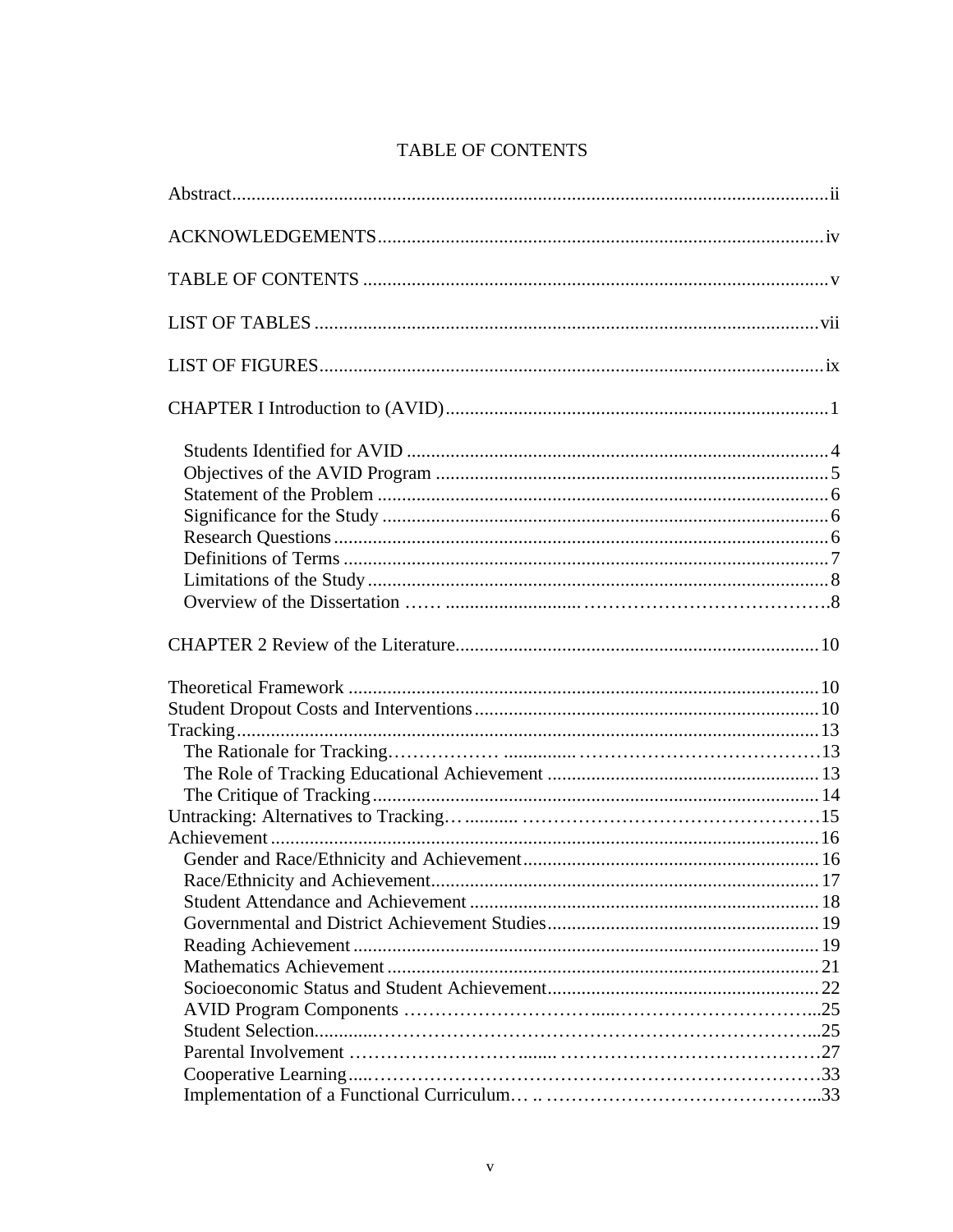# TABLE OF CONTENTS

Abstract.......................................................................................................................ii

ACKNOWLEDGEMENTS.........................................................................................iv

TABLE OF CONTENTS ............................................................................................v

LIST OF TABLES .....................................................................................................vii

LIST OF FIGURES.....................................................................................................ix

CHAPTER I Introduction to (AVID)...........................................................................1

- Students Identified for AVID .....................................................................................4
- Objectives of the AVID Program ...............................................................................5
- Statement of the Problem ...........................................................................................6
- Significance for the Study ..........................................................................................6
- Research Questions ....................................................................................................6
- Definitions of Terms ..................................................................................................7
- Limitations of the Study .............................................................................................8
- Overview of the Dissertation …… ...........................………………………………….8

CHAPTER 2 Review of the Literature.........................................................................10

Theoretical Framework ................................................................................................10

Student Dropout Costs and Interventions.....................................................................10

Tracking.......................................................................................................................13

- The Rationale for Tracking……………… ..............…………………………………13
- The Role of Tracking Educational Achievement .......................................................13
- The Critique of Tracking ............................................................................................14

Untracking: Alternatives to Tracking…..........…………………………………………15

Achievement................................................................................................................16

- Gender and Race/Ethnicity and Achievement............................................................16
- Race/Ethnicity and Achievement...............................................................................17
- Student Attendance and Achievement .......................................................................18
- Governmental and District Achievement Studies.......................................................19
- Reading Achievement ...............................................................................................19
- Mathematics Achievement ........................................................................................21
- Socioeconomic Status and Student Achievement.......................................................22
- AVID Program Components ………………………......…………………………...25
- Student Selection............……………………………………………………………...25
- Parental Involvement ………………………......……………………………………27
- Cooperative Learning....…………………………………………………………………33
- Implementation of a Functional Curriculum… .. ……………………………………...33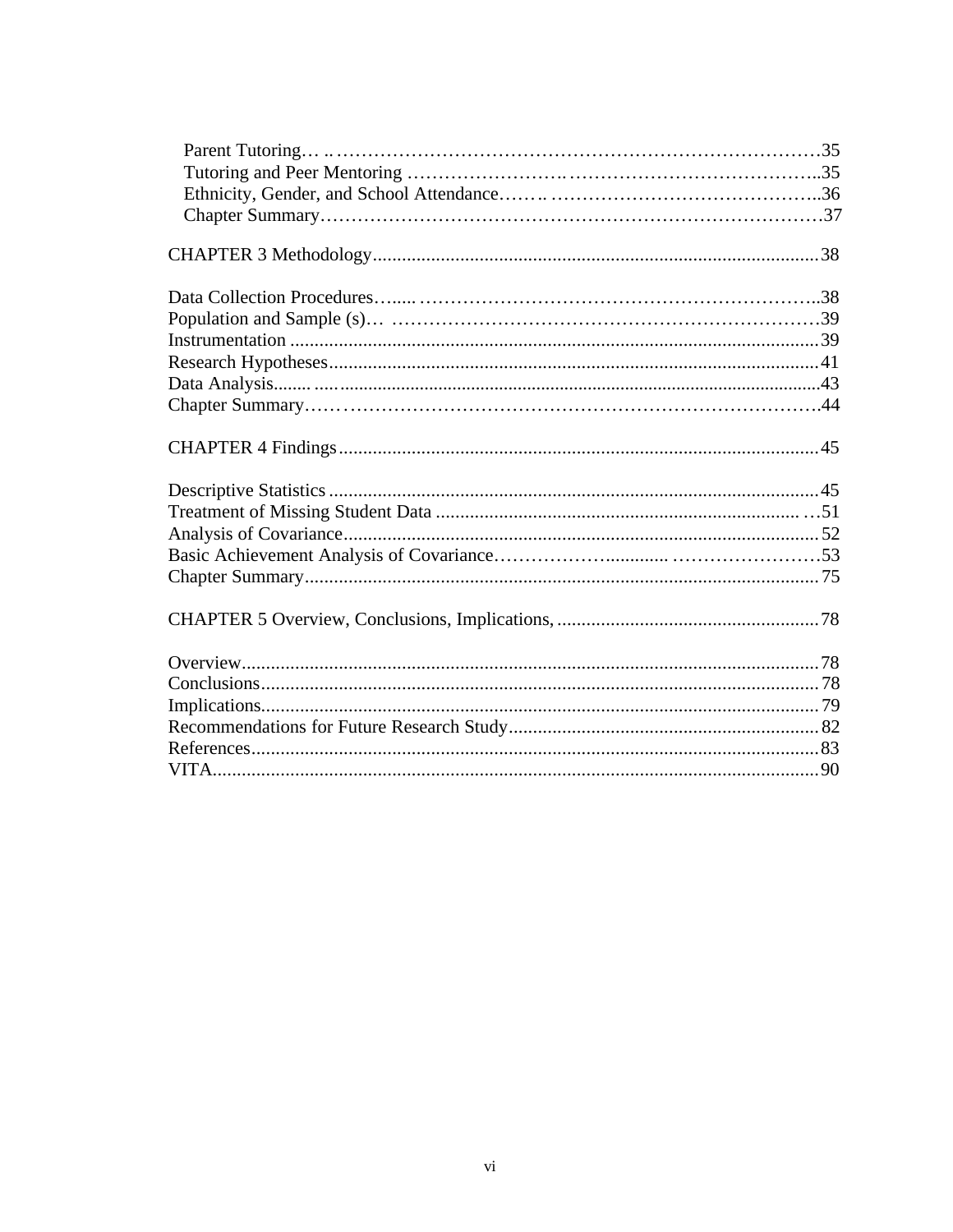Parent Tutoring… ..……………………………………………………………………35
Tutoring and Peer Mentoring ……………………. …………………………………..35
Ethnicity, Gender, and School Attendance……. ……………………………………..36
Chapter Summary………………………………………………………………………37

CHAPTER 3 Methodology........................................................................................38

Data Collection Procedures…..... ………………………………………………………..38
Population and Sample (s)… ……………………………………………………………39
Instrumentation .........................................................................................................39
Research Hypotheses.................................................................................................41
Data Analysis........ .....................................................................................................43
Chapter Summary……………………………………………………………………….44

CHAPTER 4 Findings...............................................................................................45

Descriptive Statistics .................................................................................................45
Treatment of Missing Student Data ......................................................................... …51
Analysis of Covariance..............................................................................................52
Basic Achievement Analysis of Covariance……………….......... ……………………53
Chapter Summary......................................................................................................75

CHAPTER 5 Overview, Conclusions, Implications, ...................................................78

Overview....................................................................................................................78
Conclusions................................................................................................................78
Implications................................................................................................................79
Recommendations for Future Research Study.............................................................82
References..................................................................................................................83
VITA..........................................................................................................................90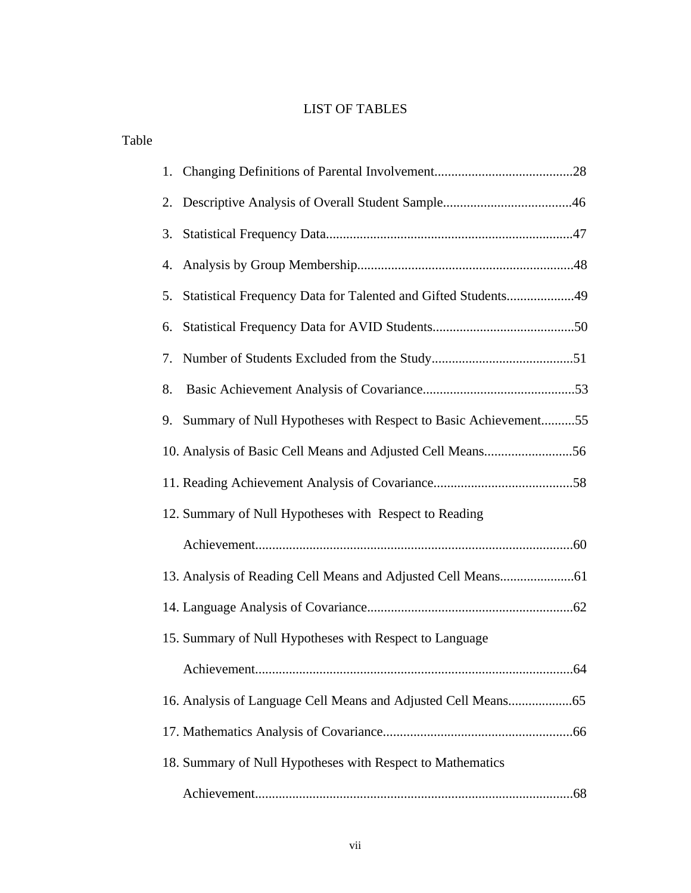# LIST OF TABLES

Table

1. Changing Definitions of Parental Involvement.........................................28
2. Descriptive Analysis of Overall Student Sample......................................46
3. Statistical Frequency Data........................................................................47
4. Analysis by Group Membership...............................................................48
5. Statistical Frequency Data for Talented and Gifted Students...................49
6. Statistical Frequency Data for AVID Students..........................................50
7. Number of Students Excluded from the Study..........................................51
8. Basic Achievement Analysis of Covariance.............................................53
9. Summary of Null Hypotheses with Respect to Basic Achievement..........55
10. Analysis of Basic Cell Means and Adjusted Cell Means..........................56
11. Reading Achievement Analysis of Covariance.........................................58
12. Summary of Null Hypotheses with Respect to Reading Achievement.............................................................................................60
13. Analysis of Reading Cell Means and Adjusted Cell Means......................61
14. Language Analysis of Covariance............................................................62
15. Summary of Null Hypotheses with Respect to Language Achievement.............................................................................................64
16. Analysis of Language Cell Means and Adjusted Cell Means...................65
17. Mathematics Analysis of Covariance.......................................................66
18. Summary of Null Hypotheses with Respect to Mathematics Achievement.............................................................................................68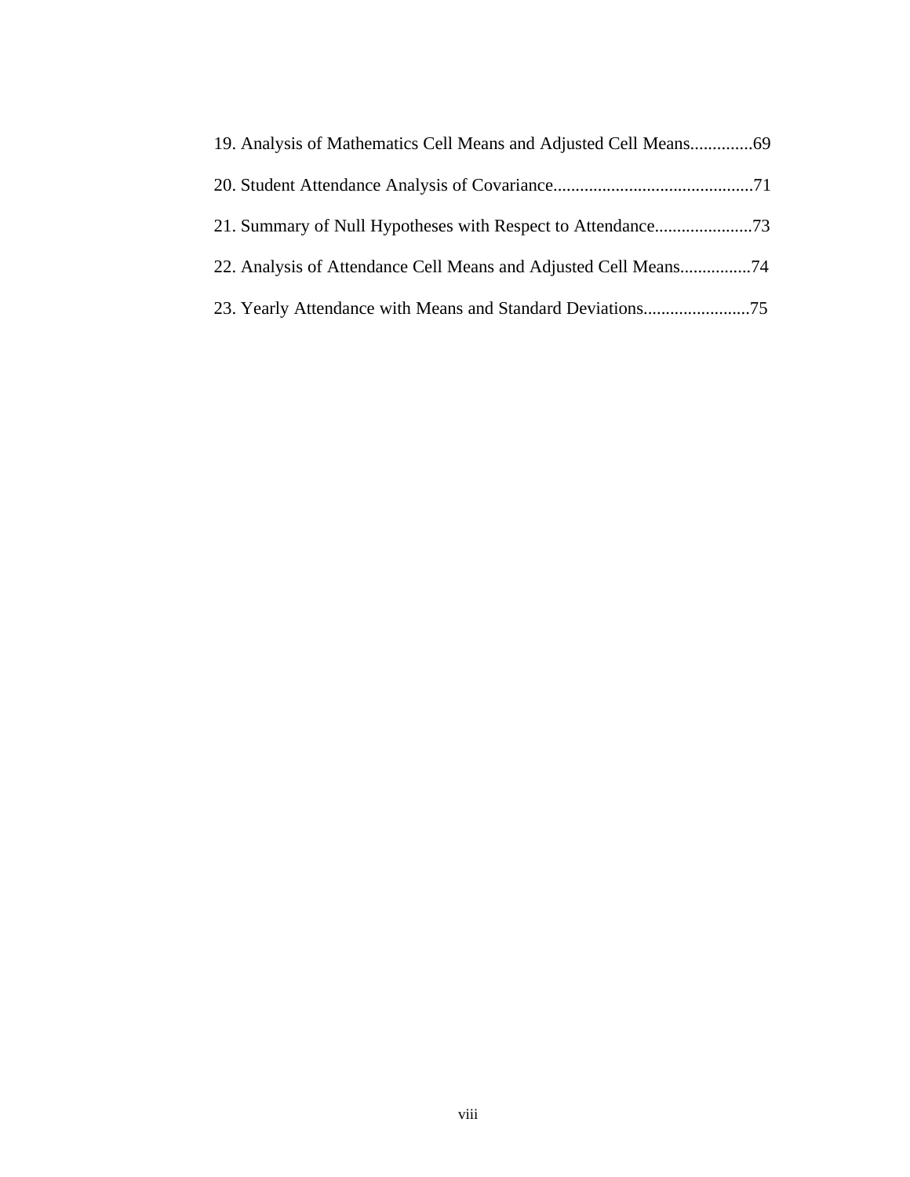19. Analysis of Mathematics Cell Means and Adjusted Cell Means..............69

20. Student Attendance Analysis of Covariance.............................................71

21. Summary of Null Hypotheses with Respect to Attendance......................73

22. Analysis of Attendance Cell Means and Adjusted Cell Means................74

23. Yearly Attendance with Means and Standard Deviations........................75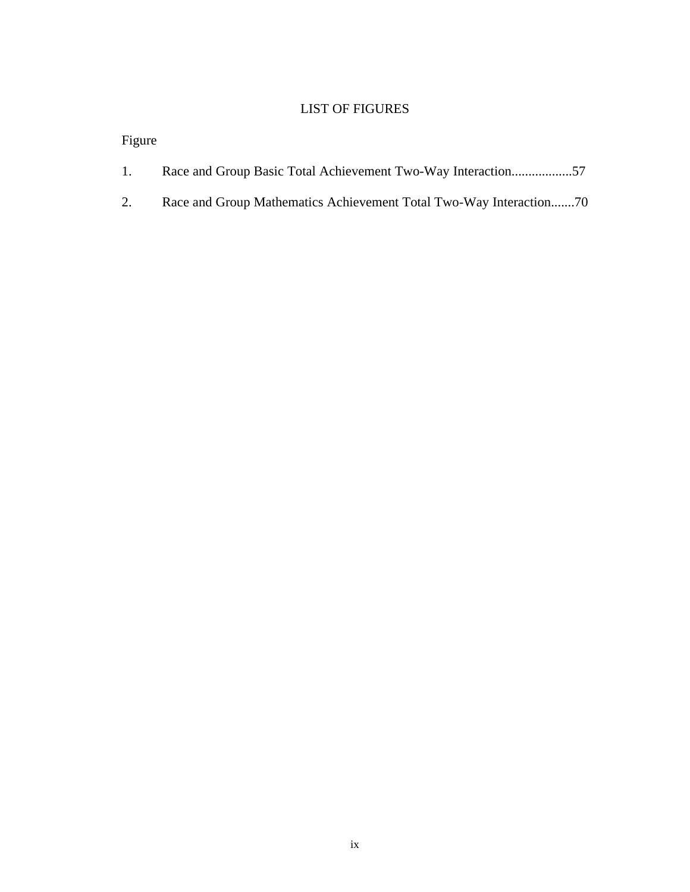# LIST OF FIGURES

Figure

1. Race and Group Basic Total Achievement Two-Way Interaction..................57

2. Race and Group Mathematics Achievement Total Two-Way Interaction.......70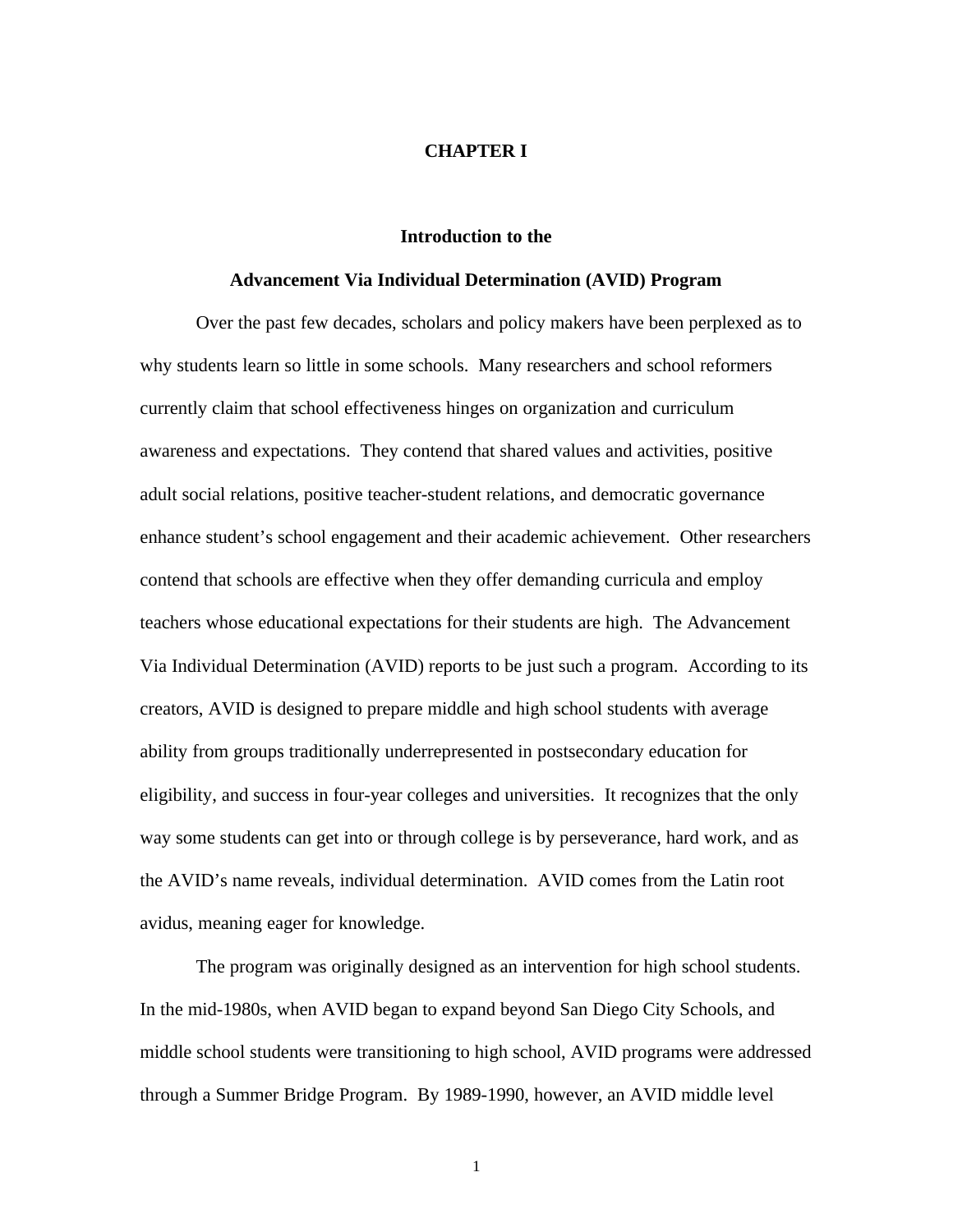# CHAPTER I

## Introduction to the

## Advancement Via Individual Determination (AVID) Program

Over the past few decades, scholars and policy makers have been perplexed as to why students learn so little in some schools. Many researchers and school reformers currently claim that school effectiveness hinges on organization and curriculum awareness and expectations. They contend that shared values and activities, positive adult social relations, positive teacher-student relations, and democratic governance enhance student's school engagement and their academic achievement. Other researchers contend that schools are effective when they offer demanding curricula and employ teachers whose educational expectations for their students are high. The Advancement Via Individual Determination (AVID) reports to be just such a program. According to its creators, AVID is designed to prepare middle and high school students with average ability from groups traditionally underrepresented in postsecondary education for eligibility, and success in four-year colleges and universities. It recognizes that the only way some students can get into or through college is by perseverance, hard work, and as the AVID's name reveals, individual determination. AVID comes from the Latin root avidus, meaning eager for knowledge.

The program was originally designed as an intervention for high school students. In the mid-1980s, when AVID began to expand beyond San Diego City Schools, and middle school students were transitioning to high school, AVID programs were addressed through a Summer Bridge Program. By 1989-1990, however, an AVID middle level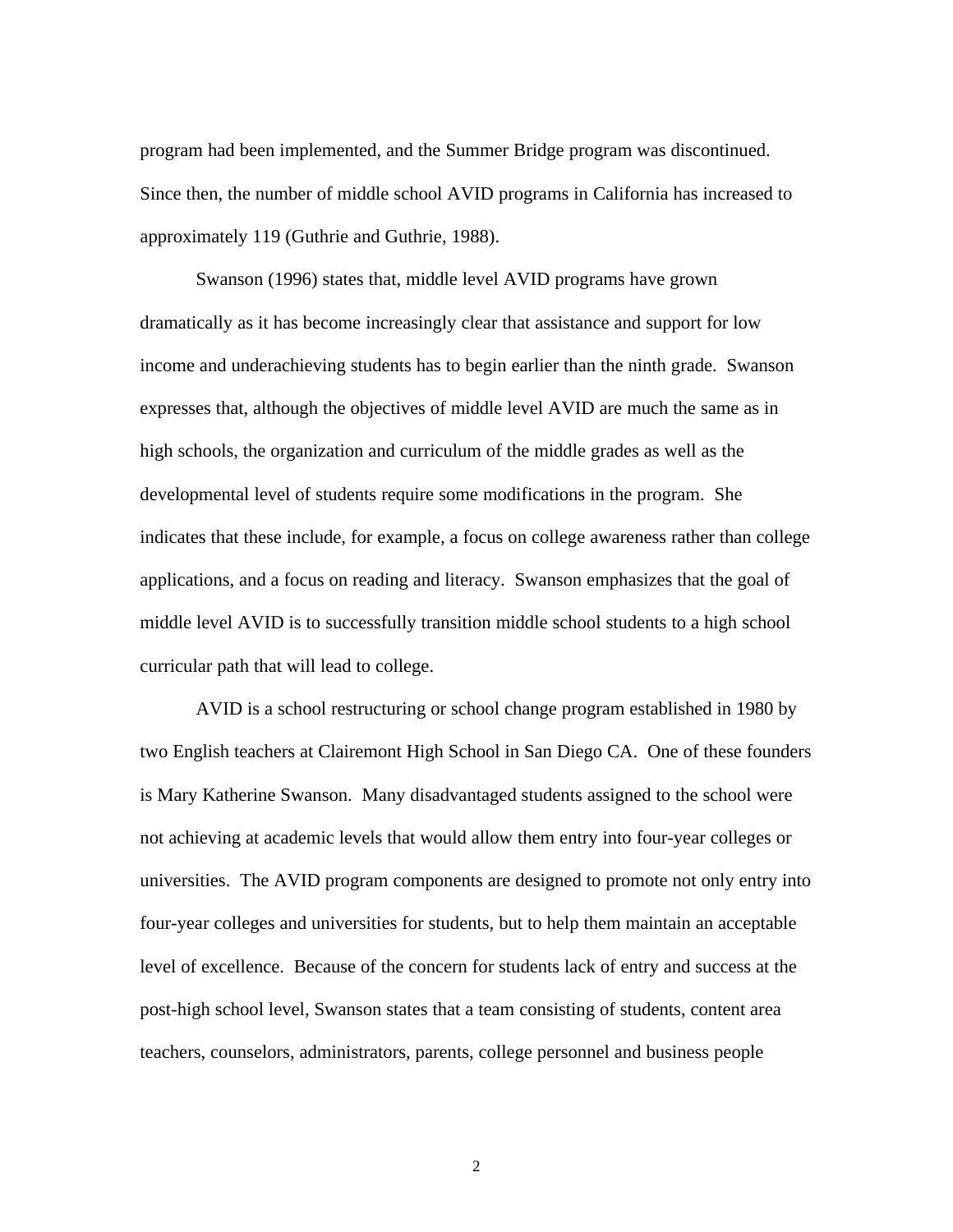program had been implemented, and the Summer Bridge program was discontinued. Since then, the number of middle school AVID programs in California has increased to approximately 119 (Guthrie and Guthrie, 1988).

Swanson (1996) states that, middle level AVID programs have grown dramatically as it has become increasingly clear that assistance and support for low income and underachieving students has to begin earlier than the ninth grade. Swanson expresses that, although the objectives of middle level AVID are much the same as in high schools, the organization and curriculum of the middle grades as well as the developmental level of students require some modifications in the program. She indicates that these include, for example, a focus on college awareness rather than college applications, and a focus on reading and literacy. Swanson emphasizes that the goal of middle level AVID is to successfully transition middle school students to a high school curricular path that will lead to college.

AVID is a school restructuring or school change program established in 1980 by two English teachers at Clairemont High School in San Diego CA. One of these founders is Mary Katherine Swanson. Many disadvantaged students assigned to the school were not achieving at academic levels that would allow them entry into four-year colleges or universities. The AVID program components are designed to promote not only entry into four-year colleges and universities for students, but to help them maintain an acceptable level of excellence. Because of the concern for students lack of entry and success at the post-high school level, Swanson states that a team consisting of students, content area teachers, counselors, administrators, parents, college personnel and business people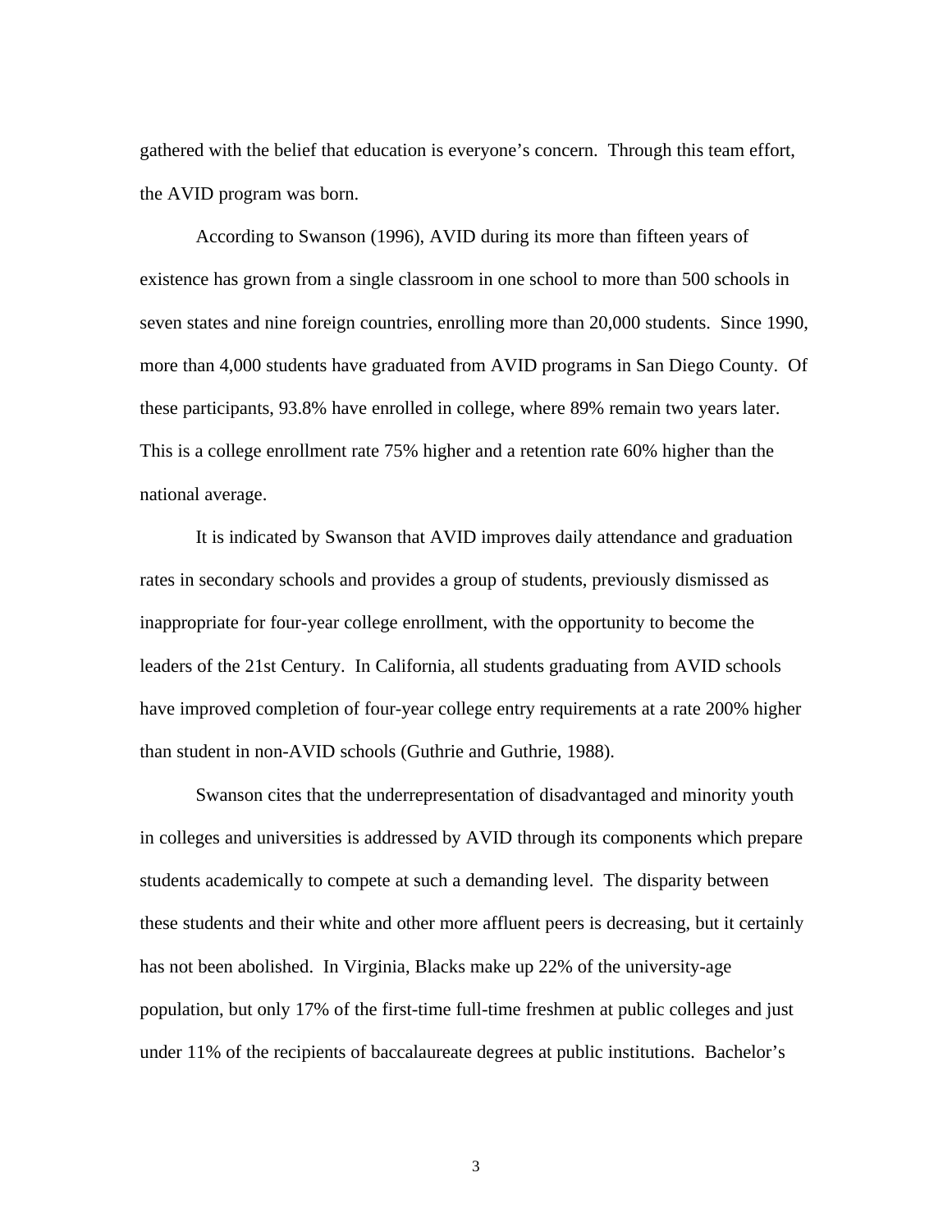gathered with the belief that education is everyone's concern. Through this team effort, the AVID program was born.

According to Swanson (1996), AVID during its more than fifteen years of existence has grown from a single classroom in one school to more than 500 schools in seven states and nine foreign countries, enrolling more than 20,000 students. Since 1990, more than 4,000 students have graduated from AVID programs in San Diego County. Of these participants, 93.8% have enrolled in college, where 89% remain two years later. This is a college enrollment rate 75% higher and a retention rate 60% higher than the national average.

It is indicated by Swanson that AVID improves daily attendance and graduation rates in secondary schools and provides a group of students, previously dismissed as inappropriate for four-year college enrollment, with the opportunity to become the leaders of the 21st Century. In California, all students graduating from AVID schools have improved completion of four-year college entry requirements at a rate 200% higher than student in non-AVID schools (Guthrie and Guthrie, 1988).

Swanson cites that the underrepresentation of disadvantaged and minority youth in colleges and universities is addressed by AVID through its components which prepare students academically to compete at such a demanding level. The disparity between these students and their white and other more affluent peers is decreasing, but it certainly has not been abolished. In Virginia, Blacks make up 22% of the university-age population, but only 17% of the first-time full-time freshmen at public colleges and just under 11% of the recipients of baccalaureate degrees at public institutions. Bachelor's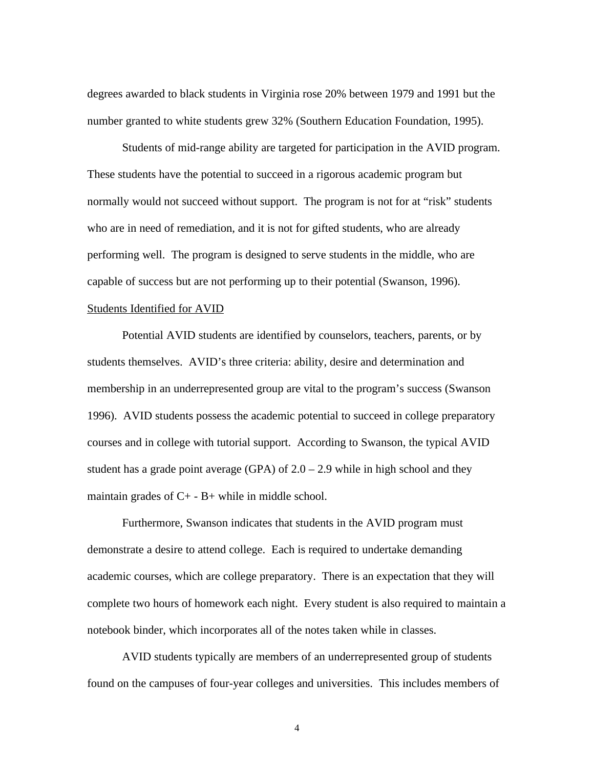degrees awarded to black students in Virginia rose 20% between 1979 and 1991 but the number granted to white students grew 32% (Southern Education Foundation, 1995).

Students of mid-range ability are targeted for participation in the AVID program. These students have the potential to succeed in a rigorous academic program but normally would not succeed without support. The program is not for at "risk" students who are in need of remediation, and it is not for gifted students, who are already performing well. The program is designed to serve students in the middle, who are capable of success but are not performing up to their potential (Swanson, 1996).

Students Identified for AVID

Potential AVID students are identified by counselors, teachers, parents, or by students themselves. AVID's three criteria: ability, desire and determination and membership in an underrepresented group are vital to the program's success (Swanson 1996). AVID students possess the academic potential to succeed in college preparatory courses and in college with tutorial support. According to Swanson, the typical AVID student has a grade point average (GPA) of 2.0 – 2.9 while in high school and they maintain grades of C+ - B+ while in middle school.

Furthermore, Swanson indicates that students in the AVID program must demonstrate a desire to attend college. Each is required to undertake demanding academic courses, which are college preparatory. There is an expectation that they will complete two hours of homework each night. Every student is also required to maintain a notebook binder, which incorporates all of the notes taken while in classes.

AVID students typically are members of an underrepresented group of students found on the campuses of four-year colleges and universities. This includes members of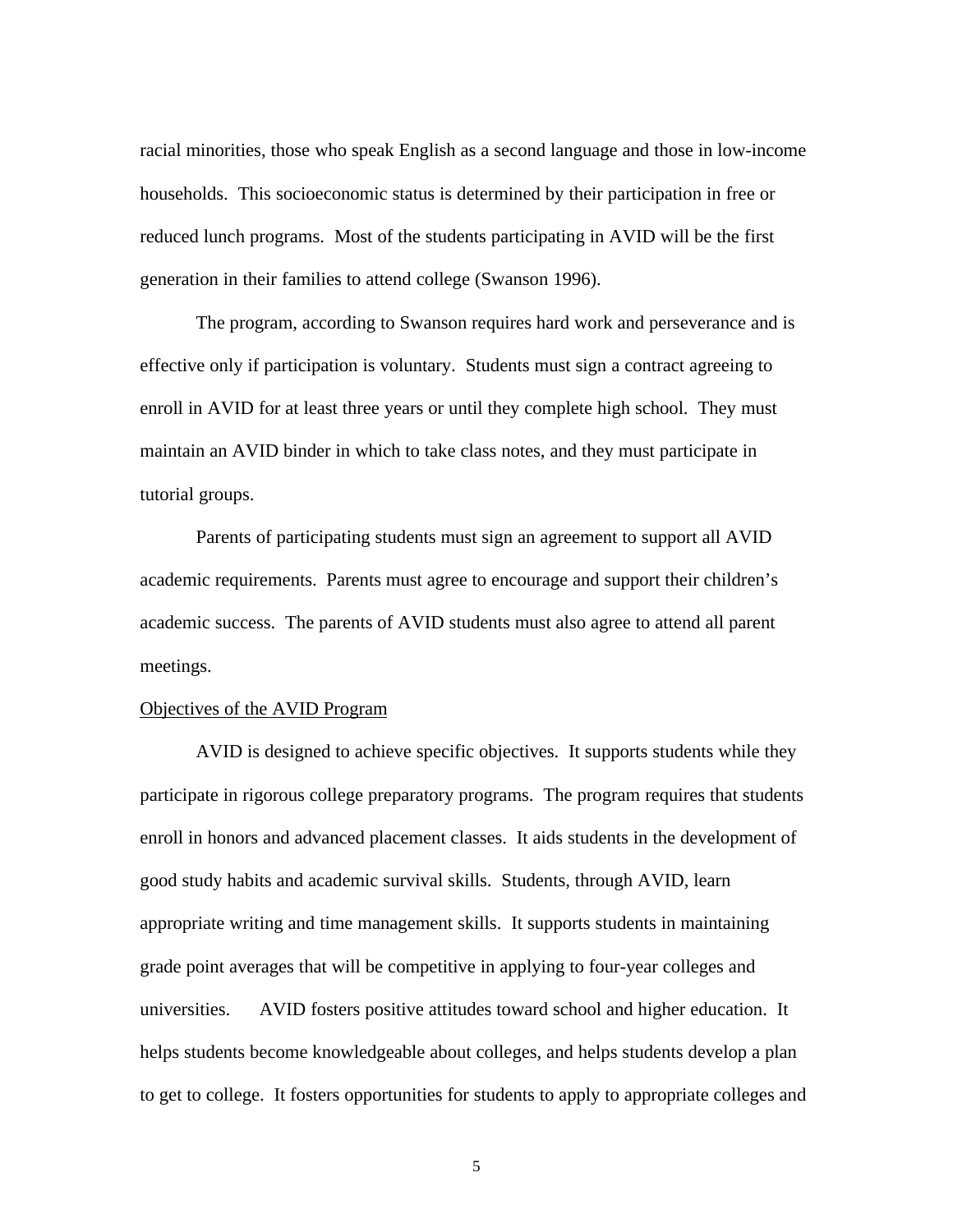racial minorities, those who speak English as a second language and those in low-income households. This socioeconomic status is determined by their participation in free or reduced lunch programs. Most of the students participating in AVID will be the first generation in their families to attend college (Swanson 1996).

The program, according to Swanson requires hard work and perseverance and is effective only if participation is voluntary. Students must sign a contract agreeing to enroll in AVID for at least three years or until they complete high school. They must maintain an AVID binder in which to take class notes, and they must participate in tutorial groups.

Parents of participating students must sign an agreement to support all AVID academic requirements. Parents must agree to encourage and support their children's academic success. The parents of AVID students must also agree to attend all parent meetings.

<u>Objectives of the AVID Program</u>

AVID is designed to achieve specific objectives. It supports students while they participate in rigorous college preparatory programs. The program requires that students enroll in honors and advanced placement classes. It aids students in the development of good study habits and academic survival skills. Students, through AVID, learn appropriate writing and time management skills. It supports students in maintaining grade point averages that will be competitive in applying to four-year colleges and universities. AVID fosters positive attitudes toward school and higher education. It helps students become knowledgeable about colleges, and helps students develop a plan to get to college. It fosters opportunities for students to apply to appropriate colleges and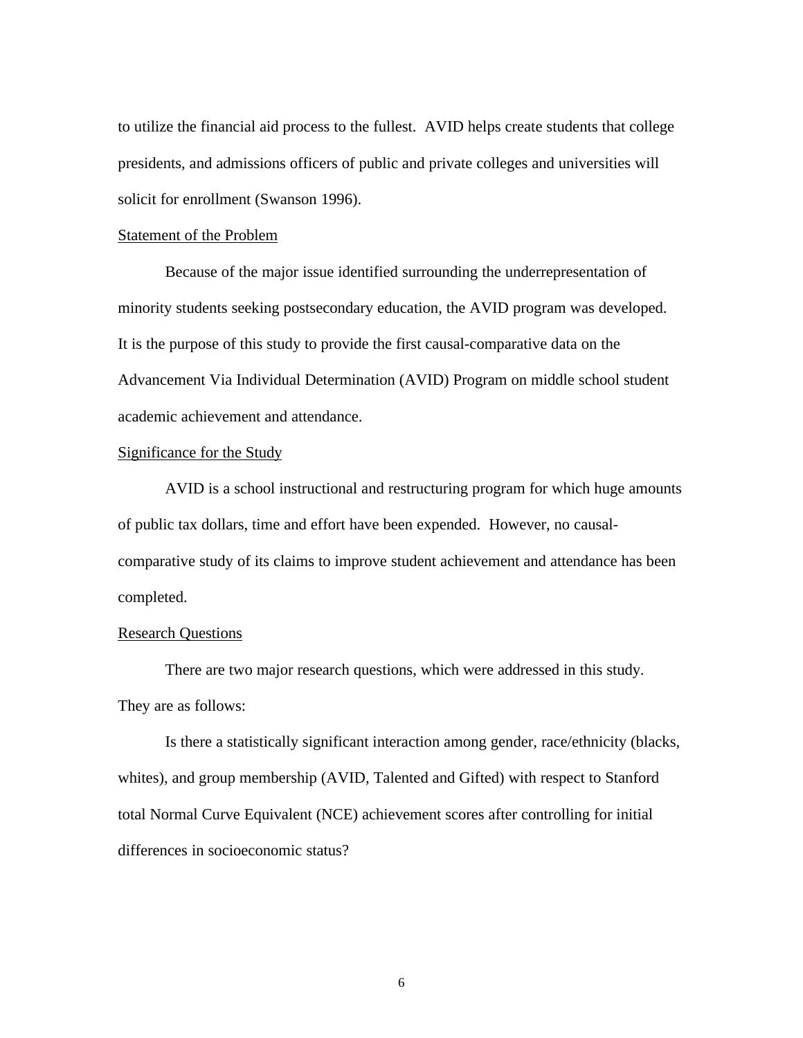to utilize the financial aid process to the fullest. AVID helps create students that college presidents, and admissions officers of public and private colleges and universities will solicit for enrollment (Swanson 1996).

<u>Statement of the Problem</u>

Because of the major issue identified surrounding the underrepresentation of minority students seeking postsecondary education, the AVID program was developed. It is the purpose of this study to provide the first causal-comparative data on the Advancement Via Individual Determination (AVID) Program on middle school student academic achievement and attendance.

<u>Significance for the Study</u>

AVID is a school instructional and restructuring program for which huge amounts of public tax dollars, time and effort have been expended. However, no causal-comparative study of its claims to improve student achievement and attendance has been completed.

<u>Research Questions</u>

There are two major research questions, which were addressed in this study. They are as follows:

Is there a statistically significant interaction among gender, race/ethnicity (blacks, whites), and group membership (AVID, Talented and Gifted) with respect to Stanford total Normal Curve Equivalent (NCE) achievement scores after controlling for initial differences in socioeconomic status?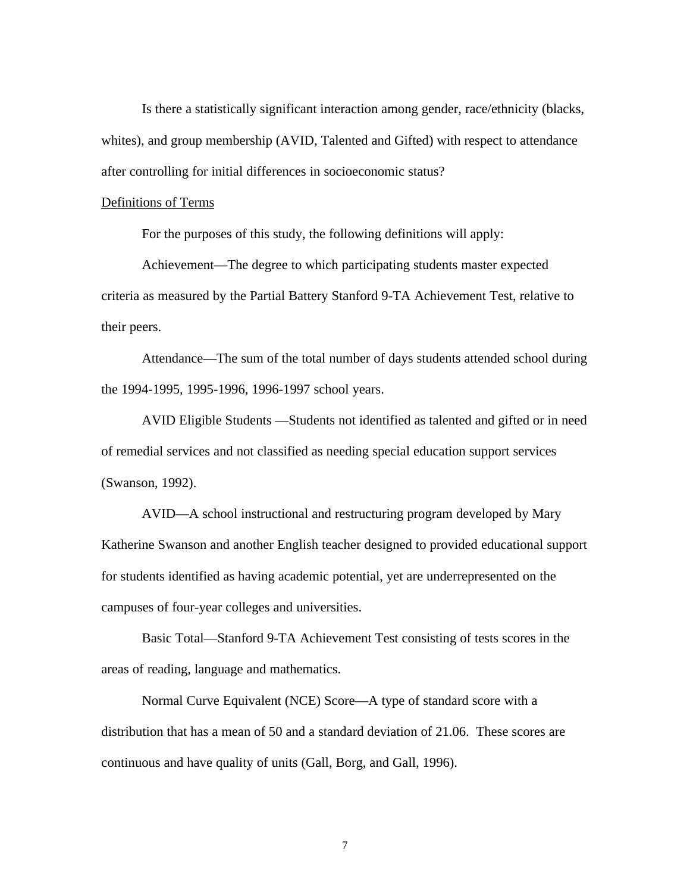Is there a statistically significant interaction among gender, race/ethnicity (blacks, whites), and group membership (AVID, Talented and Gifted) with respect to attendance after controlling for initial differences in socioeconomic status?

<u>Definitions of Terms</u>

For the purposes of this study, the following definitions will apply:

Achievement—The degree to which participating students master expected criteria as measured by the Partial Battery Stanford 9-TA Achievement Test, relative to their peers.

Attendance—The sum of the total number of days students attended school during the 1994-1995, 1995-1996, 1996-1997 school years.

AVID Eligible Students —Students not identified as talented and gifted or in need of remedial services and not classified as needing special education support services (Swanson, 1992).

AVID—A school instructional and restructuring program developed by Mary Katherine Swanson and another English teacher designed to provided educational support for students identified as having academic potential, yet are underrepresented on the campuses of four-year colleges and universities.

Basic Total—Stanford 9-TA Achievement Test consisting of tests scores in the areas of reading, language and mathematics.

Normal Curve Equivalent (NCE) Score—A type of standard score with a distribution that has a mean of 50 and a standard deviation of 21.06. These scores are continuous and have quality of units (Gall, Borg, and Gall, 1996).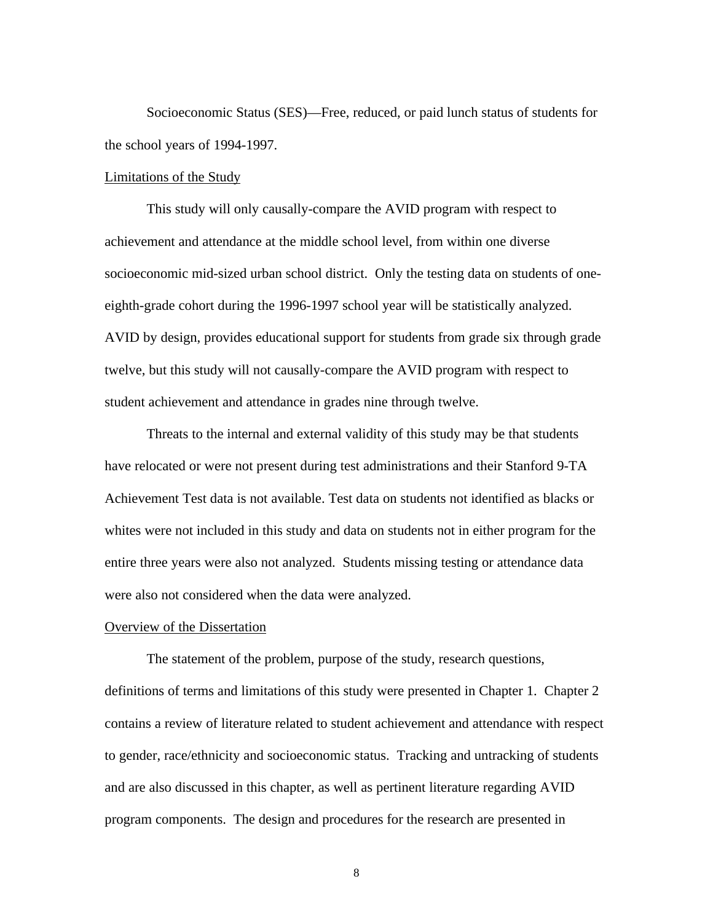Socioeconomic Status (SES)—Free, reduced, or paid lunch status of students for the school years of 1994-1997.

## Limitations of the Study

This study will only causally-compare the AVID program with respect to achievement and attendance at the middle school level, from within one diverse socioeconomic mid-sized urban school district. Only the testing data on students of one-eighth-grade cohort during the 1996-1997 school year will be statistically analyzed. AVID by design, provides educational support for students from grade six through grade twelve, but this study will not causally-compare the AVID program with respect to student achievement and attendance in grades nine through twelve.

Threats to the internal and external validity of this study may be that students have relocated or were not present during test administrations and their Stanford 9-TA Achievement Test data is not available. Test data on students not identified as blacks or whites were not included in this study and data on students not in either program for the entire three years were also not analyzed. Students missing testing or attendance data were also not considered when the data were analyzed.

## Overview of the Dissertation

The statement of the problem, purpose of the study, research questions, definitions of terms and limitations of this study were presented in Chapter 1. Chapter 2 contains a review of literature related to student achievement and attendance with respect to gender, race/ethnicity and socioeconomic status. Tracking and untracking of students and are also discussed in this chapter, as well as pertinent literature regarding AVID program components. The design and procedures for the research are presented in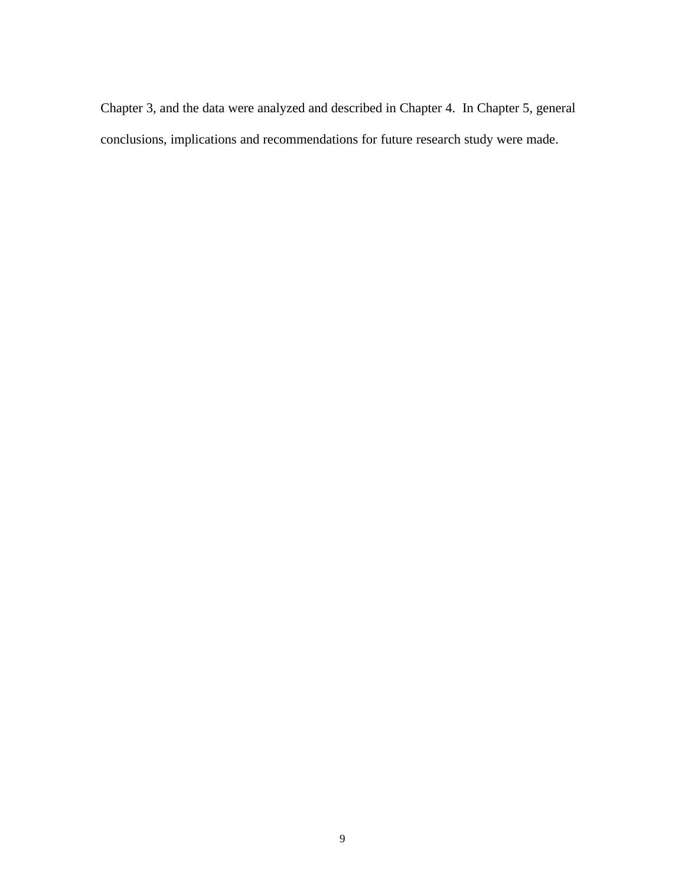Chapter 3, and the data were analyzed and described in Chapter 4. In Chapter 5, general conclusions, implications and recommendations for future research study were made.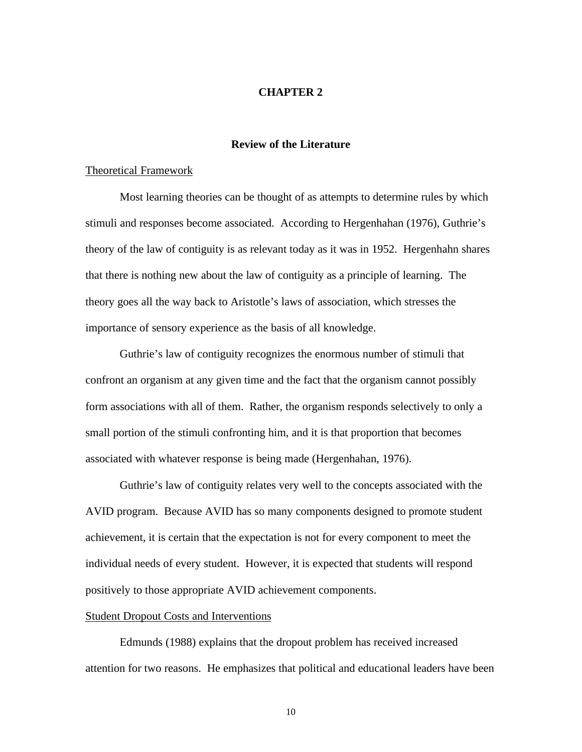# CHAPTER 2

## Review of the Literature

<u>Theoretical Framework</u>

Most learning theories can be thought of as attempts to determine rules by which stimuli and responses become associated. According to Hergenhahan (1976), Guthrie's theory of the law of contiguity is as relevant today as it was in 1952. Hergenhahn shares that there is nothing new about the law of contiguity as a principle of learning. The theory goes all the way back to Aristotle's laws of association, which stresses the importance of sensory experience as the basis of all knowledge.

Guthrie's law of contiguity recognizes the enormous number of stimuli that confront an organism at any given time and the fact that the organism cannot possibly form associations with all of them. Rather, the organism responds selectively to only a small portion of the stimuli confronting him, and it is that proportion that becomes associated with whatever response is being made (Hergenhahan, 1976).

Guthrie's law of contiguity relates very well to the concepts associated with the AVID program. Because AVID has so many components designed to promote student achievement, it is certain that the expectation is not for every component to meet the individual needs of every student. However, it is expected that students will respond positively to those appropriate AVID achievement components.

<u>Student Dropout Costs and Interventions</u>

Edmunds (1988) explains that the dropout problem has received increased attention for two reasons. He emphasizes that political and educational leaders have been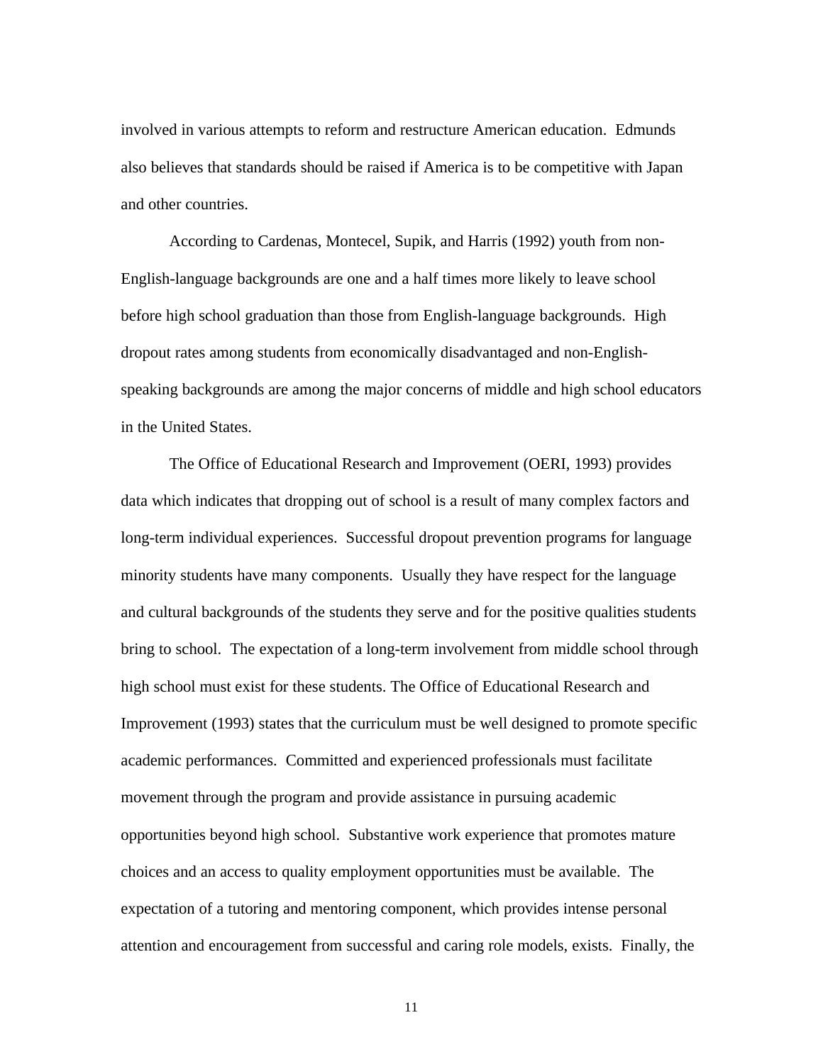involved in various attempts to reform and restructure American education. Edmunds also believes that standards should be raised if America is to be competitive with Japan and other countries.

According to Cardenas, Montecel, Supik, and Harris (1992) youth from non-English-language backgrounds are one and a half times more likely to leave school before high school graduation than those from English-language backgrounds. High dropout rates among students from economically disadvantaged and non-English-speaking backgrounds are among the major concerns of middle and high school educators in the United States.

The Office of Educational Research and Improvement (OERI, 1993) provides data which indicates that dropping out of school is a result of many complex factors and long-term individual experiences. Successful dropout prevention programs for language minority students have many components. Usually they have respect for the language and cultural backgrounds of the students they serve and for the positive qualities students bring to school. The expectation of a long-term involvement from middle school through high school must exist for these students. The Office of Educational Research and Improvement (1993) states that the curriculum must be well designed to promote specific academic performances. Committed and experienced professionals must facilitate movement through the program and provide assistance in pursuing academic opportunities beyond high school. Substantive work experience that promotes mature choices and an access to quality employment opportunities must be available. The expectation of a tutoring and mentoring component, which provides intense personal attention and encouragement from successful and caring role models, exists. Finally, the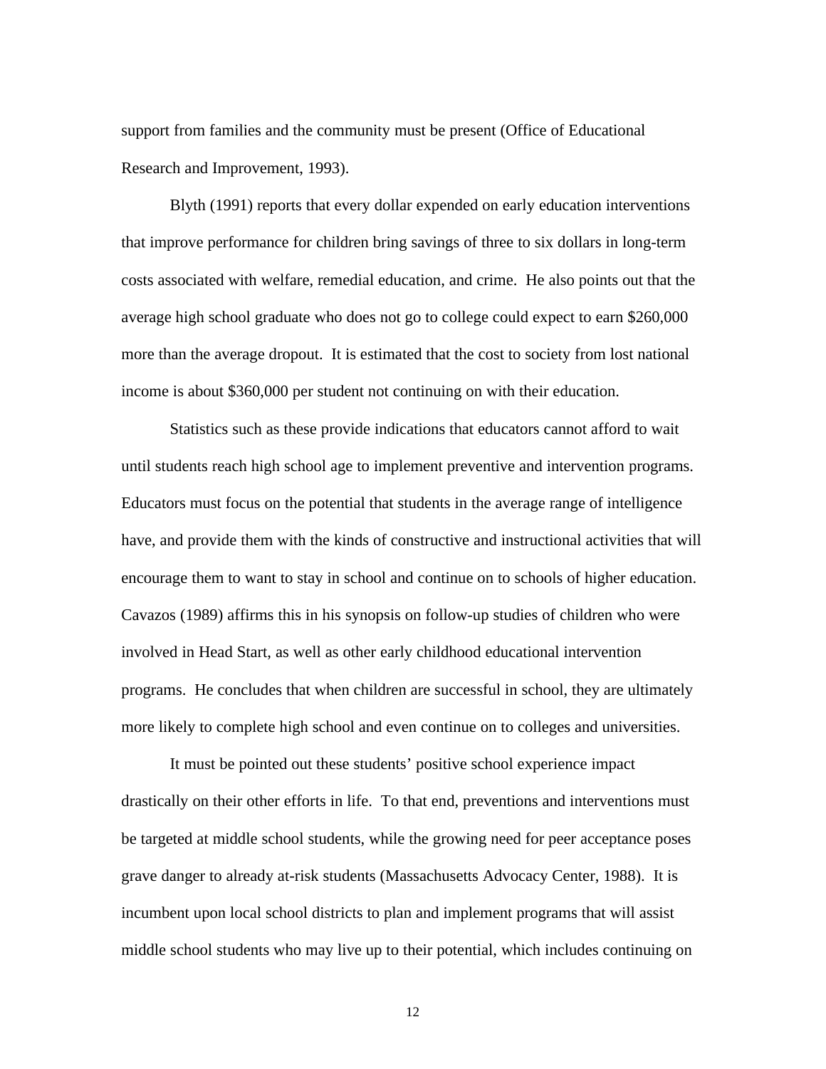support from families and the community must be present (Office of Educational Research and Improvement, 1993).

Blyth (1991) reports that every dollar expended on early education interventions that improve performance for children bring savings of three to six dollars in long-term costs associated with welfare, remedial education, and crime. He also points out that the average high school graduate who does not go to college could expect to earn $260,000 more than the average dropout. It is estimated that the cost to society from lost national income is about $360,000 per student not continuing on with their education.

Statistics such as these provide indications that educators cannot afford to wait until students reach high school age to implement preventive and intervention programs. Educators must focus on the potential that students in the average range of intelligence have, and provide them with the kinds of constructive and instructional activities that will encourage them to want to stay in school and continue on to schools of higher education. Cavazos (1989) affirms this in his synopsis on follow-up studies of children who were involved in Head Start, as well as other early childhood educational intervention programs. He concludes that when children are successful in school, they are ultimately more likely to complete high school and even continue on to colleges and universities.

It must be pointed out these students' positive school experience impact drastically on their other efforts in life. To that end, preventions and interventions must be targeted at middle school students, while the growing need for peer acceptance poses grave danger to already at-risk students (Massachusetts Advocacy Center, 1988). It is incumbent upon local school districts to plan and implement programs that will assist middle school students who may live up to their potential, which includes continuing on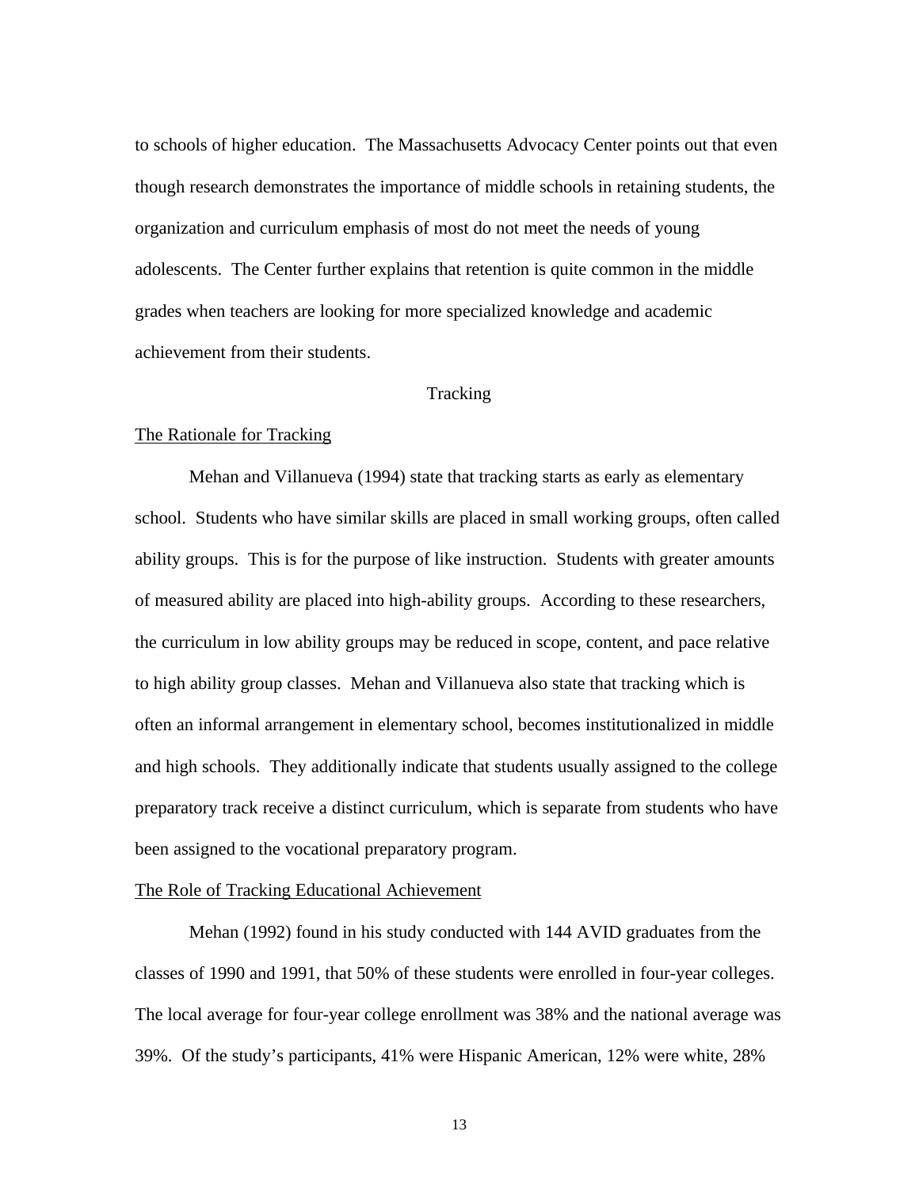to schools of higher education. The Massachusetts Advocacy Center points out that even though research demonstrates the importance of middle schools in retaining students, the organization and curriculum emphasis of most do not meet the needs of young adolescents. The Center further explains that retention is quite common in the middle grades when teachers are looking for more specialized knowledge and academic achievement from their students.

## Tracking

### The Rationale for Tracking

Mehan and Villanueva (1994) state that tracking starts as early as elementary school. Students who have similar skills are placed in small working groups, often called ability groups. This is for the purpose of like instruction. Students with greater amounts of measured ability are placed into high-ability groups. According to these researchers, the curriculum in low ability groups may be reduced in scope, content, and pace relative to high ability group classes. Mehan and Villanueva also state that tracking which is often an informal arrangement in elementary school, becomes institutionalized in middle and high schools. They additionally indicate that students usually assigned to the college preparatory track receive a distinct curriculum, which is separate from students who have been assigned to the vocational preparatory program.

### The Role of Tracking Educational Achievement

Mehan (1992) found in his study conducted with 144 AVID graduates from the classes of 1990 and 1991, that 50% of these students were enrolled in four-year colleges. The local average for four-year college enrollment was 38% and the national average was 39%. Of the study's participants, 41% were Hispanic American, 12% were white, 28%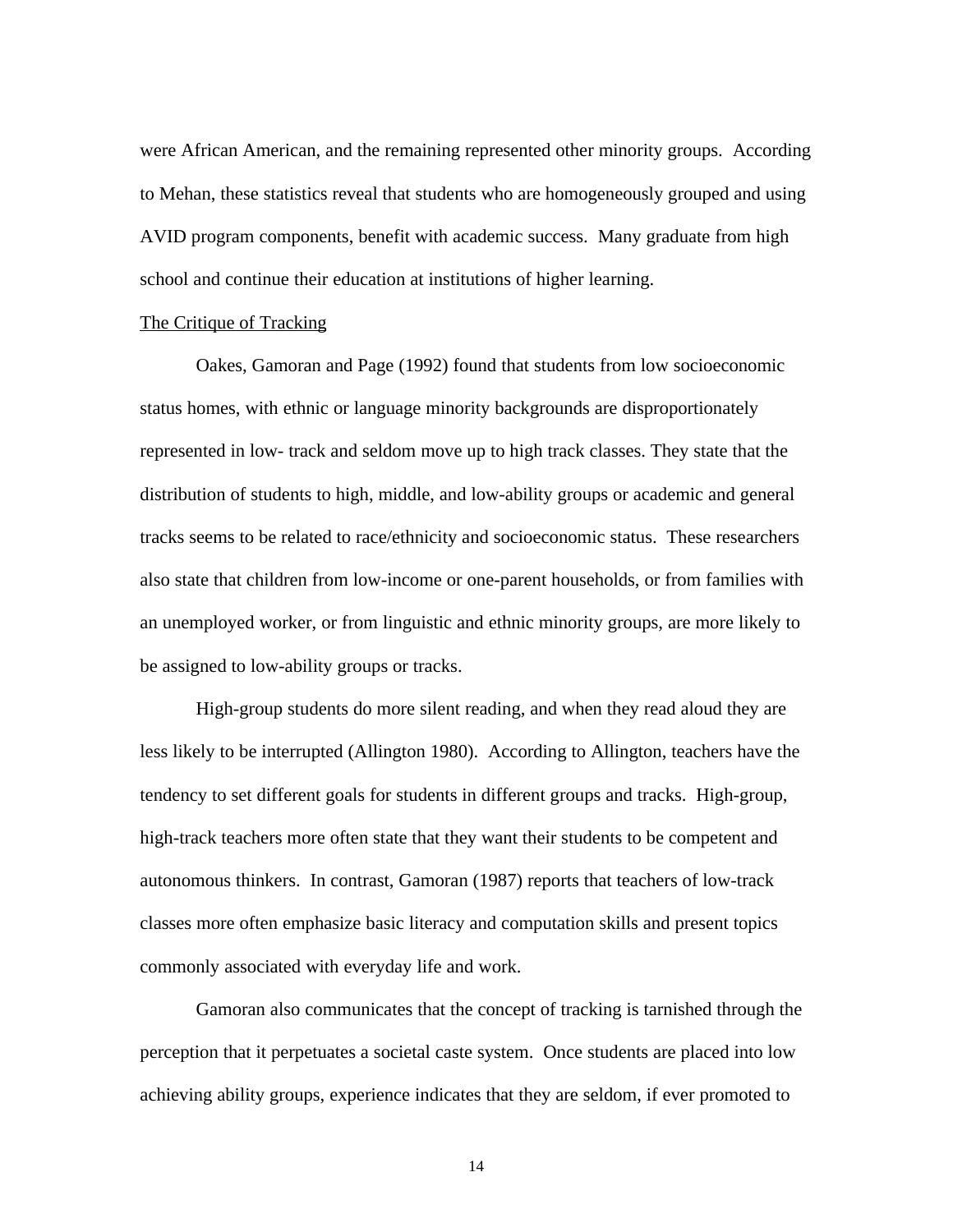were African American, and the remaining represented other minority groups. According to Mehan, these statistics reveal that students who are homogeneously grouped and using AVID program components, benefit with academic success. Many graduate from high school and continue their education at institutions of higher learning.

## The Critique of Tracking

Oakes, Gamoran and Page (1992) found that students from low socioeconomic status homes, with ethnic or language minority backgrounds are disproportionately represented in low- track and seldom move up to high track classes. They state that the distribution of students to high, middle, and low-ability groups or academic and general tracks seems to be related to race/ethnicity and socioeconomic status. These researchers also state that children from low-income or one-parent households, or from families with an unemployed worker, or from linguistic and ethnic minority groups, are more likely to be assigned to low-ability groups or tracks.

High-group students do more silent reading, and when they read aloud they are less likely to be interrupted (Allington 1980). According to Allington, teachers have the tendency to set different goals for students in different groups and tracks. High-group, high-track teachers more often state that they want their students to be competent and autonomous thinkers. In contrast, Gamoran (1987) reports that teachers of low-track classes more often emphasize basic literacy and computation skills and present topics commonly associated with everyday life and work.

Gamoran also communicates that the concept of tracking is tarnished through the perception that it perpetuates a societal caste system. Once students are placed into low achieving ability groups, experience indicates that they are seldom, if ever promoted to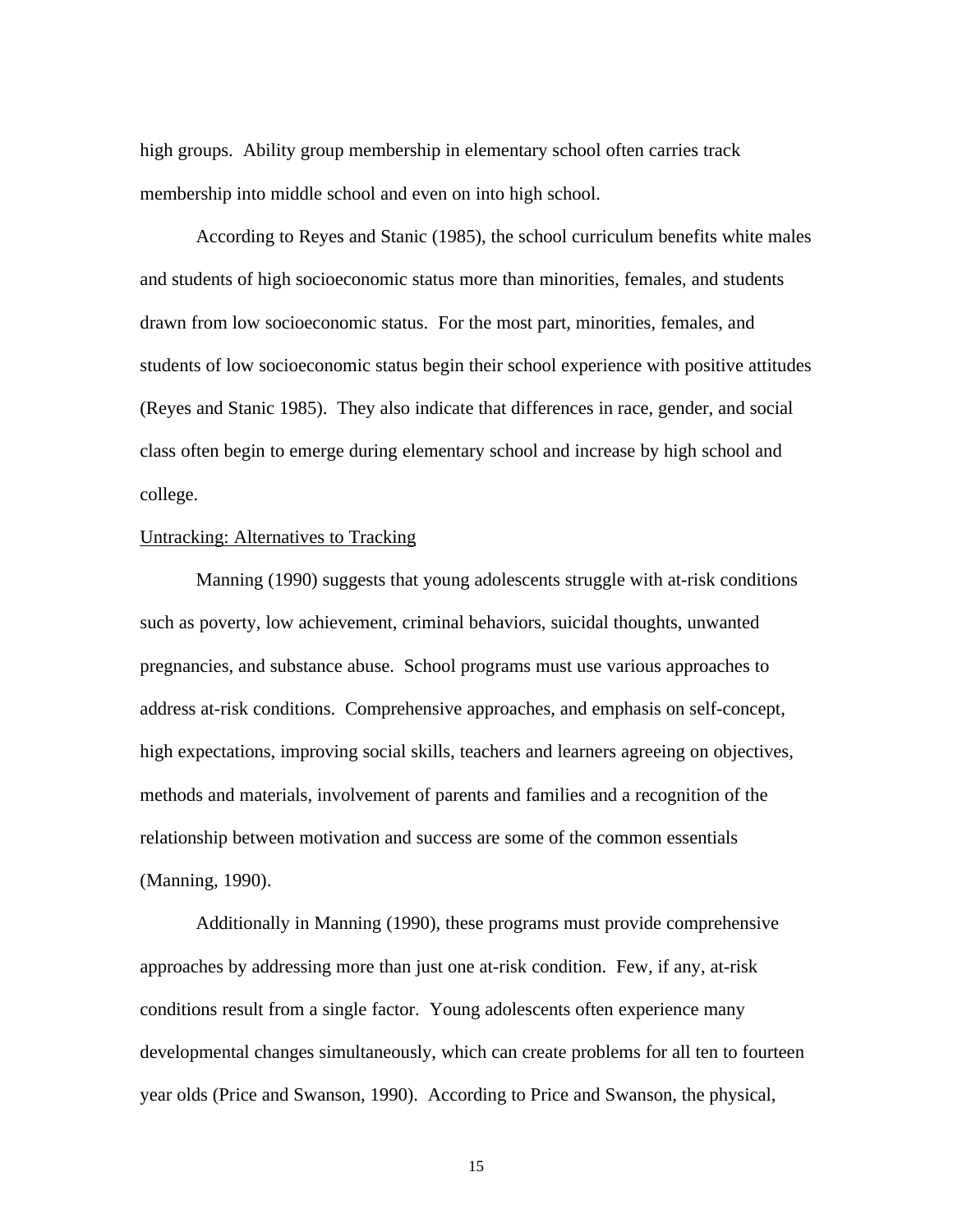high groups. Ability group membership in elementary school often carries track membership into middle school and even on into high school.

According to Reyes and Stanic (1985), the school curriculum benefits white males and students of high socioeconomic status more than minorities, females, and students drawn from low socioeconomic status. For the most part, minorities, females, and students of low socioeconomic status begin their school experience with positive attitudes (Reyes and Stanic 1985). They also indicate that differences in race, gender, and social class often begin to emerge during elementary school and increase by high school and college.

<u>Untracking: Alternatives to Tracking</u>

Manning (1990) suggests that young adolescents struggle with at-risk conditions such as poverty, low achievement, criminal behaviors, suicidal thoughts, unwanted pregnancies, and substance abuse. School programs must use various approaches to address at-risk conditions. Comprehensive approaches, and emphasis on self-concept, high expectations, improving social skills, teachers and learners agreeing on objectives, methods and materials, involvement of parents and families and a recognition of the relationship between motivation and success are some of the common essentials (Manning, 1990).

Additionally in Manning (1990), these programs must provide comprehensive approaches by addressing more than just one at-risk condition. Few, if any, at-risk conditions result from a single factor. Young adolescents often experience many developmental changes simultaneously, which can create problems for all ten to fourteen year olds (Price and Swanson, 1990). According to Price and Swanson, the physical,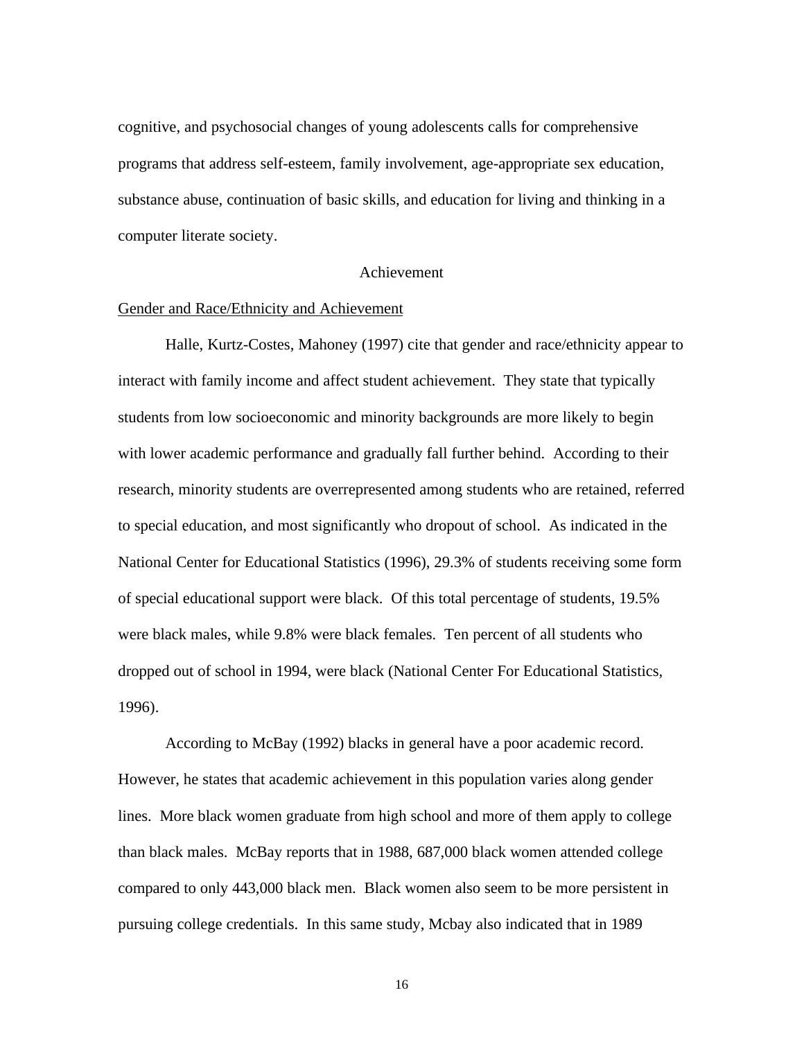cognitive, and psychosocial changes of young adolescents calls for comprehensive programs that address self-esteem, family involvement, age-appropriate sex education, substance abuse, continuation of basic skills, and education for living and thinking in a computer literate society.

## Achievement

<u>Gender and Race/Ethnicity and Achievement</u>

Halle, Kurtz-Costes, Mahoney (1997) cite that gender and race/ethnicity appear to interact with family income and affect student achievement. They state that typically students from low socioeconomic and minority backgrounds are more likely to begin with lower academic performance and gradually fall further behind. According to their research, minority students are overrepresented among students who are retained, referred to special education, and most significantly who dropout of school. As indicated in the National Center for Educational Statistics (1996), 29.3% of students receiving some form of special educational support were black. Of this total percentage of students, 19.5% were black males, while 9.8% were black females. Ten percent of all students who dropped out of school in 1994, were black (National Center For Educational Statistics, 1996).

According to McBay (1992) blacks in general have a poor academic record. However, he states that academic achievement in this population varies along gender lines. More black women graduate from high school and more of them apply to college than black males. McBay reports that in 1988, 687,000 black women attended college compared to only 443,000 black men. Black women also seem to be more persistent in pursuing college credentials. In this same study, Mcbay also indicated that in 1989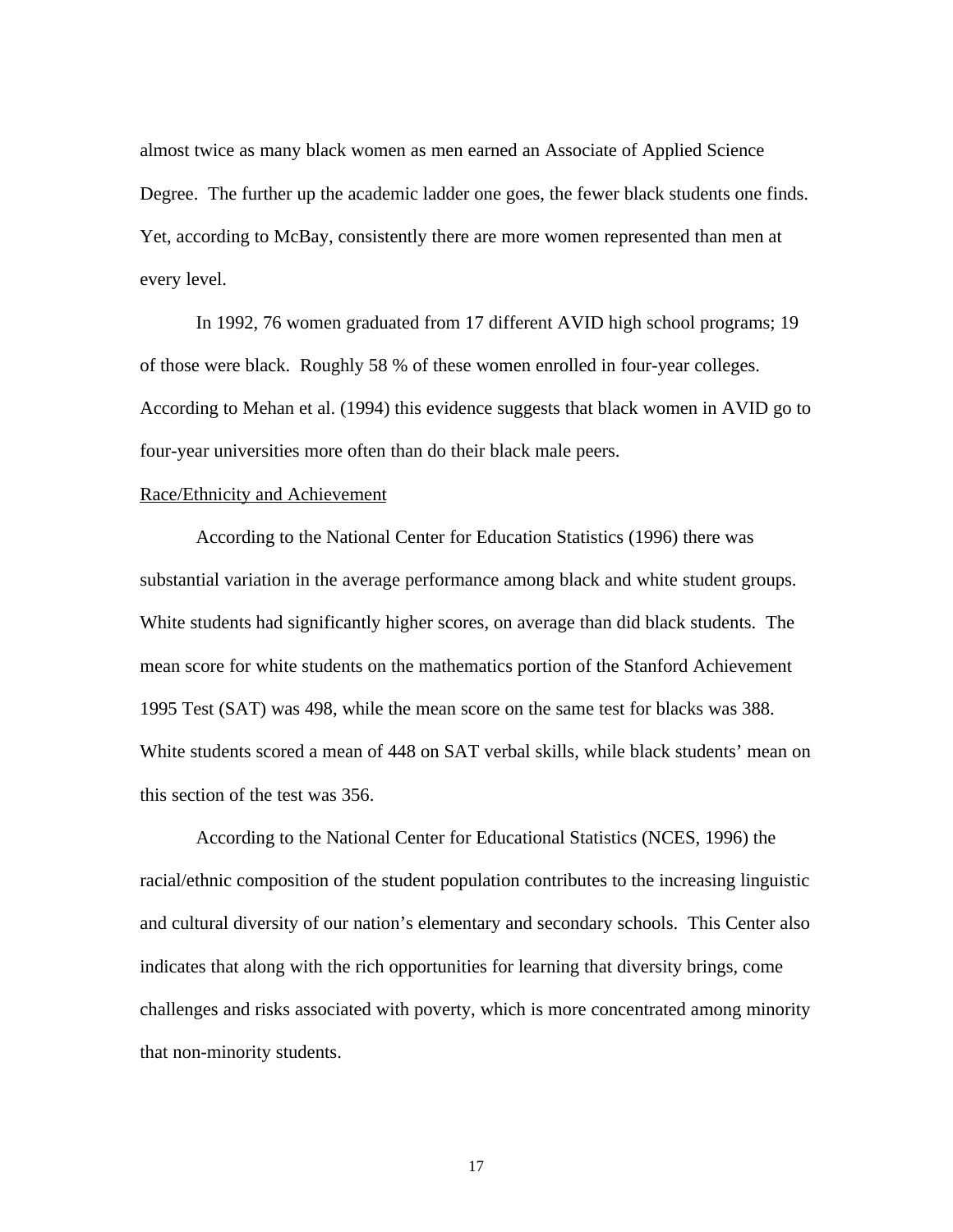almost twice as many black women as men earned an Associate of Applied Science Degree. The further up the academic ladder one goes, the fewer black students one finds. Yet, according to McBay, consistently there are more women represented than men at every level.

In 1992, 76 women graduated from 17 different AVID high school programs; 19 of those were black. Roughly 58 % of these women enrolled in four-year colleges. According to Mehan et al. (1994) this evidence suggests that black women in AVID go to four-year universities more often than do their black male peers.

<u>Race/Ethnicity and Achievement</u>

According to the National Center for Education Statistics (1996) there was substantial variation in the average performance among black and white student groups. White students had significantly higher scores, on average than did black students. The mean score for white students on the mathematics portion of the Stanford Achievement 1995 Test (SAT) was 498, while the mean score on the same test for blacks was 388. White students scored a mean of 448 on SAT verbal skills, while black students' mean on this section of the test was 356.

According to the National Center for Educational Statistics (NCES, 1996) the racial/ethnic composition of the student population contributes to the increasing linguistic and cultural diversity of our nation's elementary and secondary schools. This Center also indicates that along with the rich opportunities for learning that diversity brings, come challenges and risks associated with poverty, which is more concentrated among minority that non-minority students.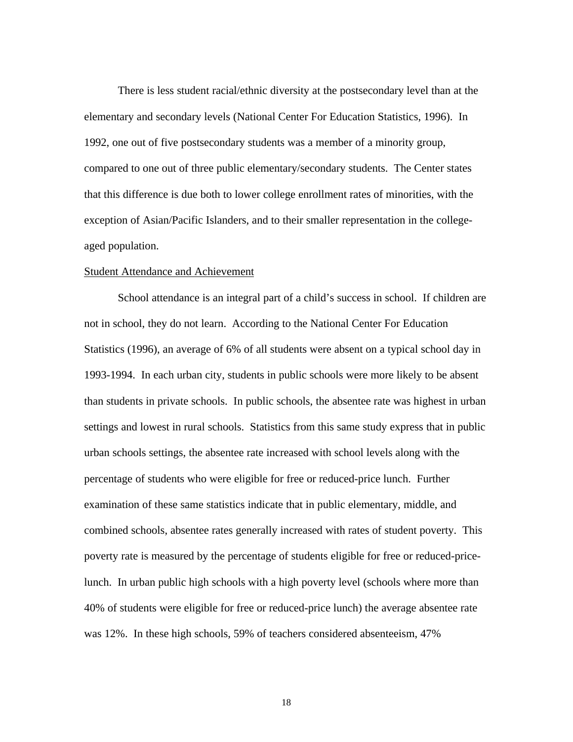There is less student racial/ethnic diversity at the postsecondary level than at the elementary and secondary levels (National Center For Education Statistics, 1996). In 1992, one out of five postsecondary students was a member of a minority group, compared to one out of three public elementary/secondary students. The Center states that this difference is due both to lower college enrollment rates of minorities, with the exception of Asian/Pacific Islanders, and to their smaller representation in the college-aged population.

Student Attendance and Achievement

School attendance is an integral part of a child's success in school. If children are not in school, they do not learn. According to the National Center For Education Statistics (1996), an average of 6% of all students were absent on a typical school day in 1993-1994. In each urban city, students in public schools were more likely to be absent than students in private schools. In public schools, the absentee rate was highest in urban settings and lowest in rural schools. Statistics from this same study express that in public urban schools settings, the absentee rate increased with school levels along with the percentage of students who were eligible for free or reduced-price lunch. Further examination of these same statistics indicate that in public elementary, middle, and combined schools, absentee rates generally increased with rates of student poverty. This poverty rate is measured by the percentage of students eligible for free or reduced-price-lunch. In urban public high schools with a high poverty level (schools where more than 40% of students were eligible for free or reduced-price lunch) the average absentee rate was 12%. In these high schools, 59% of teachers considered absenteeism, 47%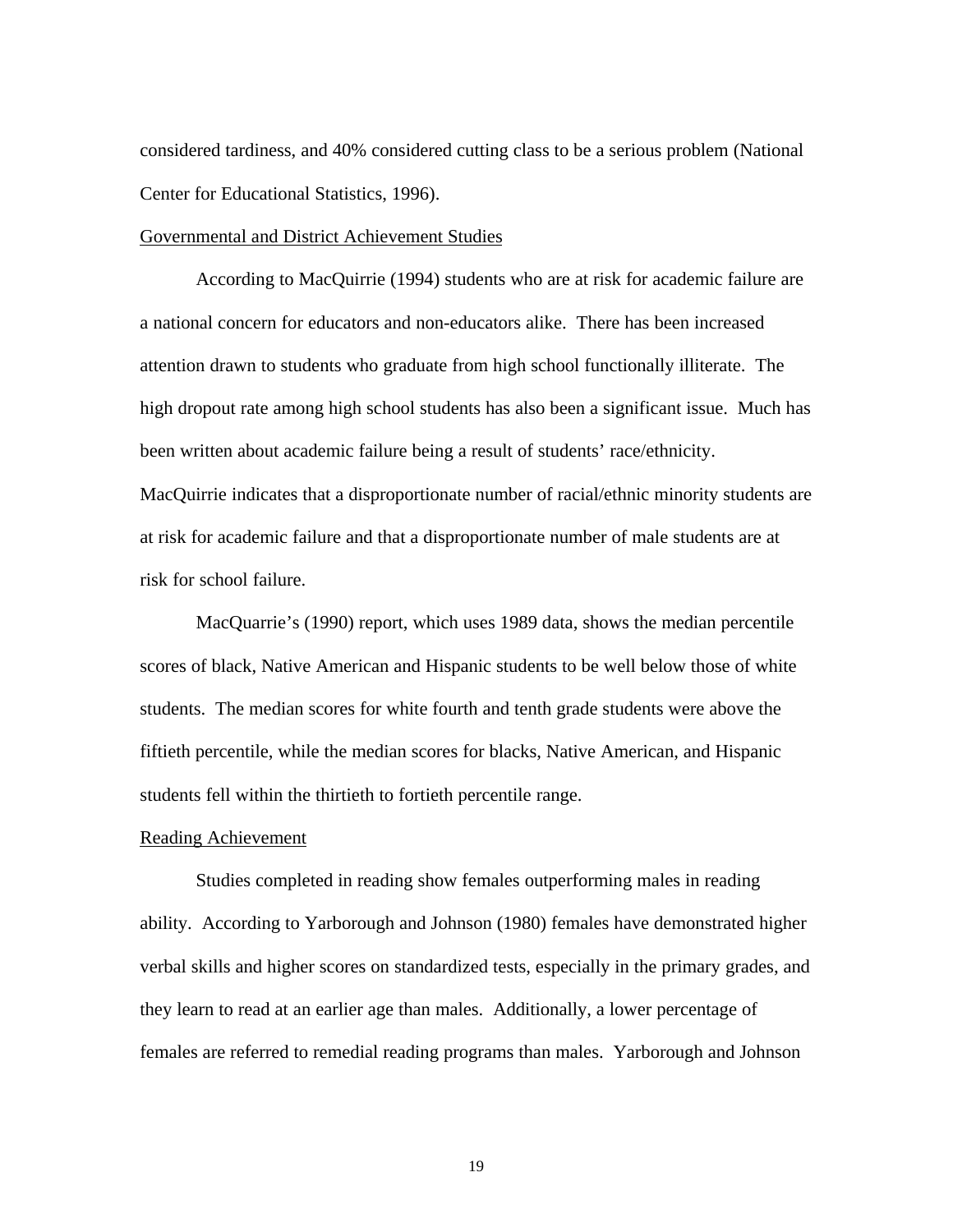considered tardiness, and 40% considered cutting class to be a serious problem (National Center for Educational Statistics, 1996).

Governmental and District Achievement Studies

According to MacQuirrie (1994) students who are at risk for academic failure are a national concern for educators and non-educators alike. There has been increased attention drawn to students who graduate from high school functionally illiterate. The high dropout rate among high school students has also been a significant issue. Much has been written about academic failure being a result of students' race/ethnicity. MacQuirrie indicates that a disproportionate number of racial/ethnic minority students are at risk for academic failure and that a disproportionate number of male students are at risk for school failure.

MacQuarrie's (1990) report, which uses 1989 data, shows the median percentile scores of black, Native American and Hispanic students to be well below those of white students. The median scores for white fourth and tenth grade students were above the fiftieth percentile, while the median scores for blacks, Native American, and Hispanic students fell within the thirtieth to fortieth percentile range.

Reading Achievement

Studies completed in reading show females outperforming males in reading ability. According to Yarborough and Johnson (1980) females have demonstrated higher verbal skills and higher scores on standardized tests, especially in the primary grades, and they learn to read at an earlier age than males. Additionally, a lower percentage of females are referred to remedial reading programs than males. Yarborough and Johnson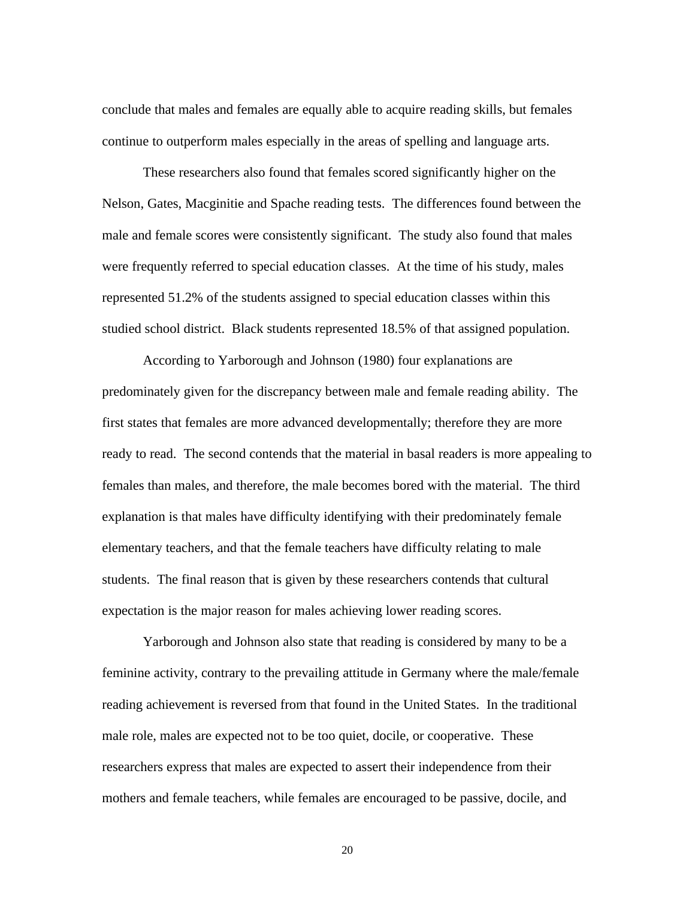conclude that males and females are equally able to acquire reading skills, but females continue to outperform males especially in the areas of spelling and language arts.

These researchers also found that females scored significantly higher on the Nelson, Gates, Macginitie and Spache reading tests. The differences found between the male and female scores were consistently significant. The study also found that males were frequently referred to special education classes. At the time of his study, males represented 51.2% of the students assigned to special education classes within this studied school district. Black students represented 18.5% of that assigned population.

According to Yarborough and Johnson (1980) four explanations are predominately given for the discrepancy between male and female reading ability. The first states that females are more advanced developmentally; therefore they are more ready to read. The second contends that the material in basal readers is more appealing to females than males, and therefore, the male becomes bored with the material. The third explanation is that males have difficulty identifying with their predominately female elementary teachers, and that the female teachers have difficulty relating to male students. The final reason that is given by these researchers contends that cultural expectation is the major reason for males achieving lower reading scores.

Yarborough and Johnson also state that reading is considered by many to be a feminine activity, contrary to the prevailing attitude in Germany where the male/female reading achievement is reversed from that found in the United States. In the traditional male role, males are expected not to be too quiet, docile, or cooperative. These researchers express that males are expected to assert their independence from their mothers and female teachers, while females are encouraged to be passive, docile, and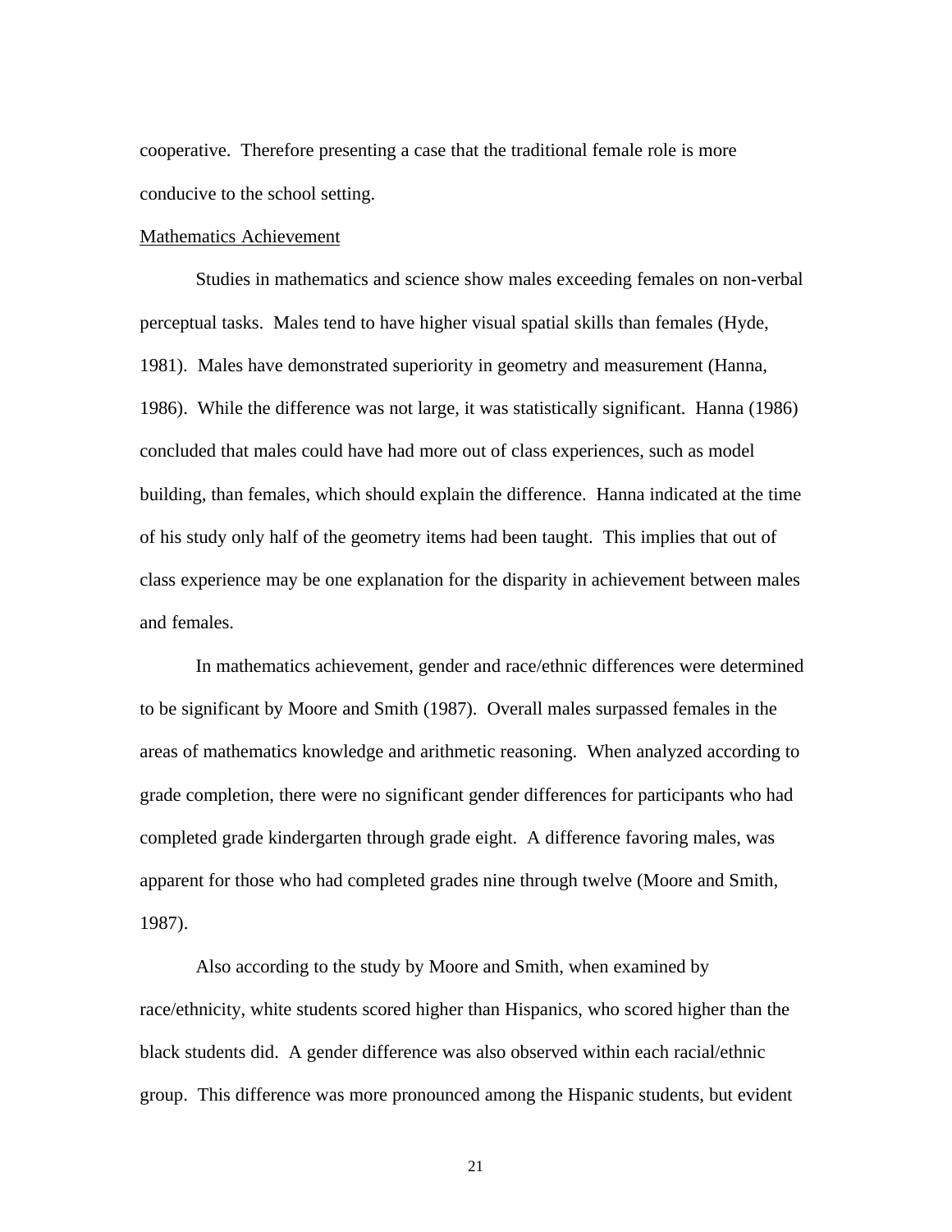cooperative. Therefore presenting a case that the traditional female role is more conducive to the school setting.

<u>Mathematics Achievement</u>

Studies in mathematics and science show males exceeding females on non-verbal perceptual tasks. Males tend to have higher visual spatial skills than females (Hyde, 1981). Males have demonstrated superiority in geometry and measurement (Hanna, 1986). While the difference was not large, it was statistically significant. Hanna (1986) concluded that males could have had more out of class experiences, such as model building, than females, which should explain the difference. Hanna indicated at the time of his study only half of the geometry items had been taught. This implies that out of class experience may be one explanation for the disparity in achievement between males and females.

In mathematics achievement, gender and race/ethnic differences were determined to be significant by Moore and Smith (1987). Overall males surpassed females in the areas of mathematics knowledge and arithmetic reasoning. When analyzed according to grade completion, there were no significant gender differences for participants who had completed grade kindergarten through grade eight. A difference favoring males, was apparent for those who had completed grades nine through twelve (Moore and Smith, 1987).

Also according to the study by Moore and Smith, when examined by race/ethnicity, white students scored higher than Hispanics, who scored higher than the black students did. A gender difference was also observed within each racial/ethnic group. This difference was more pronounced among the Hispanic students, but evident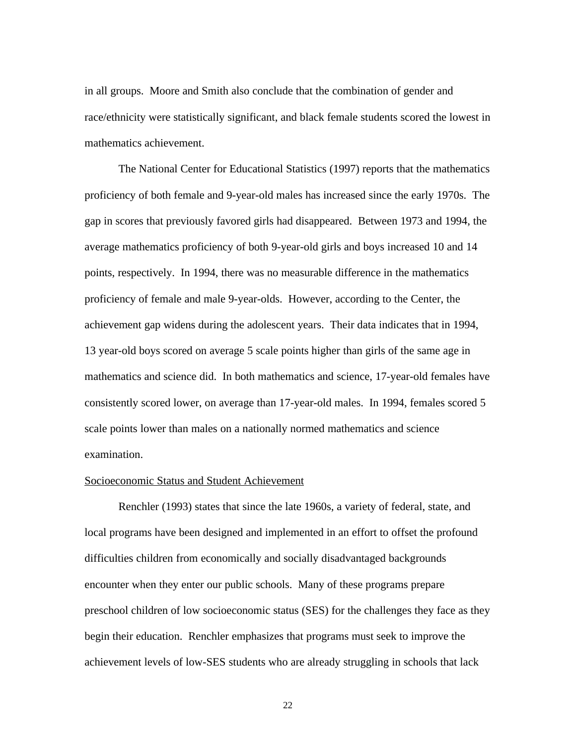in all groups. Moore and Smith also conclude that the combination of gender and race/ethnicity were statistically significant, and black female students scored the lowest in mathematics achievement.

The National Center for Educational Statistics (1997) reports that the mathematics proficiency of both female and 9-year-old males has increased since the early 1970s. The gap in scores that previously favored girls had disappeared. Between 1973 and 1994, the average mathematics proficiency of both 9-year-old girls and boys increased 10 and 14 points, respectively. In 1994, there was no measurable difference in the mathematics proficiency of female and male 9-year-olds. However, according to the Center, the achievement gap widens during the adolescent years. Their data indicates that in 1994, 13 year-old boys scored on average 5 scale points higher than girls of the same age in mathematics and science did. In both mathematics and science, 17-year-old females have consistently scored lower, on average than 17-year-old males. In 1994, females scored 5 scale points lower than males on a nationally normed mathematics and science examination.

Socioeconomic Status and Student Achievement

Renchler (1993) states that since the late 1960s, a variety of federal, state, and local programs have been designed and implemented in an effort to offset the profound difficulties children from economically and socially disadvantaged backgrounds encounter when they enter our public schools. Many of these programs prepare preschool children of low socioeconomic status (SES) for the challenges they face as they begin their education. Renchler emphasizes that programs must seek to improve the achievement levels of low-SES students who are already struggling in schools that lack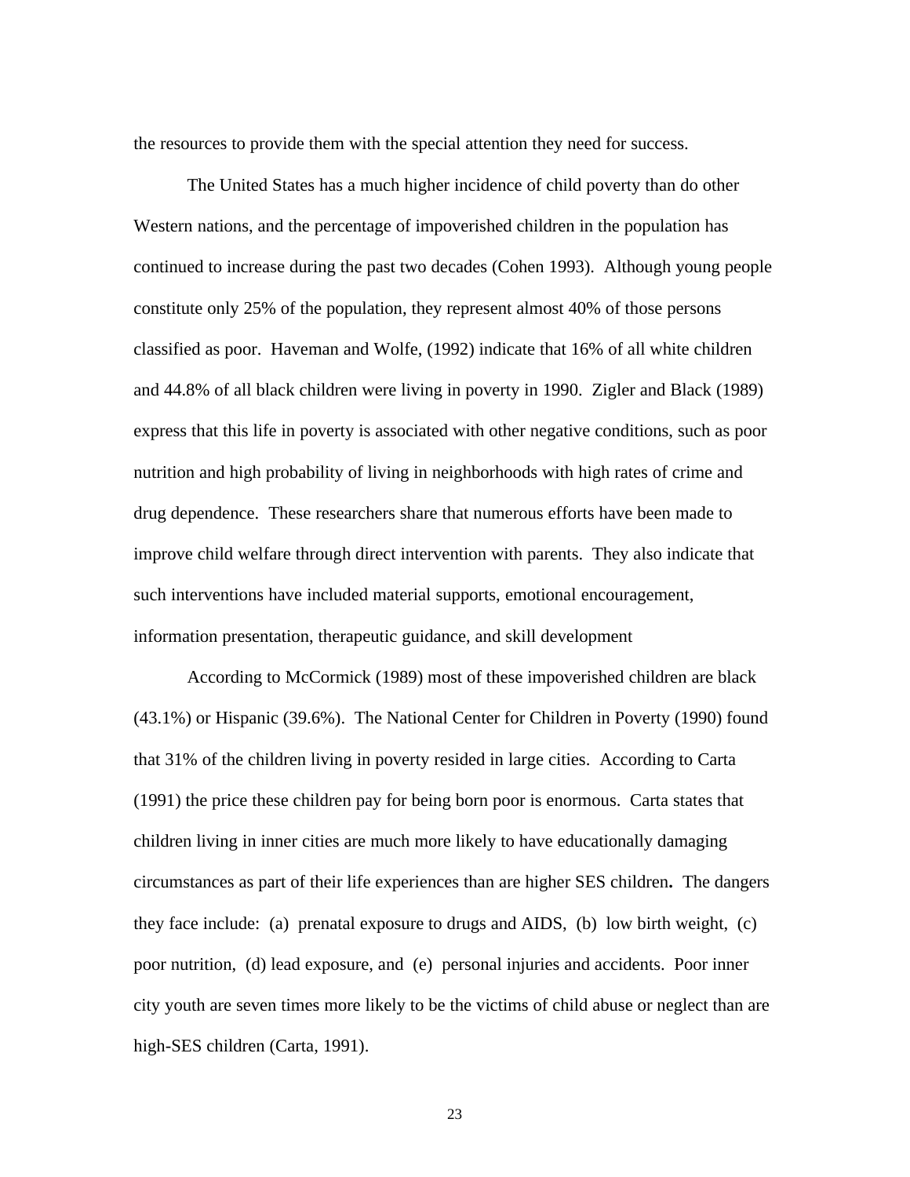the resources to provide them with the special attention they need for success.

The United States has a much higher incidence of child poverty than do other Western nations, and the percentage of impoverished children in the population has continued to increase during the past two decades (Cohen 1993). Although young people constitute only 25% of the population, they represent almost 40% of those persons classified as poor. Haveman and Wolfe, (1992) indicate that 16% of all white children and 44.8% of all black children were living in poverty in 1990. Zigler and Black (1989) express that this life in poverty is associated with other negative conditions, such as poor nutrition and high probability of living in neighborhoods with high rates of crime and drug dependence. These researchers share that numerous efforts have been made to improve child welfare through direct intervention with parents. They also indicate that such interventions have included material supports, emotional encouragement, information presentation, therapeutic guidance, and skill development

According to McCormick (1989) most of these impoverished children are black (43.1%) or Hispanic (39.6%). The National Center for Children in Poverty (1990) found that 31% of the children living in poverty resided in large cities. According to Carta (1991) the price these children pay for being born poor is enormous. Carta states that children living in inner cities are much more likely to have educationally damaging circumstances as part of their life experiences than are higher SES children**.** The dangers they face include: (a) prenatal exposure to drugs and AIDS, (b) low birth weight, (c) poor nutrition, (d) lead exposure, and (e) personal injuries and accidents. Poor inner city youth are seven times more likely to be the victims of child abuse or neglect than are high-SES children (Carta, 1991).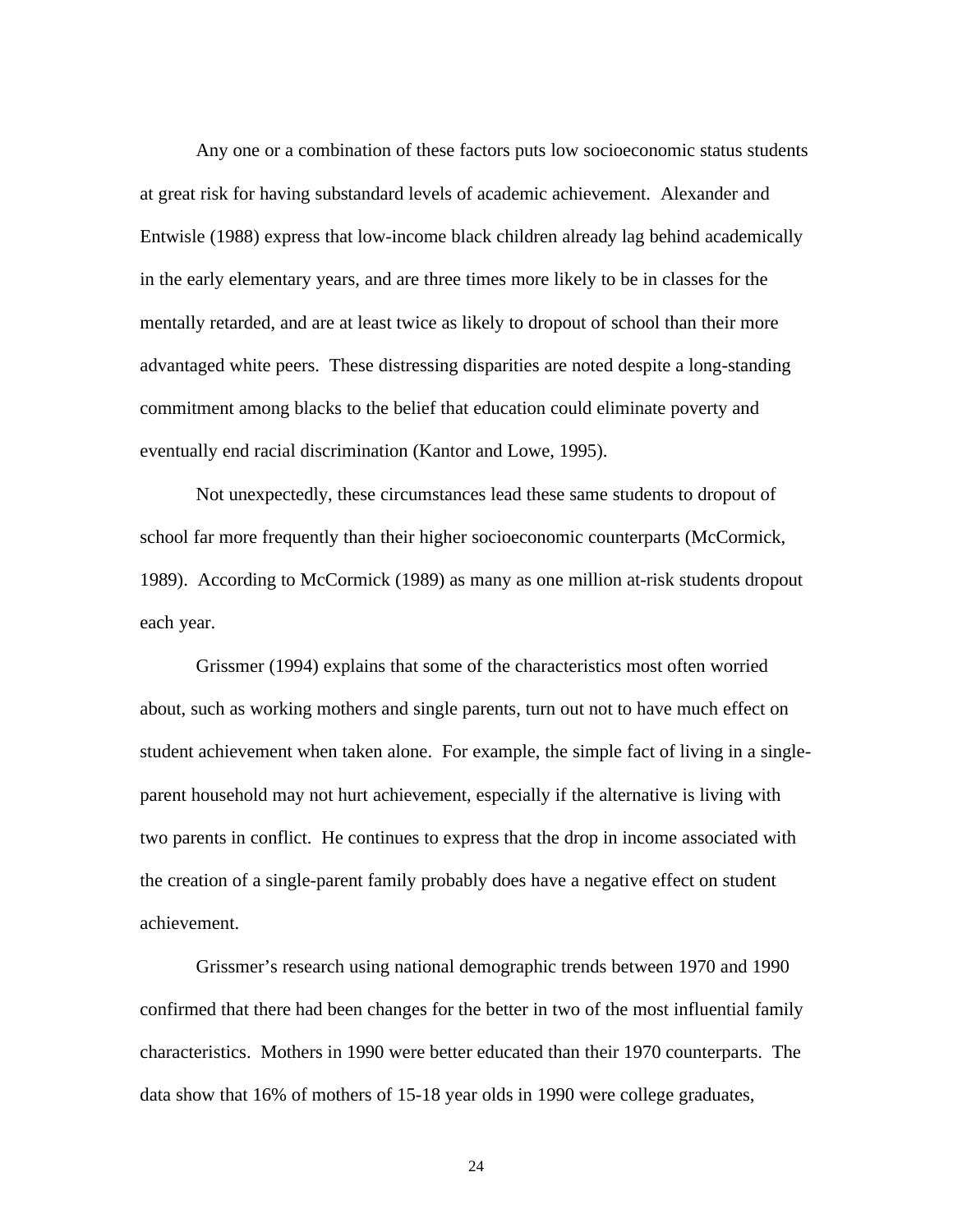Any one or a combination of these factors puts low socioeconomic status students at great risk for having substandard levels of academic achievement. Alexander and Entwisle (1988) express that low-income black children already lag behind academically in the early elementary years, and are three times more likely to be in classes for the mentally retarded, and are at least twice as likely to dropout of school than their more advantaged white peers. These distressing disparities are noted despite a long-standing commitment among blacks to the belief that education could eliminate poverty and eventually end racial discrimination (Kantor and Lowe, 1995).

Not unexpectedly, these circumstances lead these same students to dropout of school far more frequently than their higher socioeconomic counterparts (McCormick, 1989). According to McCormick (1989) as many as one million at-risk students dropout each year.

Grissmer (1994) explains that some of the characteristics most often worried about, such as working mothers and single parents, turn out not to have much effect on student achievement when taken alone. For example, the simple fact of living in a single-parent household may not hurt achievement, especially if the alternative is living with two parents in conflict. He continues to express that the drop in income associated with the creation of a single-parent family probably does have a negative effect on student achievement.

Grissmer's research using national demographic trends between 1970 and 1990 confirmed that there had been changes for the better in two of the most influential family characteristics. Mothers in 1990 were better educated than their 1970 counterparts. The data show that 16% of mothers of 15-18 year olds in 1990 were college graduates,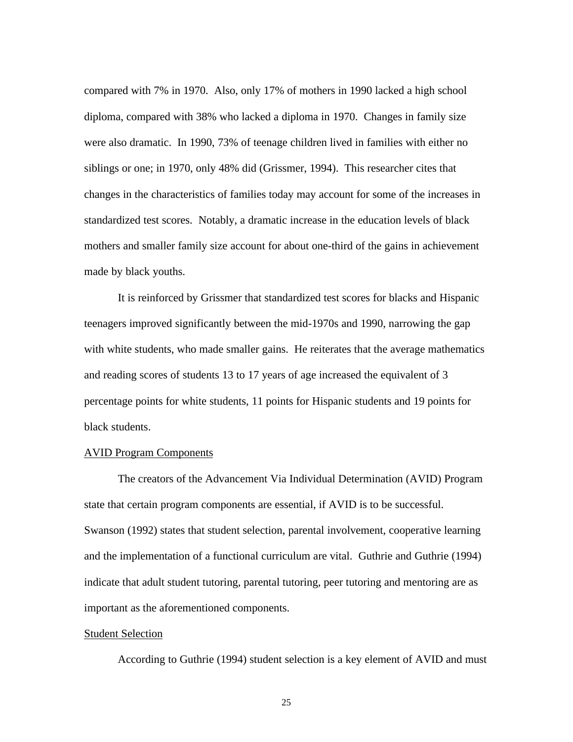compared with 7% in 1970. Also, only 17% of mothers in 1990 lacked a high school diploma, compared with 38% who lacked a diploma in 1970. Changes in family size were also dramatic. In 1990, 73% of teenage children lived in families with either no siblings or one; in 1970, only 48% did (Grissmer, 1994). This researcher cites that changes in the characteristics of families today may account for some of the increases in standardized test scores. Notably, a dramatic increase in the education levels of black mothers and smaller family size account for about one-third of the gains in achievement made by black youths.

It is reinforced by Grissmer that standardized test scores for blacks and Hispanic teenagers improved significantly between the mid-1970s and 1990, narrowing the gap with white students, who made smaller gains. He reiterates that the average mathematics and reading scores of students 13 to 17 years of age increased the equivalent of 3 percentage points for white students, 11 points for Hispanic students and 19 points for black students.

## AVID Program Components

The creators of the Advancement Via Individual Determination (AVID) Program state that certain program components are essential, if AVID is to be successful. Swanson (1992) states that student selection, parental involvement, cooperative learning and the implementation of a functional curriculum are vital. Guthrie and Guthrie (1994) indicate that adult student tutoring, parental tutoring, peer tutoring and mentoring are as important as the aforementioned components.

## Student Selection

According to Guthrie (1994) student selection is a key element of AVID and must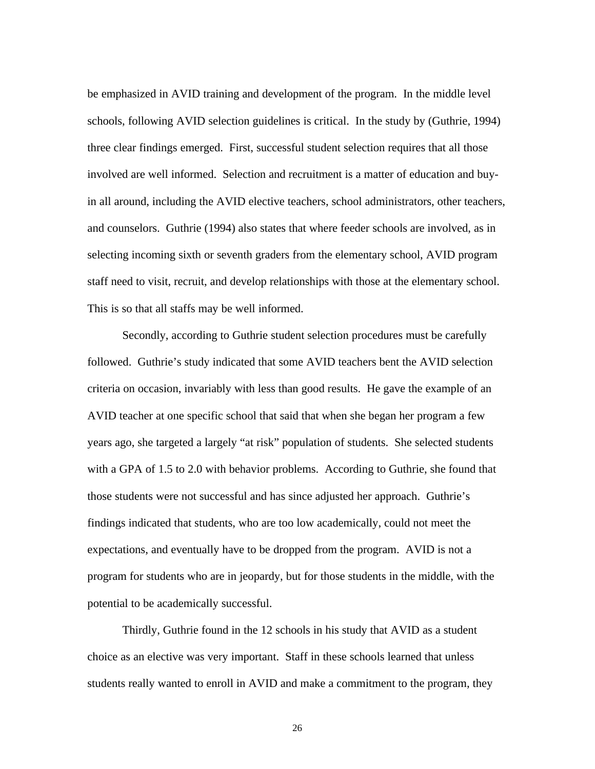be emphasized in AVID training and development of the program. In the middle level schools, following AVID selection guidelines is critical. In the study by (Guthrie, 1994) three clear findings emerged. First, successful student selection requires that all those involved are well informed. Selection and recruitment is a matter of education and buy-in all around, including the AVID elective teachers, school administrators, other teachers, and counselors. Guthrie (1994) also states that where feeder schools are involved, as in selecting incoming sixth or seventh graders from the elementary school, AVID program staff need to visit, recruit, and develop relationships with those at the elementary school. This is so that all staffs may be well informed.

Secondly, according to Guthrie student selection procedures must be carefully followed. Guthrie's study indicated that some AVID teachers bent the AVID selection criteria on occasion, invariably with less than good results. He gave the example of an AVID teacher at one specific school that said that when she began her program a few years ago, she targeted a largely "at risk" population of students. She selected students with a GPA of 1.5 to 2.0 with behavior problems. According to Guthrie, she found that those students were not successful and has since adjusted her approach. Guthrie's findings indicated that students, who are too low academically, could not meet the expectations, and eventually have to be dropped from the program. AVID is not a program for students who are in jeopardy, but for those students in the middle, with the potential to be academically successful.

Thirdly, Guthrie found in the 12 schools in his study that AVID as a student choice as an elective was very important. Staff in these schools learned that unless students really wanted to enroll in AVID and make a commitment to the program, they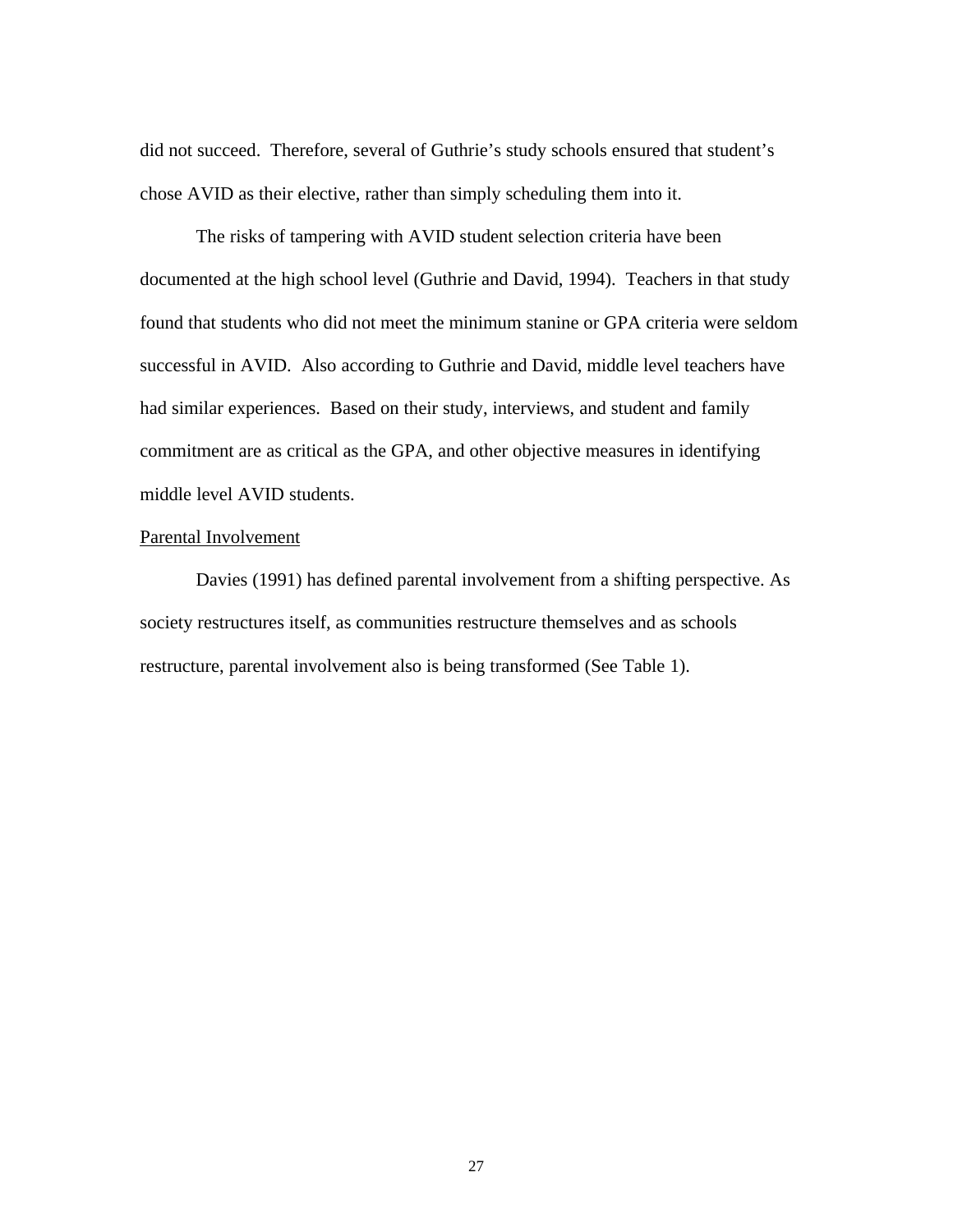did not succeed. Therefore, several of Guthrie's study schools ensured that student's chose AVID as their elective, rather than simply scheduling them into it.

The risks of tampering with AVID student selection criteria have been documented at the high school level (Guthrie and David, 1994). Teachers in that study found that students who did not meet the minimum stanine or GPA criteria were seldom successful in AVID. Also according to Guthrie and David, middle level teachers have had similar experiences. Based on their study, interviews, and student and family commitment are as critical as the GPA, and other objective measures in identifying middle level AVID students.

<u>Parental Involvement</u>

Davies (1991) has defined parental involvement from a shifting perspective. As society restructures itself, as communities restructure themselves and as schools restructure, parental involvement also is being transformed (See Table 1).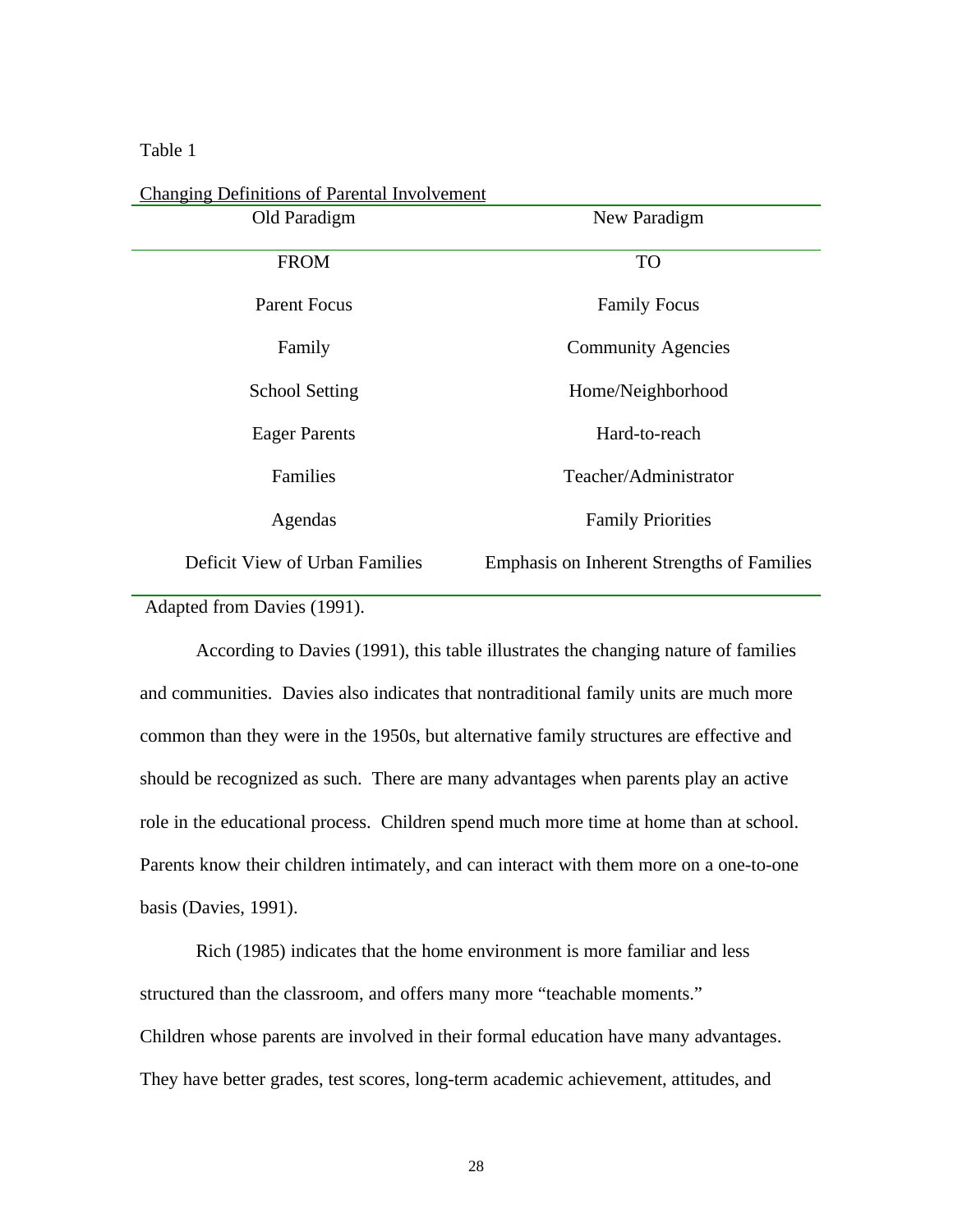Table 1

Changing Definitions of Parental Involvement

| Old Paradigm | New Paradigm |
|---|---|
| FROM | TO |
| Parent Focus | Family Focus |
| Family | Community Agencies |
| School Setting | Home/Neighborhood |
| Eager Parents | Hard-to-reach |
| Families | Teacher/Administrator |
| Agendas | Family Priorities |
| Deficit View of Urban Families | Emphasis on Inherent Strengths of Families |

Adapted from Davies (1991).

According to Davies (1991), this table illustrates the changing nature of families and communities. Davies also indicates that nontraditional family units are much more common than they were in the 1950s, but alternative family structures are effective and should be recognized as such. There are many advantages when parents play an active role in the educational process. Children spend much more time at home than at school. Parents know their children intimately, and can interact with them more on a one-to-one basis (Davies, 1991).

Rich (1985) indicates that the home environment is more familiar and less structured than the classroom, and offers many more "teachable moments." Children whose parents are involved in their formal education have many advantages. They have better grades, test scores, long-term academic achievement, attitudes, and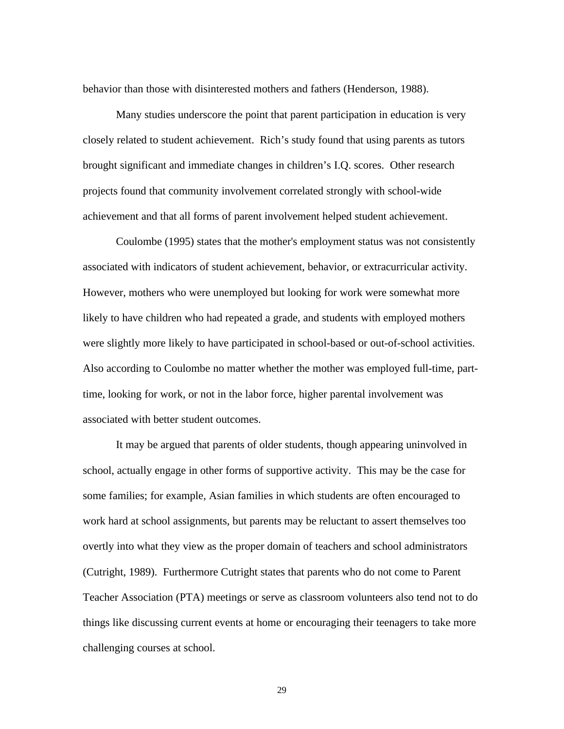behavior than those with disinterested mothers and fathers (Henderson, 1988).

Many studies underscore the point that parent participation in education is very closely related to student achievement. Rich's study found that using parents as tutors brought significant and immediate changes in children's I.Q. scores. Other research projects found that community involvement correlated strongly with school-wide achievement and that all forms of parent involvement helped student achievement.

Coulombe (1995) states that the mother's employment status was not consistently associated with indicators of student achievement, behavior, or extracurricular activity. However, mothers who were unemployed but looking for work were somewhat more likely to have children who had repeated a grade, and students with employed mothers were slightly more likely to have participated in school-based or out-of-school activities. Also according to Coulombe no matter whether the mother was employed full-time, part-time, looking for work, or not in the labor force, higher parental involvement was associated with better student outcomes.

It may be argued that parents of older students, though appearing uninvolved in school, actually engage in other forms of supportive activity. This may be the case for some families; for example, Asian families in which students are often encouraged to work hard at school assignments, but parents may be reluctant to assert themselves too overtly into what they view as the proper domain of teachers and school administrators (Cutright, 1989). Furthermore Cutright states that parents who do not come to Parent Teacher Association (PTA) meetings or serve as classroom volunteers also tend not to do things like discussing current events at home or encouraging their teenagers to take more challenging courses at school.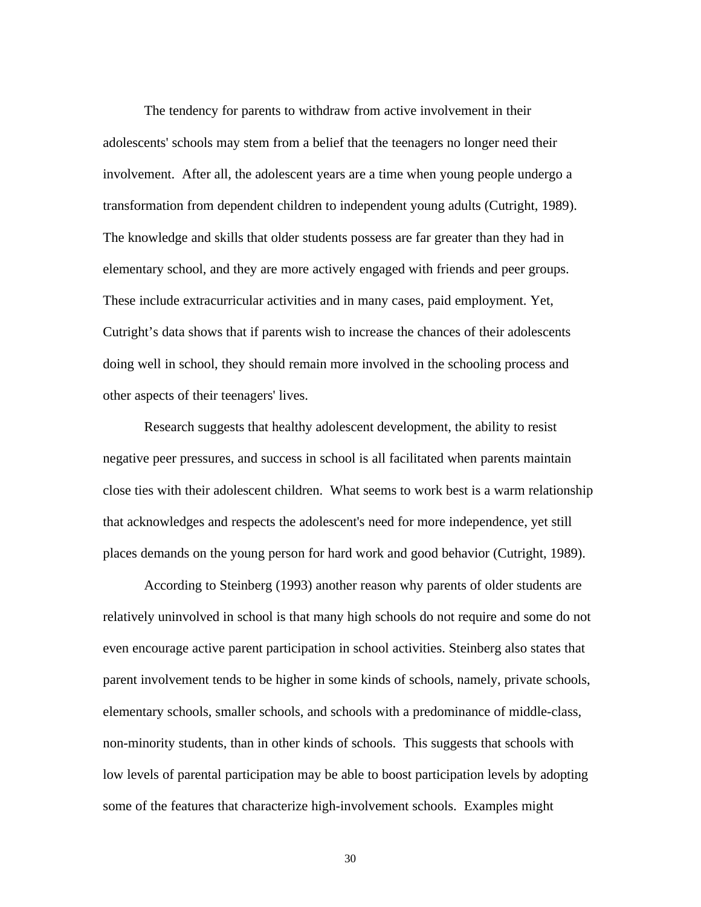The tendency for parents to withdraw from active involvement in their adolescents' schools may stem from a belief that the teenagers no longer need their involvement. After all, the adolescent years are a time when young people undergo a transformation from dependent children to independent young adults (Cutright, 1989). The knowledge and skills that older students possess are far greater than they had in elementary school, and they are more actively engaged with friends and peer groups. These include extracurricular activities and in many cases, paid employment. Yet, Cutright's data shows that if parents wish to increase the chances of their adolescents doing well in school, they should remain more involved in the schooling process and other aspects of their teenagers' lives.

Research suggests that healthy adolescent development, the ability to resist negative peer pressures, and success in school is all facilitated when parents maintain close ties with their adolescent children. What seems to work best is a warm relationship that acknowledges and respects the adolescent's need for more independence, yet still places demands on the young person for hard work and good behavior (Cutright, 1989).

According to Steinberg (1993) another reason why parents of older students are relatively uninvolved in school is that many high schools do not require and some do not even encourage active parent participation in school activities. Steinberg also states that parent involvement tends to be higher in some kinds of schools, namely, private schools, elementary schools, smaller schools, and schools with a predominance of middle-class, non-minority students, than in other kinds of schools. This suggests that schools with low levels of parental participation may be able to boost participation levels by adopting some of the features that characterize high-involvement schools. Examples might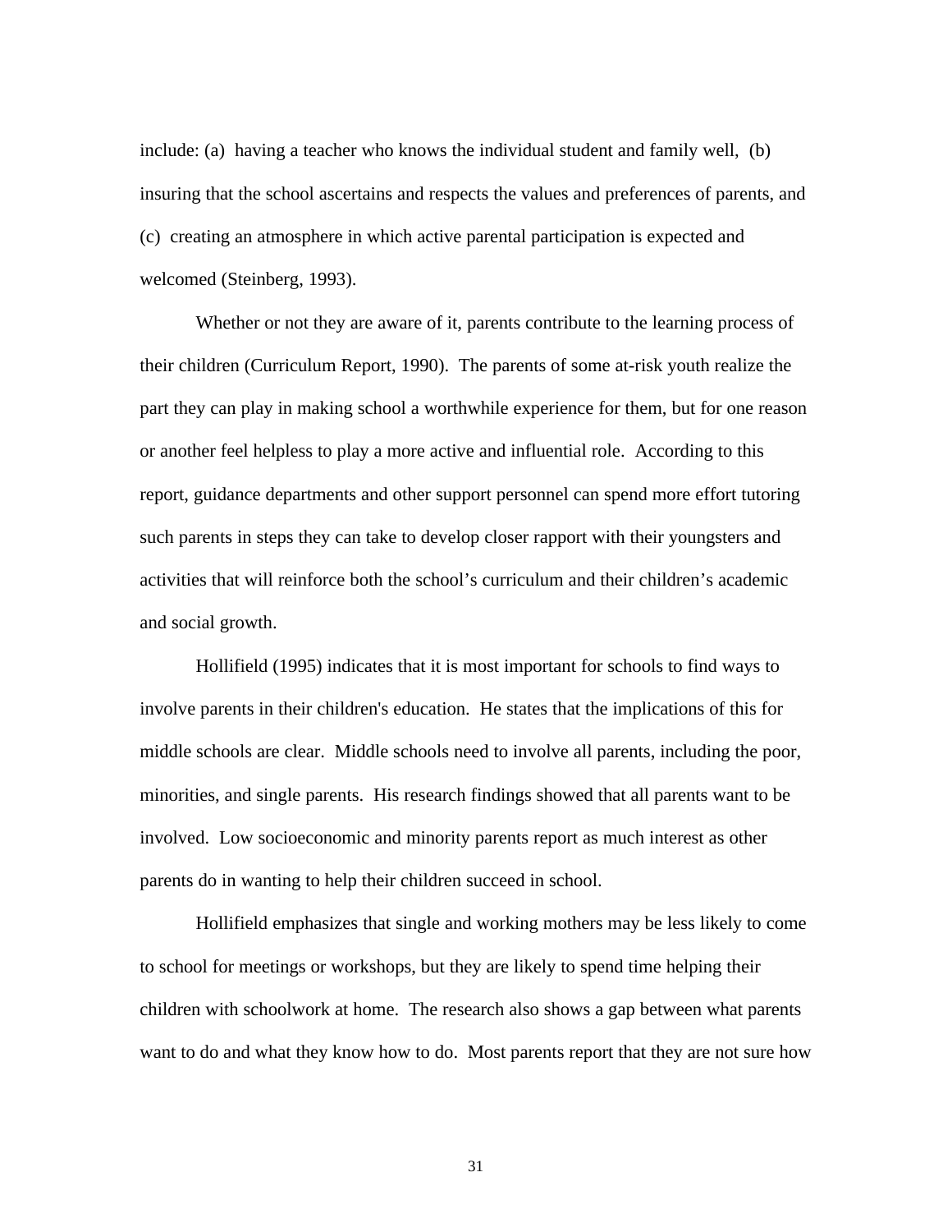include: (a) having a teacher who knows the individual student and family well, (b) insuring that the school ascertains and respects the values and preferences of parents, and (c) creating an atmosphere in which active parental participation is expected and welcomed (Steinberg, 1993).

Whether or not they are aware of it, parents contribute to the learning process of their children (Curriculum Report, 1990). The parents of some at-risk youth realize the part they can play in making school a worthwhile experience for them, but for one reason or another feel helpless to play a more active and influential role. According to this report, guidance departments and other support personnel can spend more effort tutoring such parents in steps they can take to develop closer rapport with their youngsters and activities that will reinforce both the school's curriculum and their children's academic and social growth.

Hollifield (1995) indicates that it is most important for schools to find ways to involve parents in their children's education. He states that the implications of this for middle schools are clear. Middle schools need to involve all parents, including the poor, minorities, and single parents. His research findings showed that all parents want to be involved. Low socioeconomic and minority parents report as much interest as other parents do in wanting to help their children succeed in school.

Hollifield emphasizes that single and working mothers may be less likely to come to school for meetings or workshops, but they are likely to spend time helping their children with schoolwork at home. The research also shows a gap between what parents want to do and what they know how to do. Most parents report that they are not sure how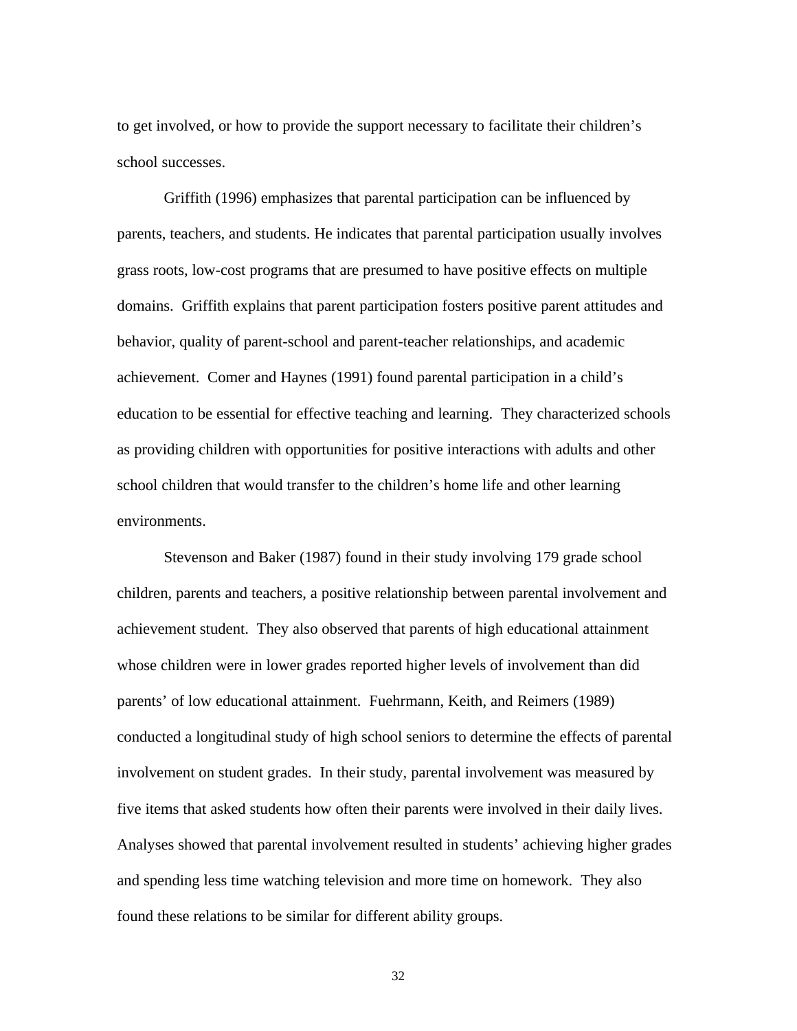to get involved, or how to provide the support necessary to facilitate their children's school successes.

Griffith (1996) emphasizes that parental participation can be influenced by parents, teachers, and students. He indicates that parental participation usually involves grass roots, low-cost programs that are presumed to have positive effects on multiple domains. Griffith explains that parent participation fosters positive parent attitudes and behavior, quality of parent-school and parent-teacher relationships, and academic achievement. Comer and Haynes (1991) found parental participation in a child's education to be essential for effective teaching and learning. They characterized schools as providing children with opportunities for positive interactions with adults and other school children that would transfer to the children's home life and other learning environments.

Stevenson and Baker (1987) found in their study involving 179 grade school children, parents and teachers, a positive relationship between parental involvement and achievement student. They also observed that parents of high educational attainment whose children were in lower grades reported higher levels of involvement than did parents' of low educational attainment. Fuehrmann, Keith, and Reimers (1989) conducted a longitudinal study of high school seniors to determine the effects of parental involvement on student grades. In their study, parental involvement was measured by five items that asked students how often their parents were involved in their daily lives. Analyses showed that parental involvement resulted in students' achieving higher grades and spending less time watching television and more time on homework. They also found these relations to be similar for different ability groups.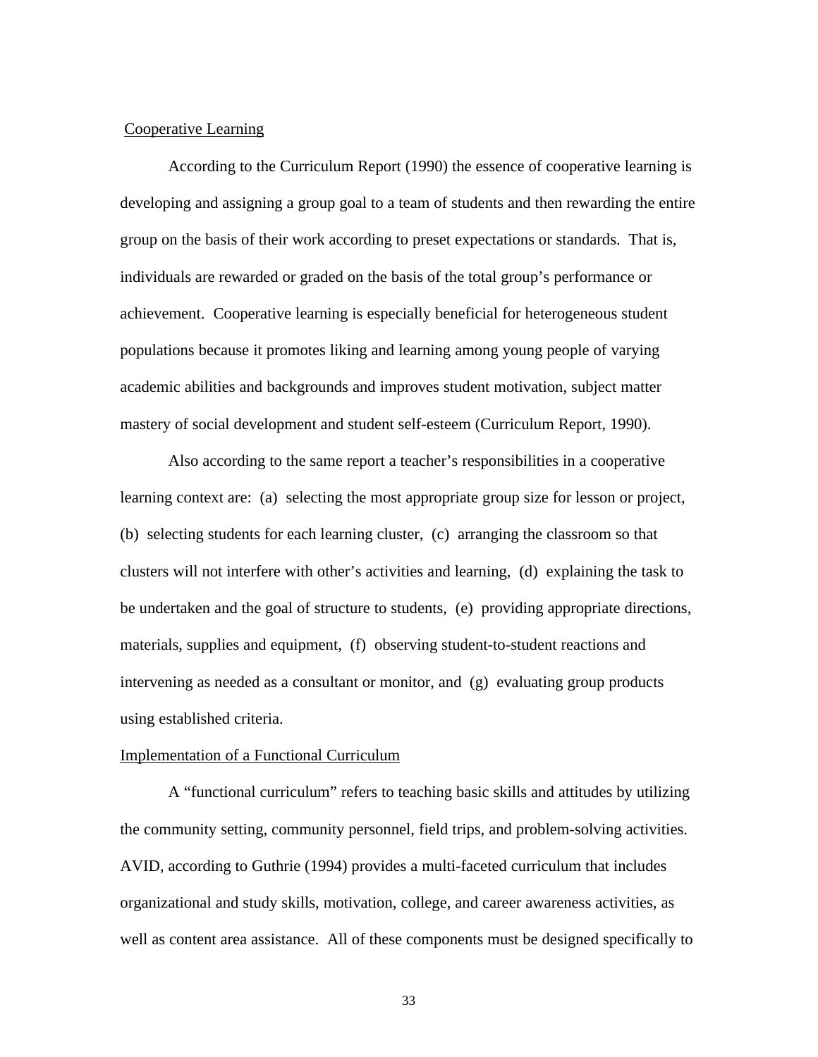Cooperative Learning

According to the Curriculum Report (1990) the essence of cooperative learning is developing and assigning a group goal to a team of students and then rewarding the entire group on the basis of their work according to preset expectations or standards. That is, individuals are rewarded or graded on the basis of the total group's performance or achievement. Cooperative learning is especially beneficial for heterogeneous student populations because it promotes liking and learning among young people of varying academic abilities and backgrounds and improves student motivation, subject matter mastery of social development and student self-esteem (Curriculum Report, 1990).

Also according to the same report a teacher's responsibilities in a cooperative learning context are: (a) selecting the most appropriate group size for lesson or project, (b) selecting students for each learning cluster, (c) arranging the classroom so that clusters will not interfere with other's activities and learning, (d) explaining the task to be undertaken and the goal of structure to students, (e) providing appropriate directions, materials, supplies and equipment, (f) observing student-to-student reactions and intervening as needed as a consultant or monitor, and (g) evaluating group products using established criteria.

Implementation of a Functional Curriculum

A "functional curriculum" refers to teaching basic skills and attitudes by utilizing the community setting, community personnel, field trips, and problem-solving activities. AVID, according to Guthrie (1994) provides a multi-faceted curriculum that includes organizational and study skills, motivation, college, and career awareness activities, as well as content area assistance. All of these components must be designed specifically to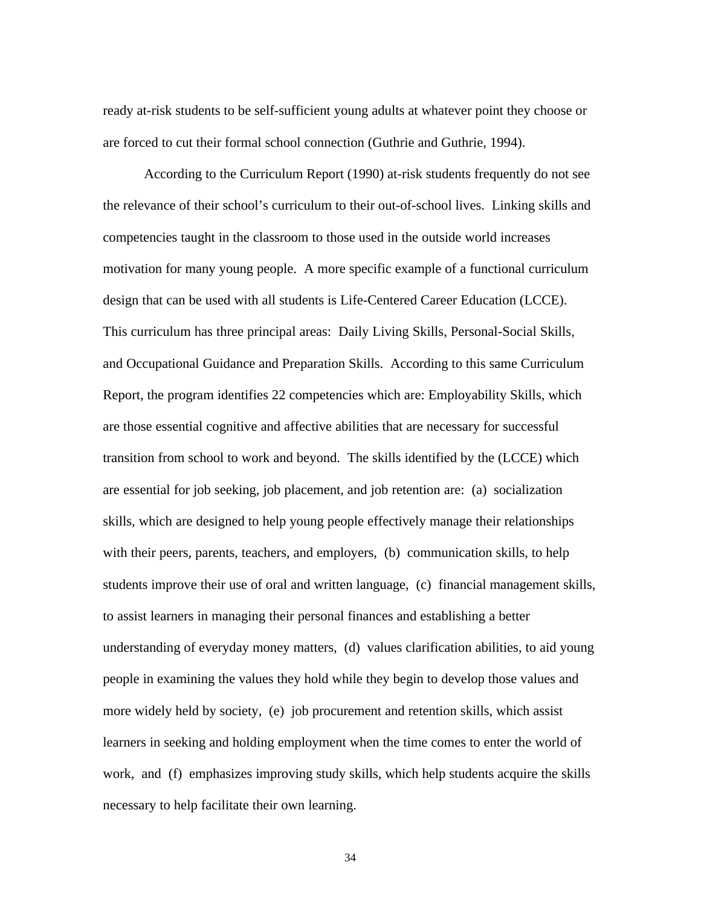ready at-risk students to be self-sufficient young adults at whatever point they choose or are forced to cut their formal school connection (Guthrie and Guthrie, 1994).

According to the Curriculum Report (1990) at-risk students frequently do not see the relevance of their school's curriculum to their out-of-school lives. Linking skills and competencies taught in the classroom to those used in the outside world increases motivation for many young people. A more specific example of a functional curriculum design that can be used with all students is Life-Centered Career Education (LCCE). This curriculum has three principal areas: Daily Living Skills, Personal-Social Skills, and Occupational Guidance and Preparation Skills. According to this same Curriculum Report, the program identifies 22 competencies which are: Employability Skills, which are those essential cognitive and affective abilities that are necessary for successful transition from school to work and beyond. The skills identified by the (LCCE) which are essential for job seeking, job placement, and job retention are: (a) socialization skills, which are designed to help young people effectively manage their relationships with their peers, parents, teachers, and employers, (b) communication skills, to help students improve their use of oral and written language, (c) financial management skills, to assist learners in managing their personal finances and establishing a better understanding of everyday money matters, (d) values clarification abilities, to aid young people in examining the values they hold while they begin to develop those values and more widely held by society, (e) job procurement and retention skills, which assist learners in seeking and holding employment when the time comes to enter the world of work, and (f) emphasizes improving study skills, which help students acquire the skills necessary to help facilitate their own learning.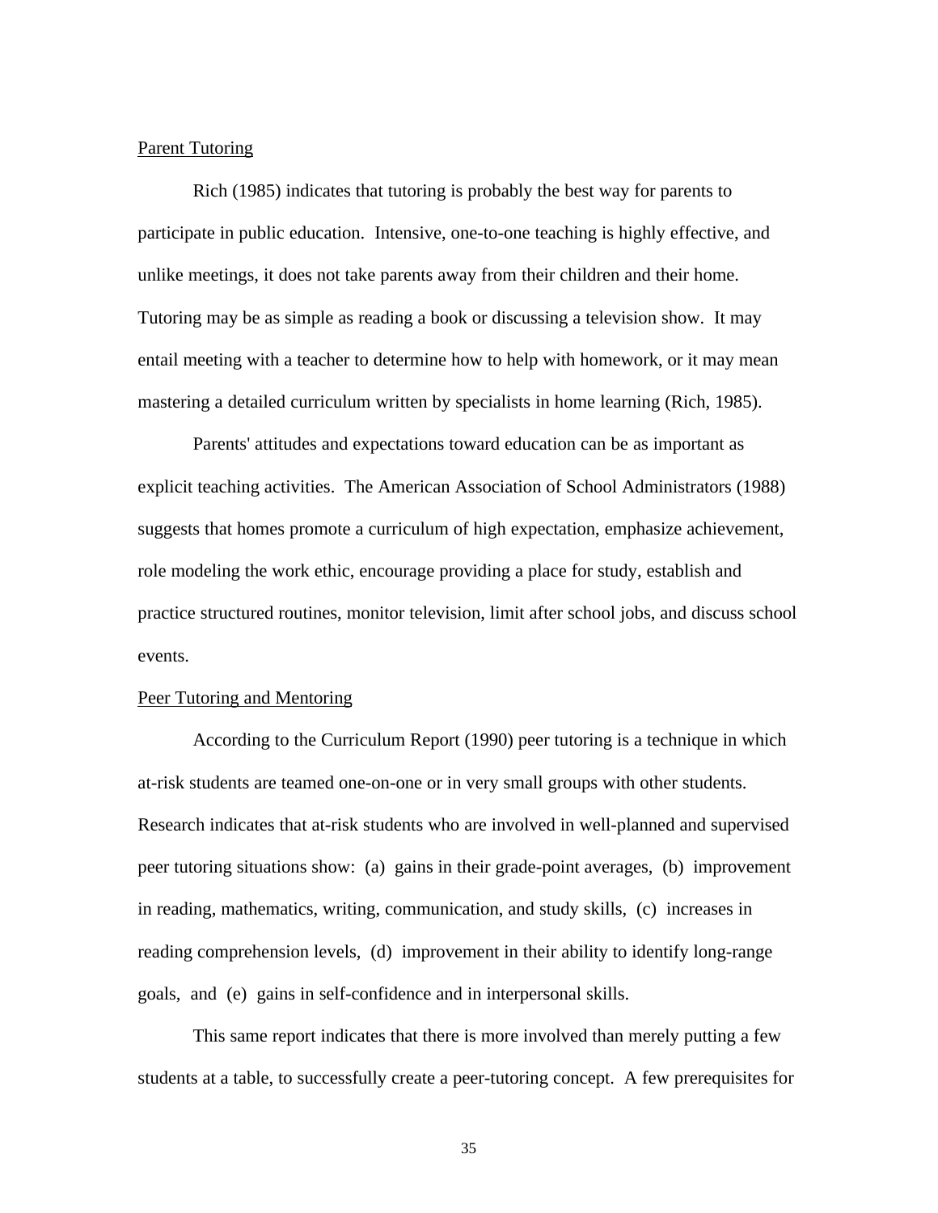Parent Tutoring

Rich (1985) indicates that tutoring is probably the best way for parents to participate in public education. Intensive, one-to-one teaching is highly effective, and unlike meetings, it does not take parents away from their children and their home. Tutoring may be as simple as reading a book or discussing a television show. It may entail meeting with a teacher to determine how to help with homework, or it may mean mastering a detailed curriculum written by specialists in home learning (Rich, 1985).

Parents' attitudes and expectations toward education can be as important as explicit teaching activities. The American Association of School Administrators (1988) suggests that homes promote a curriculum of high expectation, emphasize achievement, role modeling the work ethic, encourage providing a place for study, establish and practice structured routines, monitor television, limit after school jobs, and discuss school events.

Peer Tutoring and Mentoring

According to the Curriculum Report (1990) peer tutoring is a technique in which at-risk students are teamed one-on-one or in very small groups with other students. Research indicates that at-risk students who are involved in well-planned and supervised peer tutoring situations show: (a) gains in their grade-point averages, (b) improvement in reading, mathematics, writing, communication, and study skills, (c) increases in reading comprehension levels, (d) improvement in their ability to identify long-range goals, and (e) gains in self-confidence and in interpersonal skills.

This same report indicates that there is more involved than merely putting a few students at a table, to successfully create a peer-tutoring concept. A few prerequisites for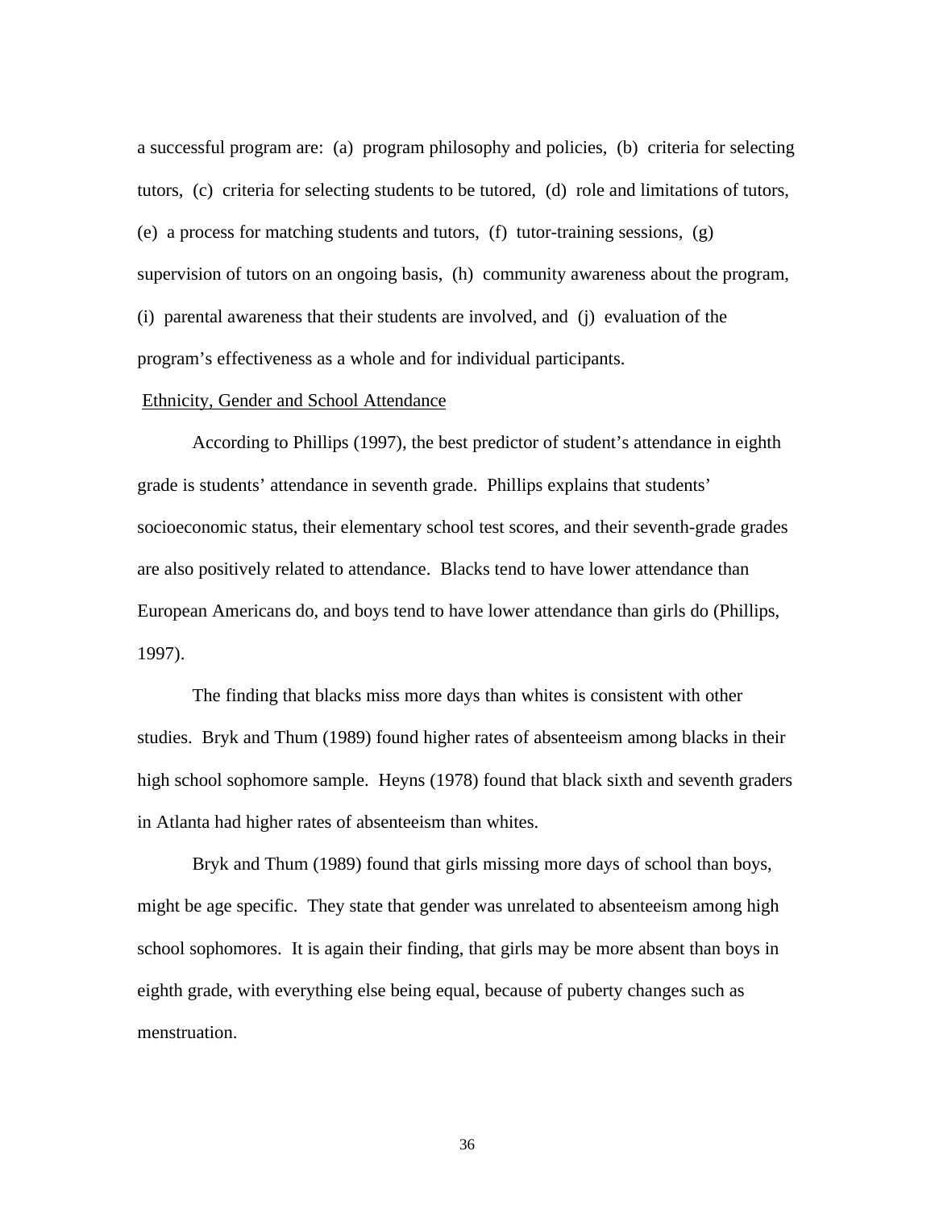a successful program are: (a) program philosophy and policies, (b) criteria for selecting tutors, (c) criteria for selecting students to be tutored, (d) role and limitations of tutors, (e) a process for matching students and tutors, (f) tutor-training sessions, (g) supervision of tutors on an ongoing basis, (h) community awareness about the program, (i) parental awareness that their students are involved, and (j) evaluation of the program's effectiveness as a whole and for individual participants.

## Ethnicity, Gender and School Attendance

According to Phillips (1997), the best predictor of student's attendance in eighth grade is students' attendance in seventh grade. Phillips explains that students' socioeconomic status, their elementary school test scores, and their seventh-grade grades are also positively related to attendance. Blacks tend to have lower attendance than European Americans do, and boys tend to have lower attendance than girls do (Phillips, 1997).

The finding that blacks miss more days than whites is consistent with other studies. Bryk and Thum (1989) found higher rates of absenteeism among blacks in their high school sophomore sample. Heyns (1978) found that black sixth and seventh graders in Atlanta had higher rates of absenteeism than whites.

Bryk and Thum (1989) found that girls missing more days of school than boys, might be age specific. They state that gender was unrelated to absenteeism among high school sophomores. It is again their finding, that girls may be more absent than boys in eighth grade, with everything else being equal, because of puberty changes such as menstruation.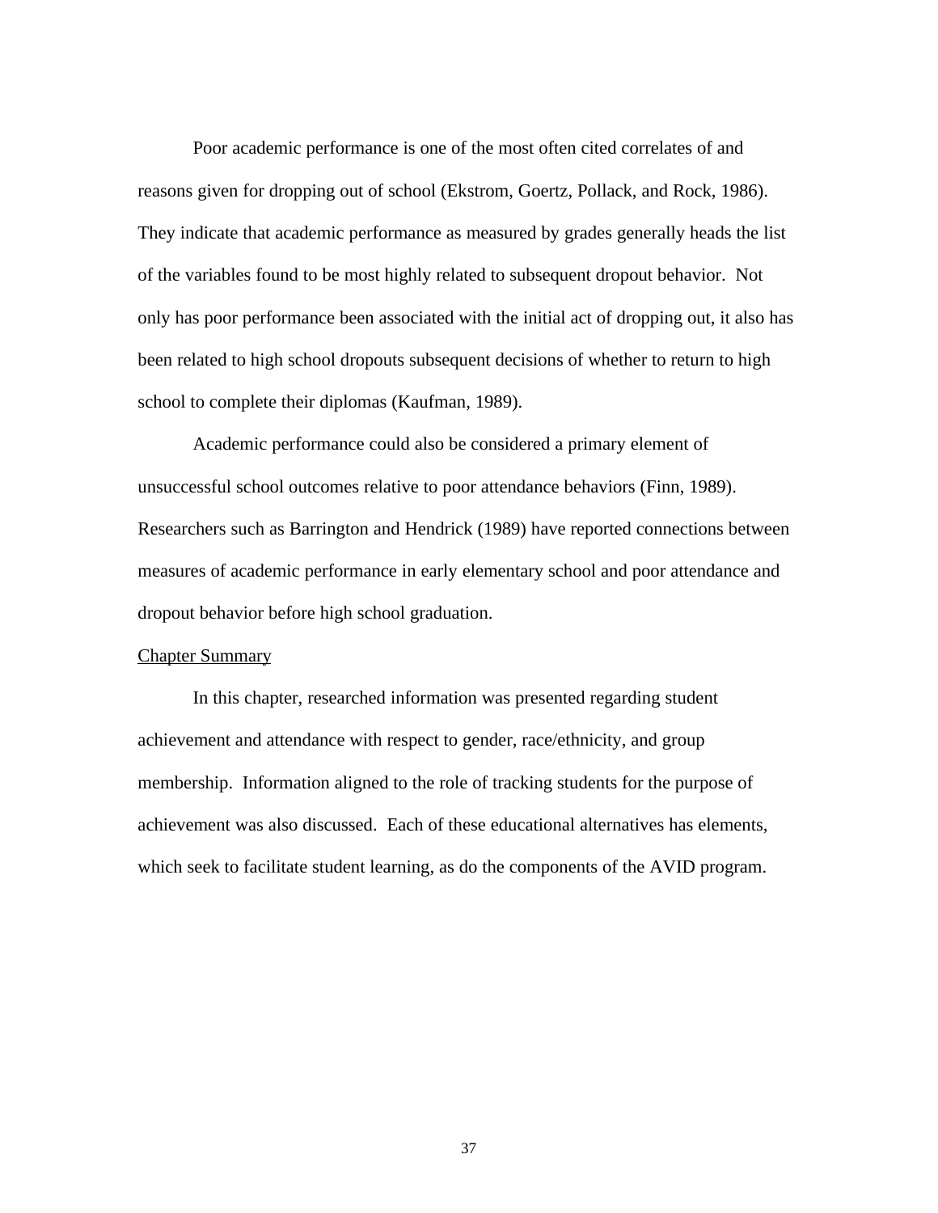Poor academic performance is one of the most often cited correlates of and reasons given for dropping out of school (Ekstrom, Goertz, Pollack, and Rock, 1986). They indicate that academic performance as measured by grades generally heads the list of the variables found to be most highly related to subsequent dropout behavior. Not only has poor performance been associated with the initial act of dropping out, it also has been related to high school dropouts subsequent decisions of whether to return to high school to complete their diplomas (Kaufman, 1989).

Academic performance could also be considered a primary element of unsuccessful school outcomes relative to poor attendance behaviors (Finn, 1989). Researchers such as Barrington and Hendrick (1989) have reported connections between measures of academic performance in early elementary school and poor attendance and dropout behavior before high school graduation.

<u>Chapter Summary</u>

In this chapter, researched information was presented regarding student achievement and attendance with respect to gender, race/ethnicity, and group membership. Information aligned to the role of tracking students for the purpose of achievement was also discussed. Each of these educational alternatives has elements, which seek to facilitate student learning, as do the components of the AVID program.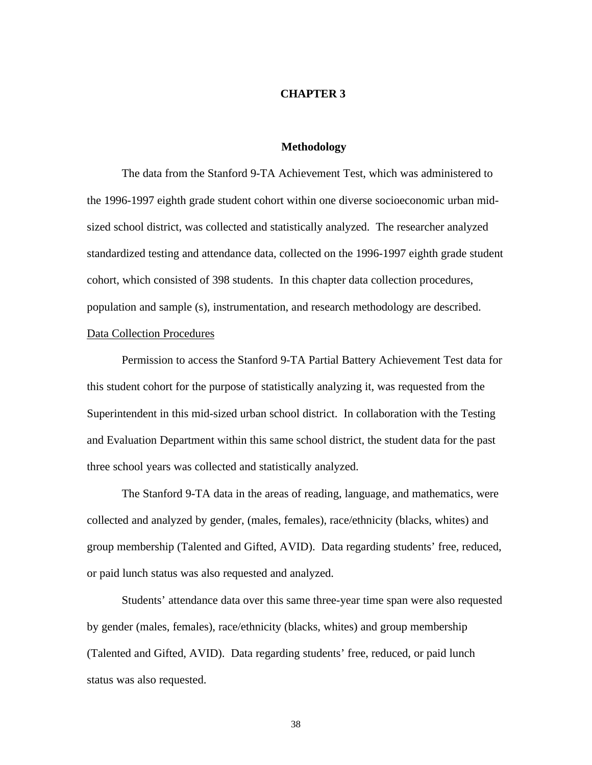# CHAPTER 3

## Methodology

The data from the Stanford 9-TA Achievement Test, which was administered to the 1996-1997 eighth grade student cohort within one diverse socioeconomic urban mid-sized school district, was collected and statistically analyzed. The researcher analyzed standardized testing and attendance data, collected on the 1996-1997 eighth grade student cohort, which consisted of 398 students. In this chapter data collection procedures, population and sample (s), instrumentation, and research methodology are described.

<u>Data Collection Procedures</u>

Permission to access the Stanford 9-TA Partial Battery Achievement Test data for this student cohort for the purpose of statistically analyzing it, was requested from the Superintendent in this mid-sized urban school district. In collaboration with the Testing and Evaluation Department within this same school district, the student data for the past three school years was collected and statistically analyzed.

The Stanford 9-TA data in the areas of reading, language, and mathematics, were collected and analyzed by gender, (males, females), race/ethnicity (blacks, whites) and group membership (Talented and Gifted, AVID). Data regarding students' free, reduced, or paid lunch status was also requested and analyzed.

Students' attendance data over this same three-year time span were also requested by gender (males, females), race/ethnicity (blacks, whites) and group membership (Talented and Gifted, AVID). Data regarding students' free, reduced, or paid lunch status was also requested.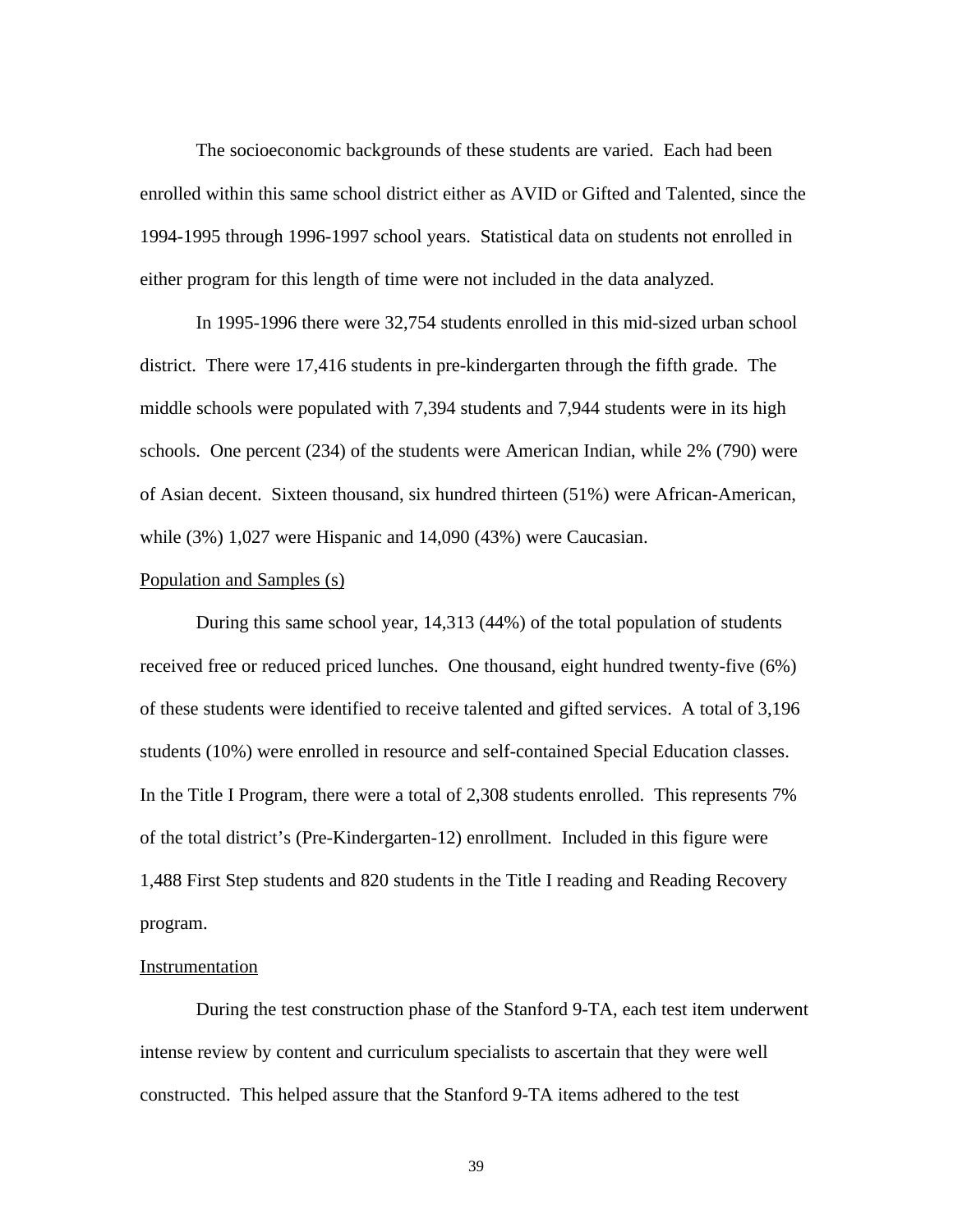The socioeconomic backgrounds of these students are varied. Each had been enrolled within this same school district either as AVID or Gifted and Talented, since the 1994-1995 through 1996-1997 school years. Statistical data on students not enrolled in either program for this length of time were not included in the data analyzed.

In 1995-1996 there were 32,754 students enrolled in this mid-sized urban school district. There were 17,416 students in pre-kindergarten through the fifth grade. The middle schools were populated with 7,394 students and 7,944 students were in its high schools. One percent (234) of the students were American Indian, while 2% (790) were of Asian decent. Sixteen thousand, six hundred thirteen (51%) were African-American, while (3%) 1,027 were Hispanic and 14,090 (43%) were Caucasian.

<u>Population and Samples (s)</u>

During this same school year, 14,313 (44%) of the total population of students received free or reduced priced lunches. One thousand, eight hundred twenty-five (6%) of these students were identified to receive talented and gifted services. A total of 3,196 students (10%) were enrolled in resource and self-contained Special Education classes. In the Title I Program, there were a total of 2,308 students enrolled. This represents 7% of the total district's (Pre-Kindergarten-12) enrollment. Included in this figure were 1,488 First Step students and 820 students in the Title I reading and Reading Recovery program.

<u>Instrumentation</u>

During the test construction phase of the Stanford 9-TA, each test item underwent intense review by content and curriculum specialists to ascertain that they were well constructed. This helped assure that the Stanford 9-TA items adhered to the test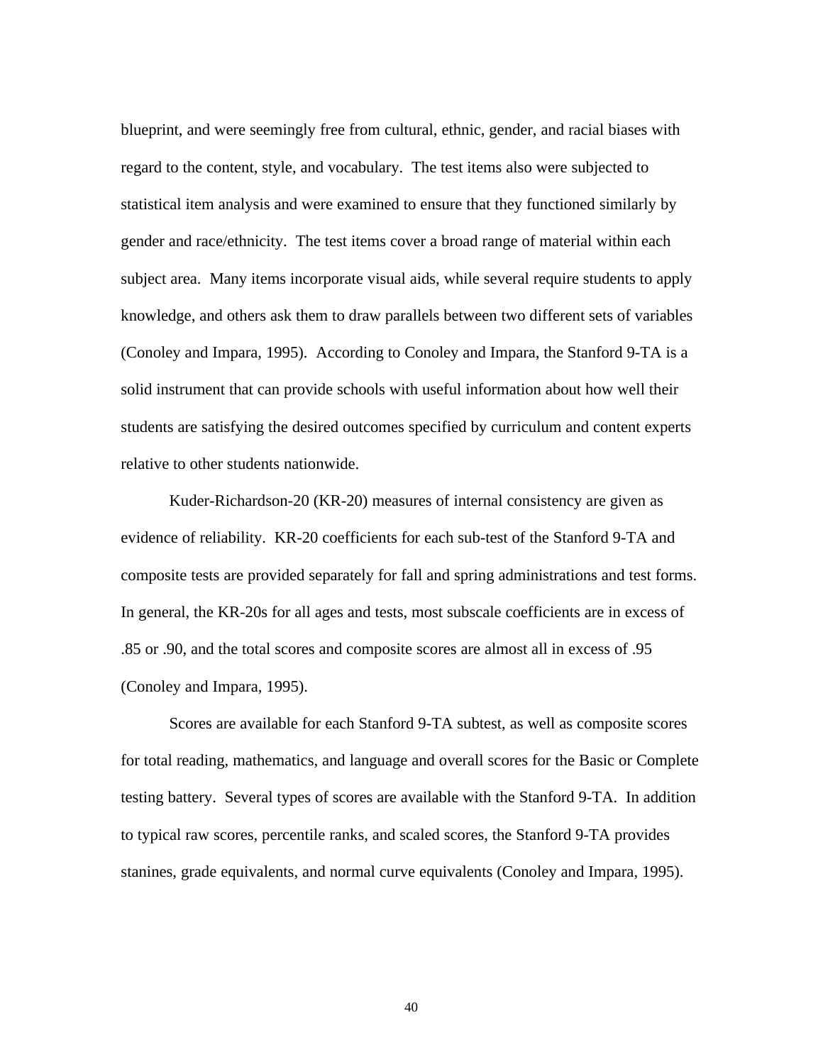blueprint, and were seemingly free from cultural, ethnic, gender, and racial biases with regard to the content, style, and vocabulary. The test items also were subjected to statistical item analysis and were examined to ensure that they functioned similarly by gender and race/ethnicity. The test items cover a broad range of material within each subject area. Many items incorporate visual aids, while several require students to apply knowledge, and others ask them to draw parallels between two different sets of variables (Conoley and Impara, 1995). According to Conoley and Impara, the Stanford 9-TA is a solid instrument that can provide schools with useful information about how well their students are satisfying the desired outcomes specified by curriculum and content experts relative to other students nationwide.

Kuder-Richardson-20 (KR-20) measures of internal consistency are given as evidence of reliability. KR-20 coefficients for each sub-test of the Stanford 9-TA and composite tests are provided separately for fall and spring administrations and test forms. In general, the KR-20s for all ages and tests, most subscale coefficients are in excess of .85 or .90, and the total scores and composite scores are almost all in excess of .95 (Conoley and Impara, 1995).

Scores are available for each Stanford 9-TA subtest, as well as composite scores for total reading, mathematics, and language and overall scores for the Basic or Complete testing battery. Several types of scores are available with the Stanford 9-TA. In addition to typical raw scores, percentile ranks, and scaled scores, the Stanford 9-TA provides stanines, grade equivalents, and normal curve equivalents (Conoley and Impara, 1995).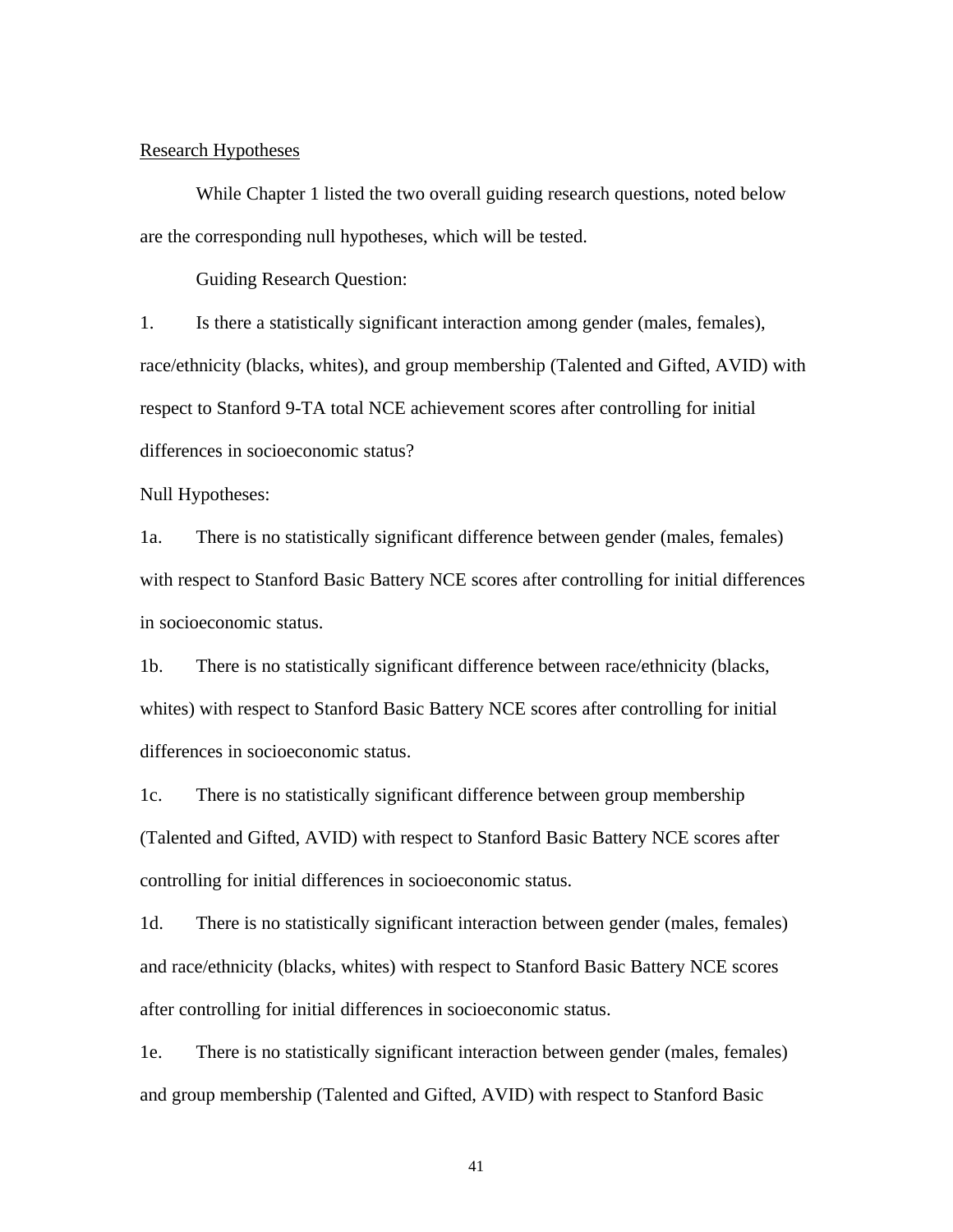<u>Research Hypotheses</u>

While Chapter 1 listed the two overall guiding research questions, noted below are the corresponding null hypotheses, which will be tested.

Guiding Research Question:

1. Is there a statistically significant interaction among gender (males, females), race/ethnicity (blacks, whites), and group membership (Talented and Gifted, AVID) with respect to Stanford 9-TA total NCE achievement scores after controlling for initial differences in socioeconomic status?

Null Hypotheses:

1a. There is no statistically significant difference between gender (males, females) with respect to Stanford Basic Battery NCE scores after controlling for initial differences in socioeconomic status.

1b. There is no statistically significant difference between race/ethnicity (blacks, whites) with respect to Stanford Basic Battery NCE scores after controlling for initial differences in socioeconomic status.

1c. There is no statistically significant difference between group membership (Talented and Gifted, AVID) with respect to Stanford Basic Battery NCE scores after controlling for initial differences in socioeconomic status.

1d. There is no statistically significant interaction between gender (males, females) and race/ethnicity (blacks, whites) with respect to Stanford Basic Battery NCE scores after controlling for initial differences in socioeconomic status.

1e. There is no statistically significant interaction between gender (males, females) and group membership (Talented and Gifted, AVID) with respect to Stanford Basic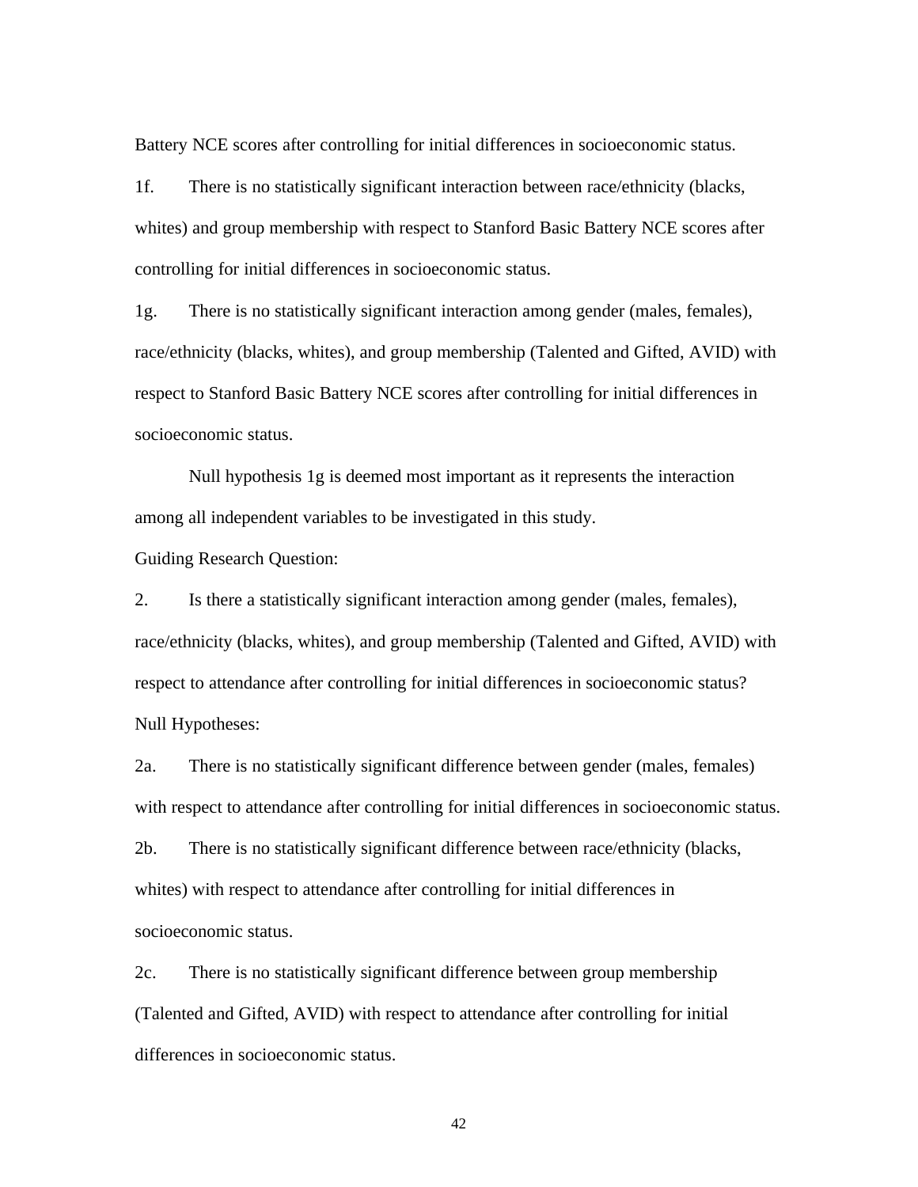Battery NCE scores after controlling for initial differences in socioeconomic status.

1f. There is no statistically significant interaction between race/ethnicity (blacks, whites) and group membership with respect to Stanford Basic Battery NCE scores after controlling for initial differences in socioeconomic status.

1g. There is no statistically significant interaction among gender (males, females), race/ethnicity (blacks, whites), and group membership (Talented and Gifted, AVID) with respect to Stanford Basic Battery NCE scores after controlling for initial differences in socioeconomic status.

Null hypothesis 1g is deemed most important as it represents the interaction among all independent variables to be investigated in this study.

Guiding Research Question:

2. Is there a statistically significant interaction among gender (males, females), race/ethnicity (blacks, whites), and group membership (Talented and Gifted, AVID) with respect to attendance after controlling for initial differences in socioeconomic status?

Null Hypotheses:

2a. There is no statistically significant difference between gender (males, females) with respect to attendance after controlling for initial differences in socioeconomic status.

2b. There is no statistically significant difference between race/ethnicity (blacks, whites) with respect to attendance after controlling for initial differences in socioeconomic status.

2c. There is no statistically significant difference between group membership (Talented and Gifted, AVID) with respect to attendance after controlling for initial differences in socioeconomic status.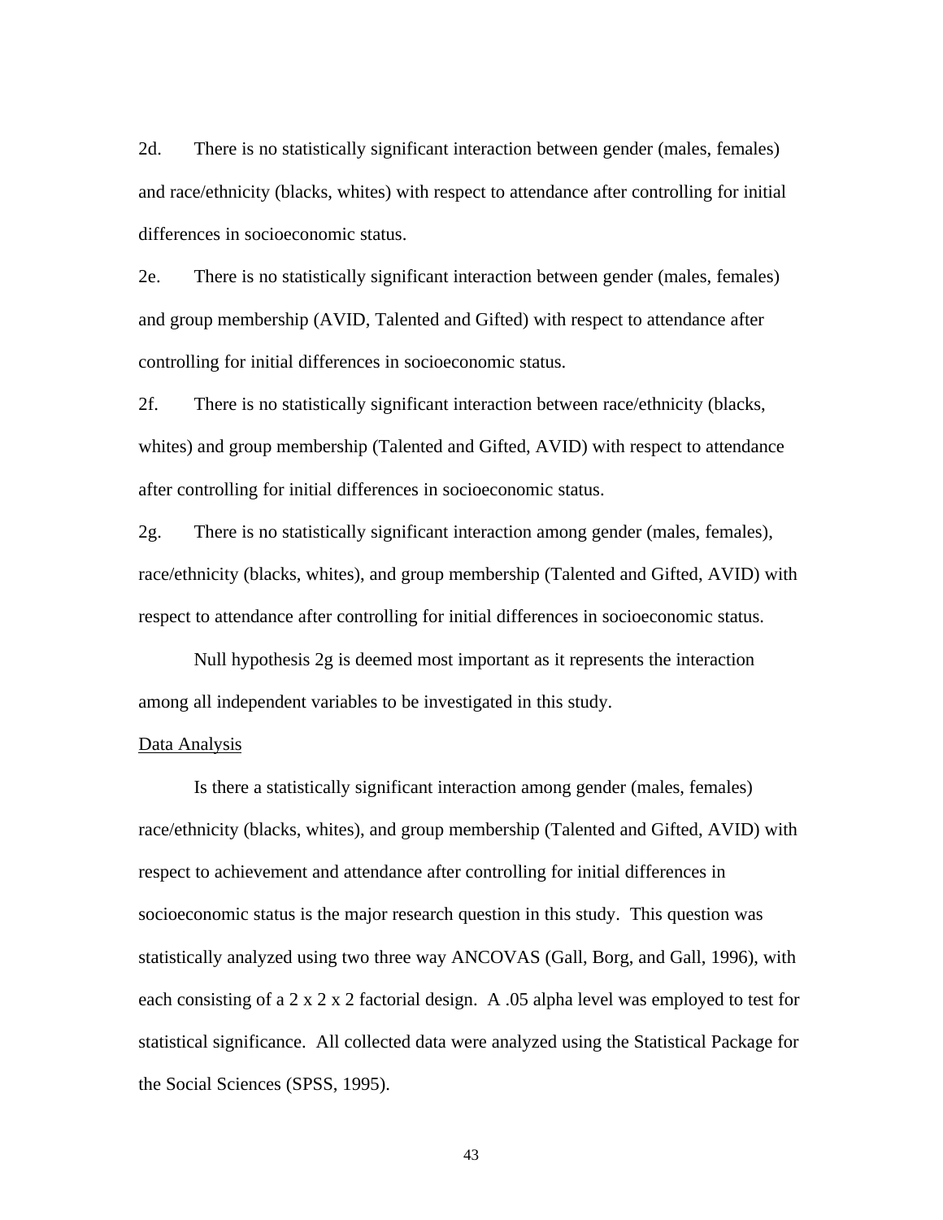2d. There is no statistically significant interaction between gender (males, females) and race/ethnicity (blacks, whites) with respect to attendance after controlling for initial differences in socioeconomic status.

2e. There is no statistically significant interaction between gender (males, females) and group membership (AVID, Talented and Gifted) with respect to attendance after controlling for initial differences in socioeconomic status.

2f. There is no statistically significant interaction between race/ethnicity (blacks, whites) and group membership (Talented and Gifted, AVID) with respect to attendance after controlling for initial differences in socioeconomic status.

2g. There is no statistically significant interaction among gender (males, females), race/ethnicity (blacks, whites), and group membership (Talented and Gifted, AVID) with respect to attendance after controlling for initial differences in socioeconomic status.

Null hypothesis 2g is deemed most important as it represents the interaction among all independent variables to be investigated in this study.

Data Analysis

Is there a statistically significant interaction among gender (males, females) race/ethnicity (blacks, whites), and group membership (Talented and Gifted, AVID) with respect to achievement and attendance after controlling for initial differences in socioeconomic status is the major research question in this study. This question was statistically analyzed using two three way ANCOVAS (Gall, Borg, and Gall, 1996), with each consisting of a 2 x 2 x 2 factorial design. A .05 alpha level was employed to test for statistical significance. All collected data were analyzed using the Statistical Package for the Social Sciences (SPSS, 1995).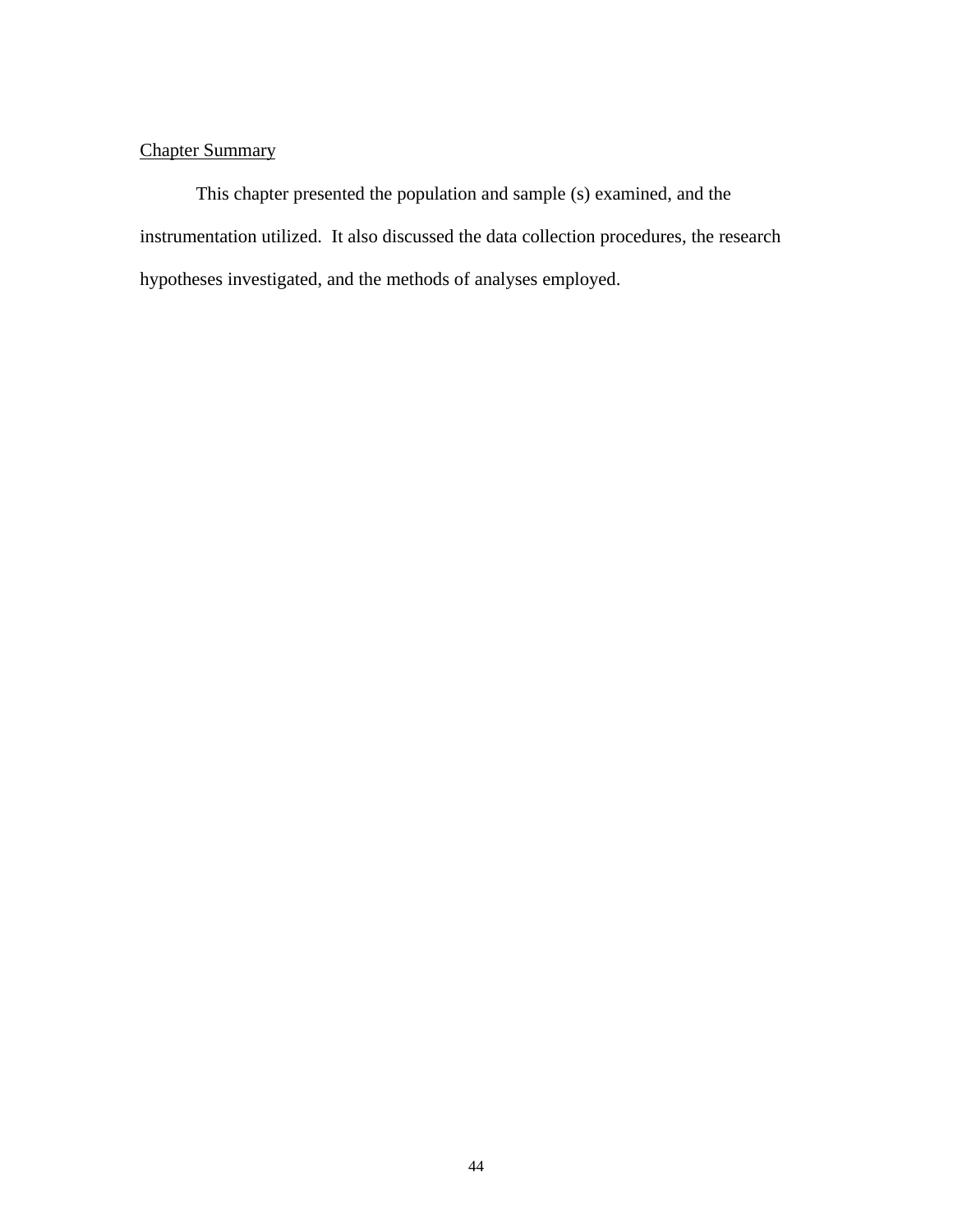## Chapter Summary

This chapter presented the population and sample (s) examined, and the instrumentation utilized. It also discussed the data collection procedures, the research hypotheses investigated, and the methods of analyses employed.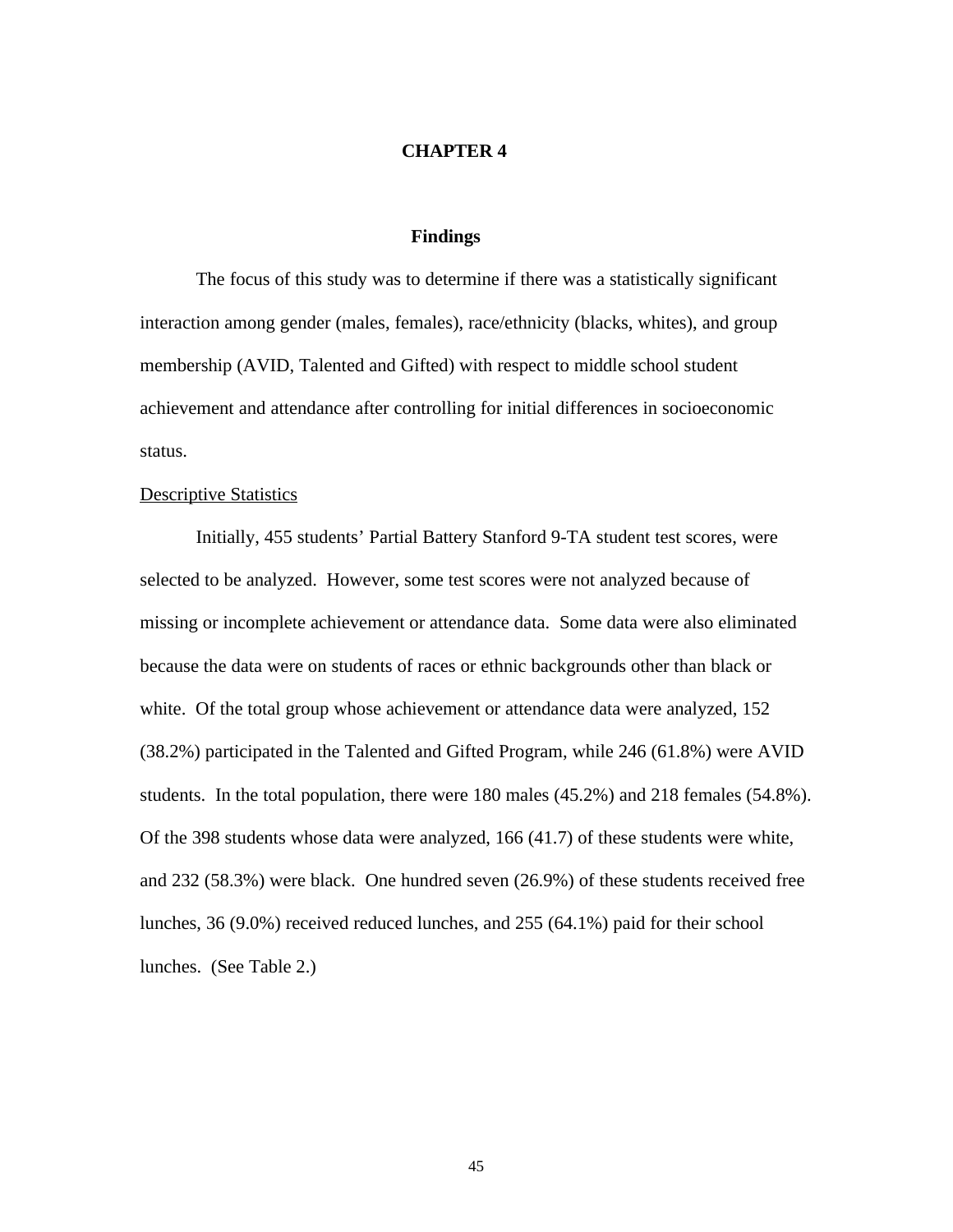# CHAPTER 4

## Findings

The focus of this study was to determine if there was a statistically significant interaction among gender (males, females), race/ethnicity (blacks, whites), and group membership (AVID, Talented and Gifted) with respect to middle school student achievement and attendance after controlling for initial differences in socioeconomic status.

Descriptive Statistics

Initially, 455 students' Partial Battery Stanford 9-TA student test scores, were selected to be analyzed. However, some test scores were not analyzed because of missing or incomplete achievement or attendance data. Some data were also eliminated because the data were on students of races or ethnic backgrounds other than black or white. Of the total group whose achievement or attendance data were analyzed, 152 (38.2%) participated in the Talented and Gifted Program, while 246 (61.8%) were AVID students. In the total population, there were 180 males (45.2%) and 218 females (54.8%). Of the 398 students whose data were analyzed, 166 (41.7) of these students were white, and 232 (58.3%) were black. One hundred seven (26.9%) of these students received free lunches, 36 (9.0%) received reduced lunches, and 255 (64.1%) paid for their school lunches. (See Table 2.)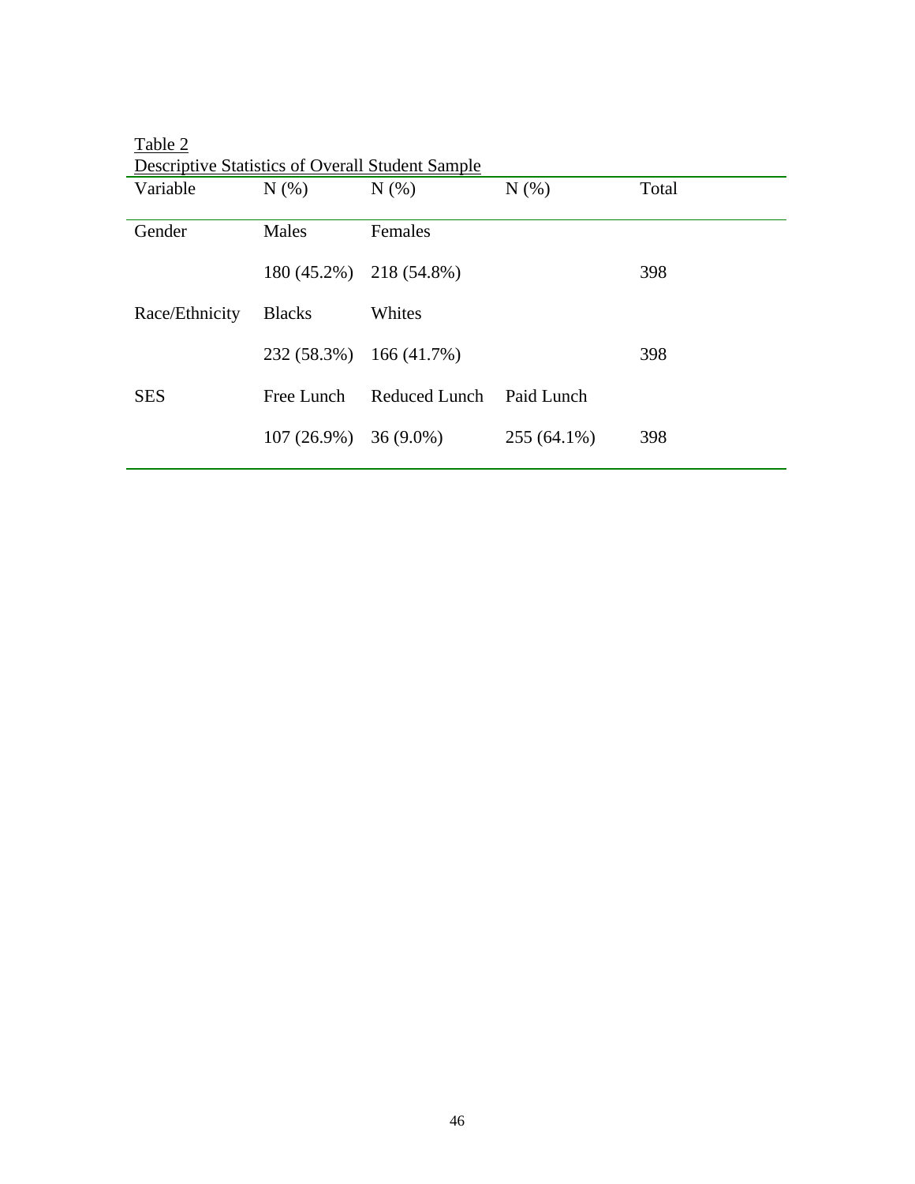Table 2
Descriptive Statistics of Overall Student Sample

| Variable | N (%) | N (%) | N (%) | Total |
|---|---|---|---|---|
| Gender | Males | Females | | |
| | 180 (45.2%) | 218 (54.8%) | | 398 |
| Race/Ethnicity | Blacks | Whites | | |
| | 232 (58.3%) | 166 (41.7%) | | 398 |
| SES | Free Lunch | Reduced Lunch | Paid Lunch | |
| | 107 (26.9%) | 36 (9.0%) | 255 (64.1%) | 398 |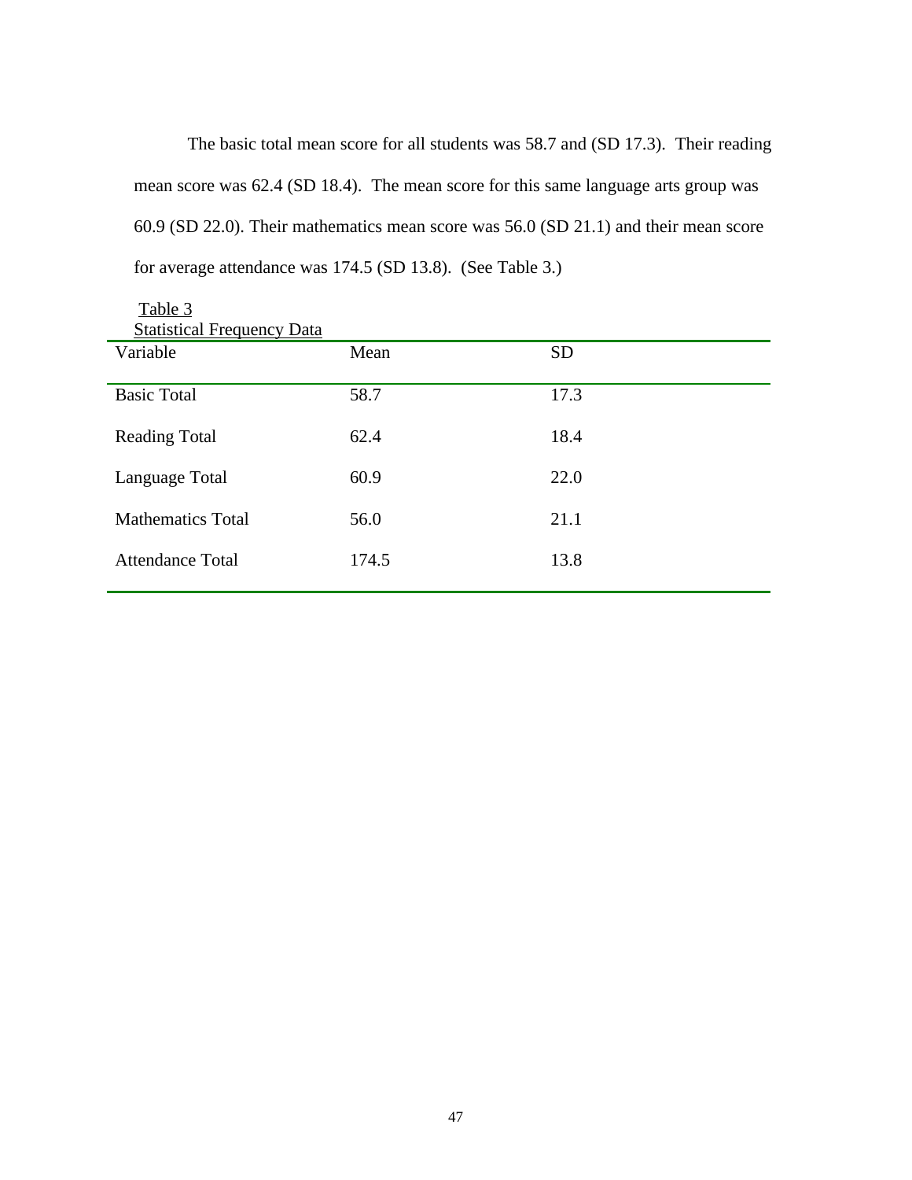The basic total mean score for all students was 58.7 and (SD 17.3). Their reading mean score was 62.4 (SD 18.4). The mean score for this same language arts group was 60.9 (SD 22.0). Their mathematics mean score was 56.0 (SD 21.1) and their mean score for average attendance was 174.5 (SD 13.8). (See Table 3.)

Table 3
Statistical Frequency Data

| Variable | Mean | SD |
|---|---|---|
| Basic Total | 58.7 | 17.3 |
| Reading Total | 62.4 | 18.4 |
| Language Total | 60.9 | 22.0 |
| Mathematics Total | 56.0 | 21.1 |
| Attendance Total | 174.5 | 13.8 |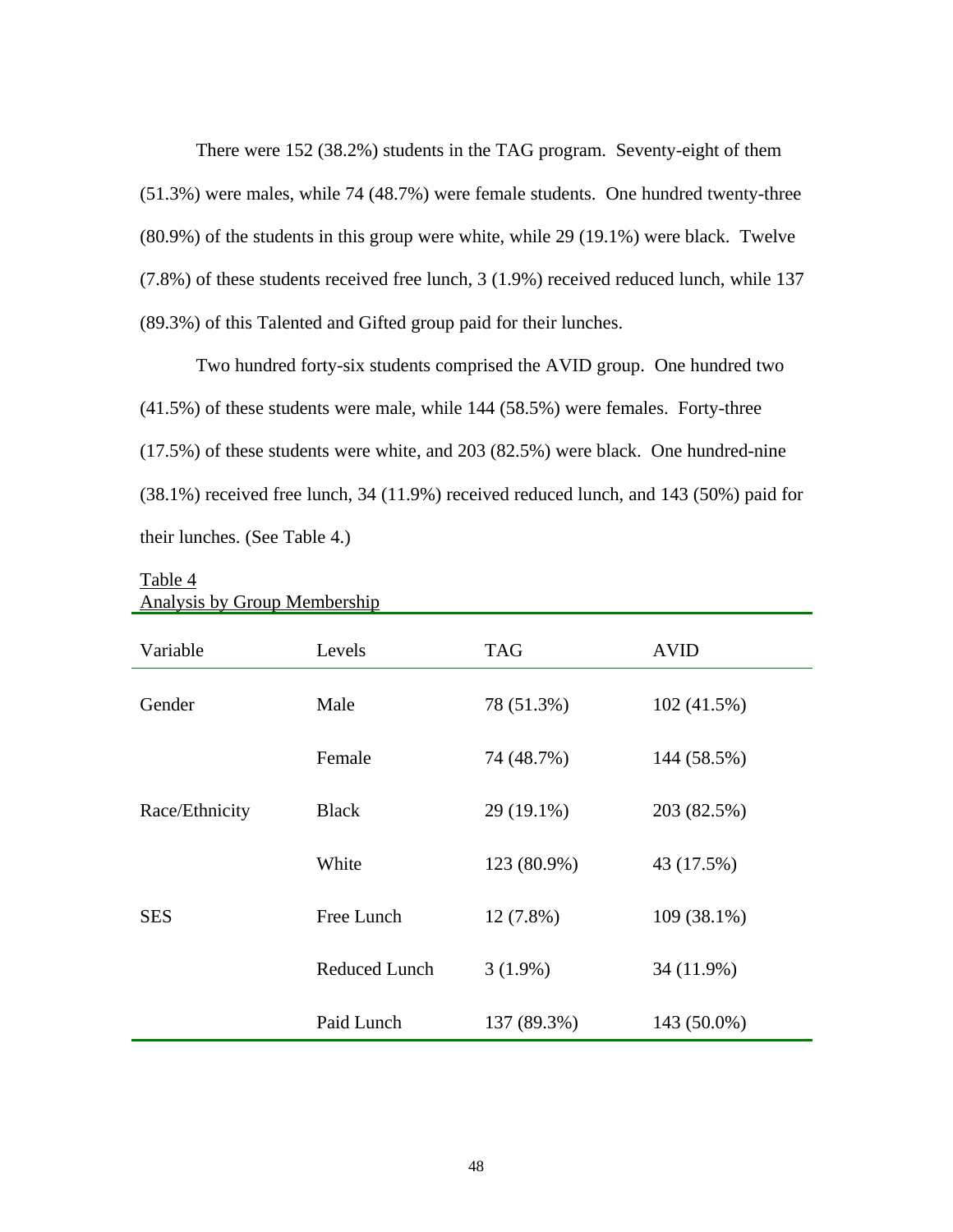There were 152 (38.2%) students in the TAG program. Seventy-eight of them (51.3%) were males, while 74 (48.7%) were female students. One hundred twenty-three (80.9%) of the students in this group were white, while 29 (19.1%) were black. Twelve (7.8%) of these students received free lunch, 3 (1.9%) received reduced lunch, while 137 (89.3%) of this Talented and Gifted group paid for their lunches.

Two hundred forty-six students comprised the AVID group. One hundred two (41.5%) of these students were male, while 144 (58.5%) were females. Forty-three (17.5%) of these students were white, and 203 (82.5%) were black. One hundred-nine (38.1%) received free lunch, 34 (11.9%) received reduced lunch, and 143 (50%) paid for their lunches. (See Table 4.)

Table 4
Analysis by Group Membership

| Variable | Levels | TAG | AVID |
|---|---|---|---|
| Gender | Male | 78 (51.3%) | 102 (41.5%) |
| | Female | 74 (48.7%) | 144 (58.5%) |
| Race/Ethnicity | Black | 29 (19.1%) | 203 (82.5%) |
| | White | 123 (80.9%) | 43 (17.5%) |
| SES | Free Lunch | 12 (7.8%) | 109 (38.1%) |
| | Reduced Lunch | 3 (1.9%) | 34 (11.9%) |
| | Paid Lunch | 137 (89.3%) | 143 (50.0%) |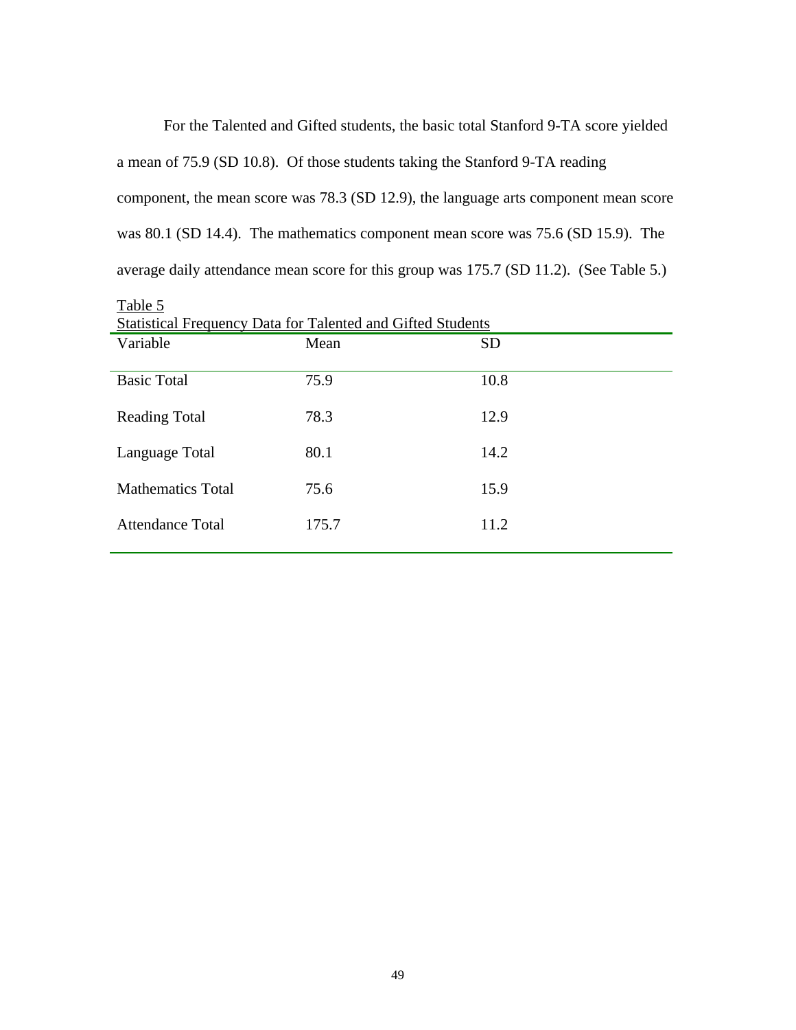For the Talented and Gifted students, the basic total Stanford 9-TA score yielded a mean of 75.9 (SD 10.8). Of those students taking the Stanford 9-TA reading component, the mean score was 78.3 (SD 12.9), the language arts component mean score was 80.1 (SD 14.4). The mathematics component mean score was 75.6 (SD 15.9). The average daily attendance mean score for this group was 175.7 (SD 11.2). (See Table 5.)

Table 5

Statistical Frequency Data for Talented and Gifted Students

| Variable | Mean | SD |
|---|---|---|
| Basic Total | 75.9 | 10.8 |
| Reading Total | 78.3 | 12.9 |
| Language Total | 80.1 | 14.2 |
| Mathematics Total | 75.6 | 15.9 |
| Attendance Total | 175.7 | 11.2 |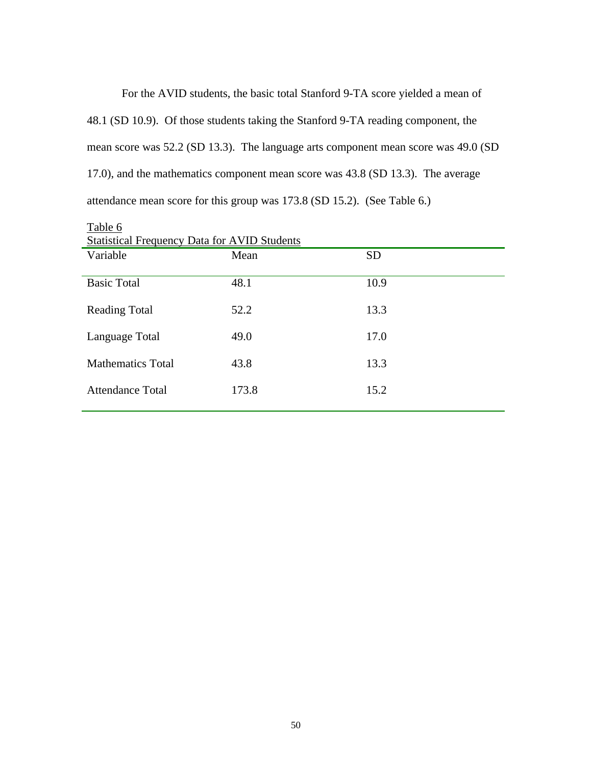For the AVID students, the basic total Stanford 9-TA score yielded a mean of 48.1 (SD 10.9). Of those students taking the Stanford 9-TA reading component, the mean score was 52.2 (SD 13.3). The language arts component mean score was 49.0 (SD 17.0), and the mathematics component mean score was 43.8 (SD 13.3). The average attendance mean score for this group was 173.8 (SD 15.2). (See Table 6.)

Table 6

Statistical Frequency Data for AVID Students

| Variable | Mean | SD |
|---|---|---|
| Basic Total | 48.1 | 10.9 |
| Reading Total | 52.2 | 13.3 |
| Language Total | 49.0 | 17.0 |
| Mathematics Total | 43.8 | 13.3 |
| Attendance Total | 173.8 | 15.2 |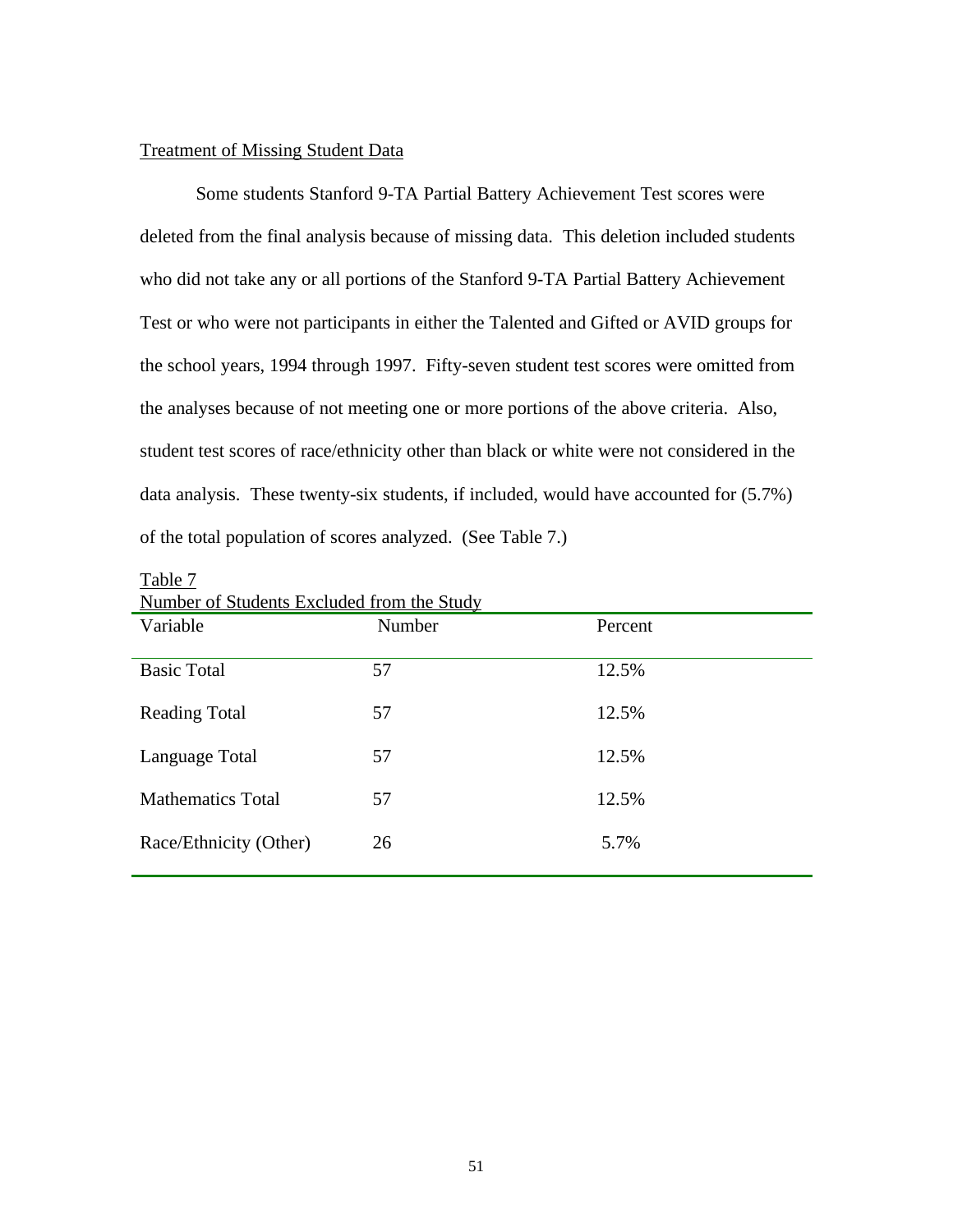Treatment of Missing Student Data

Some students Stanford 9-TA Partial Battery Achievement Test scores were deleted from the final analysis because of missing data. This deletion included students who did not take any or all portions of the Stanford 9-TA Partial Battery Achievement Test or who were not participants in either the Talented and Gifted or AVID groups for the school years, 1994 through 1997. Fifty-seven student test scores were omitted from the analyses because of not meeting one or more portions of the above criteria. Also, student test scores of race/ethnicity other than black or white were not considered in the data analysis. These twenty-six students, if included, would have accounted for (5.7%) of the total population of scores analyzed. (See Table 7.)

Table 7
Number of Students Excluded from the Study

| Variable | Number | Percent |
|---|---|---|
| Basic Total | 57 | 12.5% |
| Reading Total | 57 | 12.5% |
| Language Total | 57 | 12.5% |
| Mathematics Total | 57 | 12.5% |
| Race/Ethnicity (Other) | 26 | 5.7% |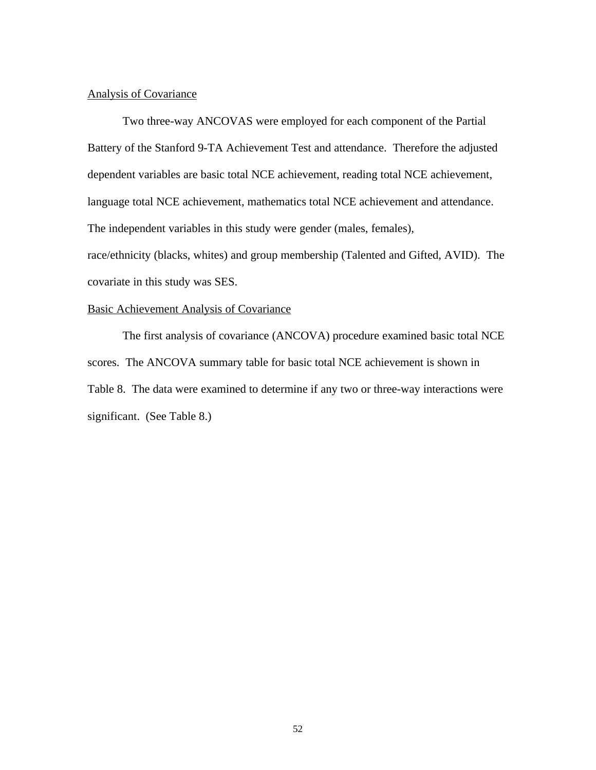## Analysis of Covariance

Two three-way ANCOVAS were employed for each component of the Partial Battery of the Stanford 9-TA Achievement Test and attendance. Therefore the adjusted dependent variables are basic total NCE achievement, reading total NCE achievement, language total NCE achievement, mathematics total NCE achievement and attendance. The independent variables in this study were gender (males, females), race/ethnicity (blacks, whites) and group membership (Talented and Gifted, AVID). The covariate in this study was SES.

## Basic Achievement Analysis of Covariance

The first analysis of covariance (ANCOVA) procedure examined basic total NCE scores. The ANCOVA summary table for basic total NCE achievement is shown in Table 8. The data were examined to determine if any two or three-way interactions were significant. (See Table 8.)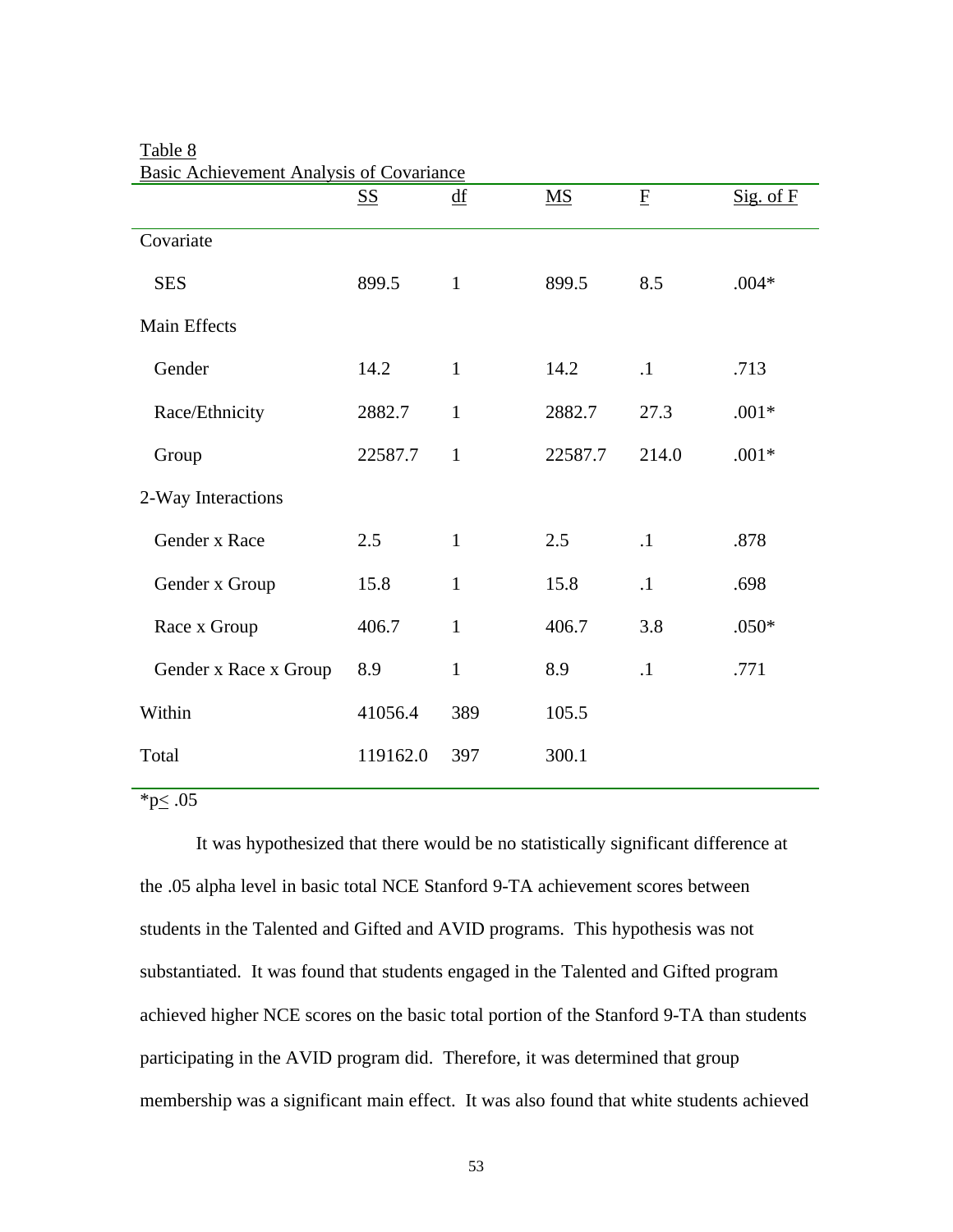Table 8
Basic Achievement Analysis of Covariance

| | SS | df | MS | F | Sig. of F |
|---|---|---|---|---|---|
| Covariate | | | | | |
| SES | 899.5 | 1 | 899.5 | 8.5 | .004* |
| Main Effects | | | | | |
| Gender | 14.2 | 1 | 14.2 | .1 | .713 |
| Race/Ethnicity | 2882.7 | 1 | 2882.7 | 27.3 | .001* |
| Group | 22587.7 | 1 | 22587.7 | 214.0 | .001* |
| 2-Way Interactions | | | | | |
| Gender x Race | 2.5 | 1 | 2.5 | .1 | .878 |
| Gender x Group | 15.8 | 1 | 15.8 | .1 | .698 |
| Race x Group | 406.7 | 1 | 406.7 | 3.8 | .050* |
| Gender x Race x Group | 8.9 | 1 | 8.9 | .1 | .771 |
| Within | 41056.4 | 389 | 105.5 | | |
| Total | 119162.0 | 397 | 300.1 | | |

*p≤ .05

It was hypothesized that there would be no statistically significant difference at the .05 alpha level in basic total NCE Stanford 9-TA achievement scores between students in the Talented and Gifted and AVID programs. This hypothesis was not substantiated. It was found that students engaged in the Talented and Gifted program achieved higher NCE scores on the basic total portion of the Stanford 9-TA than students participating in the AVID program did. Therefore, it was determined that group membership was a significant main effect. It was also found that white students achieved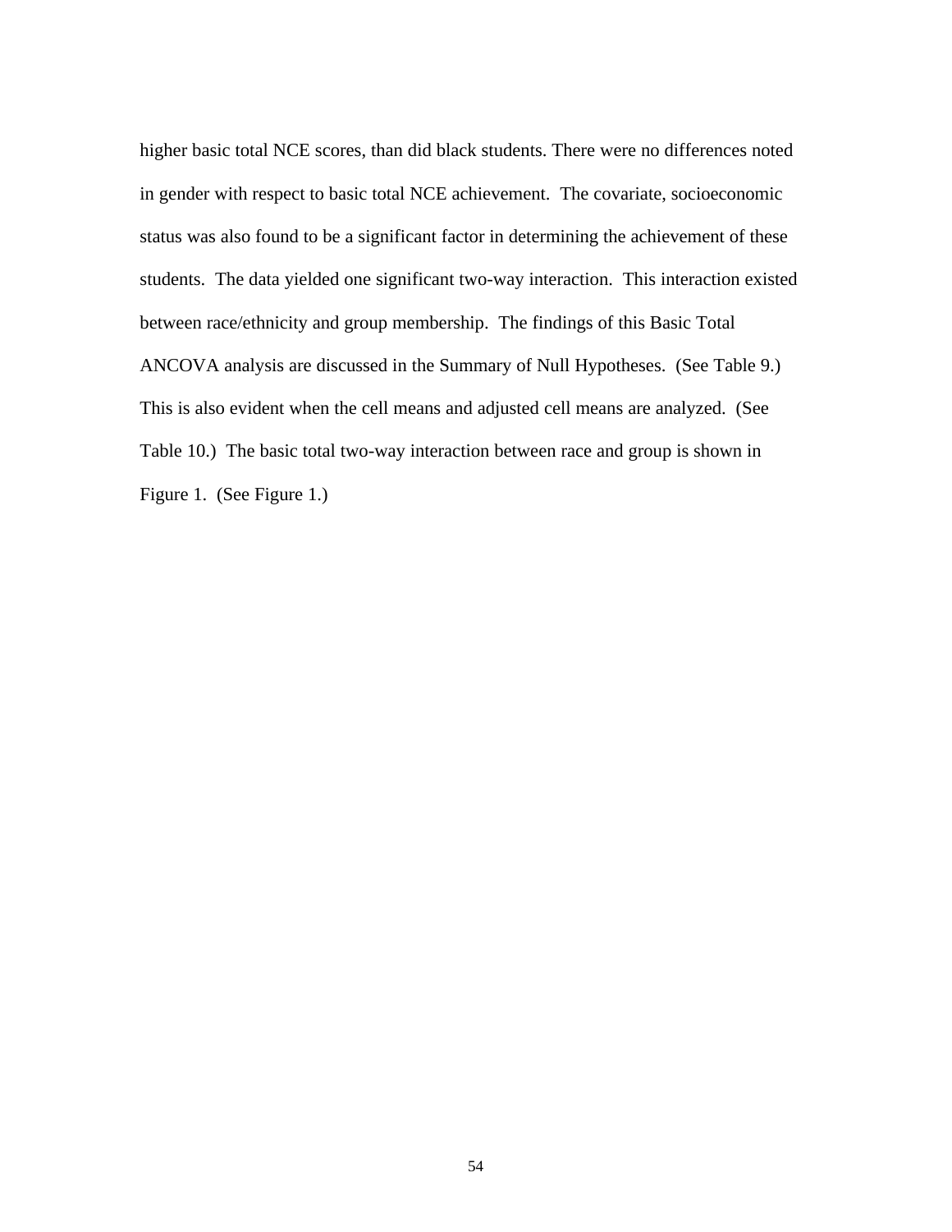higher basic total NCE scores, than did black students. There were no differences noted in gender with respect to basic total NCE achievement. The covariate, socioeconomic status was also found to be a significant factor in determining the achievement of these students. The data yielded one significant two-way interaction. This interaction existed between race/ethnicity and group membership. The findings of this Basic Total ANCOVA analysis are discussed in the Summary of Null Hypotheses. (See Table 9.) This is also evident when the cell means and adjusted cell means are analyzed. (See Table 10.) The basic total two-way interaction between race and group is shown in Figure 1. (See Figure 1.)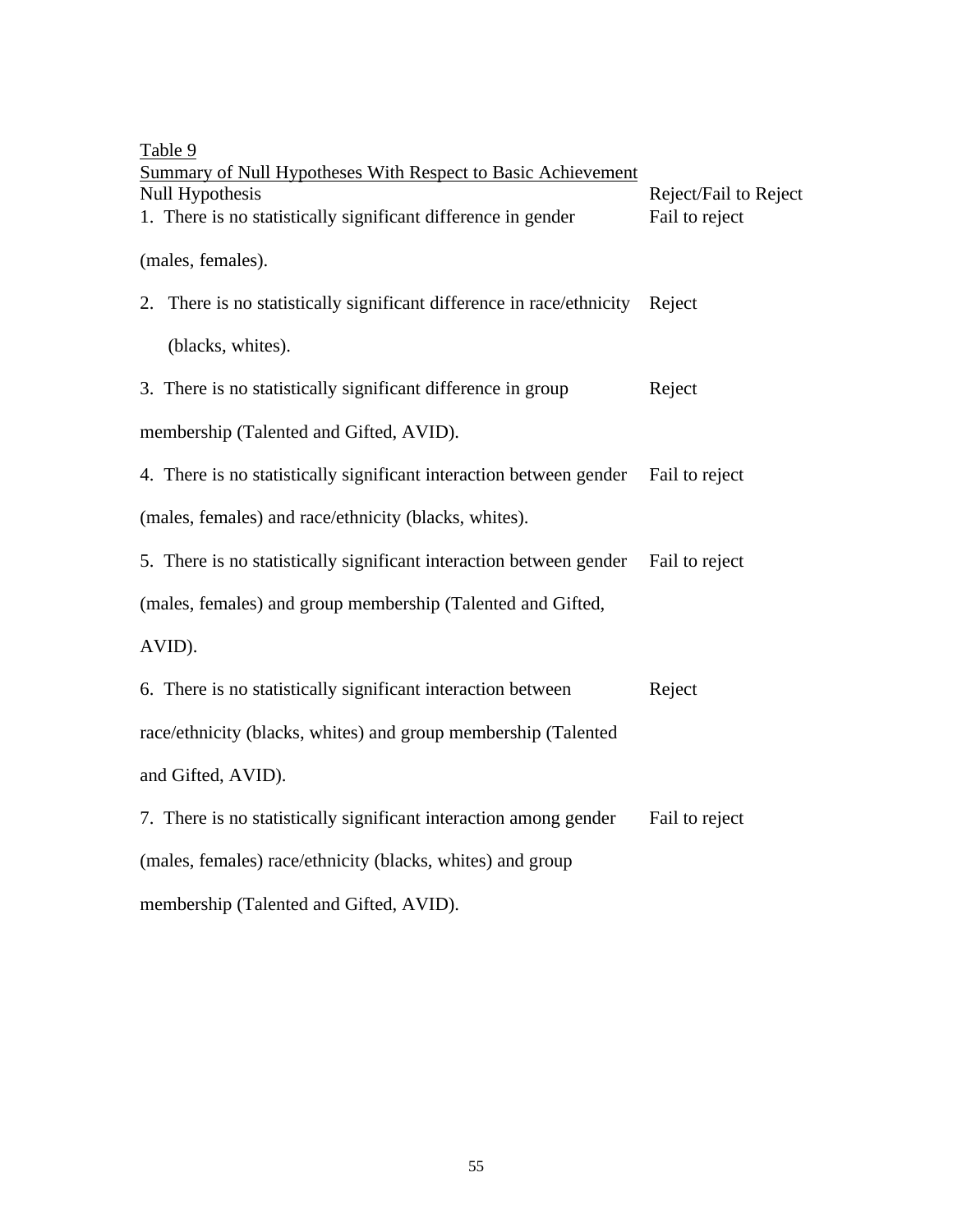Table 9

Summary of Null Hypotheses With Respect to Basic Achievement

| Null Hypothesis | Reject/Fail to Reject |
|---|---|
| 1. There is no statistically significant difference in gender (males, females). | Fail to reject |
| 2. There is no statistically significant difference in race/ethnicity (blacks, whites). | Reject |
| 3. There is no statistically significant difference in group membership (Talented and Gifted, AVID). | Reject |
| 4. There is no statistically significant interaction between gender (males, females) and race/ethnicity (blacks, whites). | Fail to reject |
| 5. There is no statistically significant interaction between gender (males, females) and group membership (Talented and Gifted, AVID). | Fail to reject |
| 6. There is no statistically significant interaction between race/ethnicity (blacks, whites) and group membership (Talented and Gifted, AVID). | Reject |
| 7. There is no statistically significant interaction among gender (males, females) race/ethnicity (blacks, whites) and group membership (Talented and Gifted, AVID). | Fail to reject |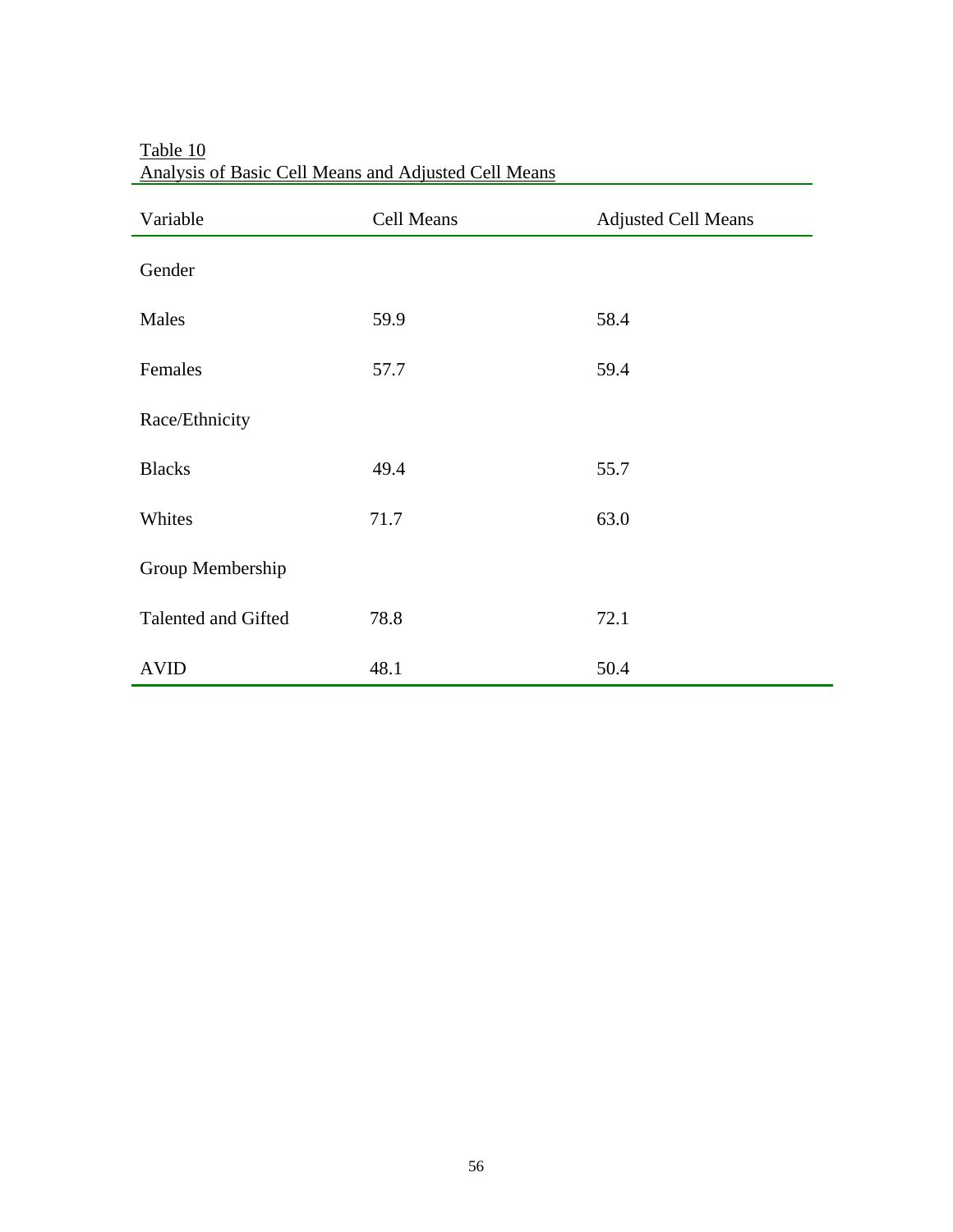Table 10

Analysis of Basic Cell Means and Adjusted Cell Means

| Variable | Cell Means | Adjusted Cell Means |
|---|---|---|
| Gender | | |
| Males | 59.9 | 58.4 |
| Females | 57.7 | 59.4 |
| Race/Ethnicity | | |
| Blacks | 49.4 | 55.7 |
| Whites | 71.7 | 63.0 |
| Group Membership | | |
| Talented and Gifted | 78.8 | 72.1 |
| AVID | 48.1 | 50.4 |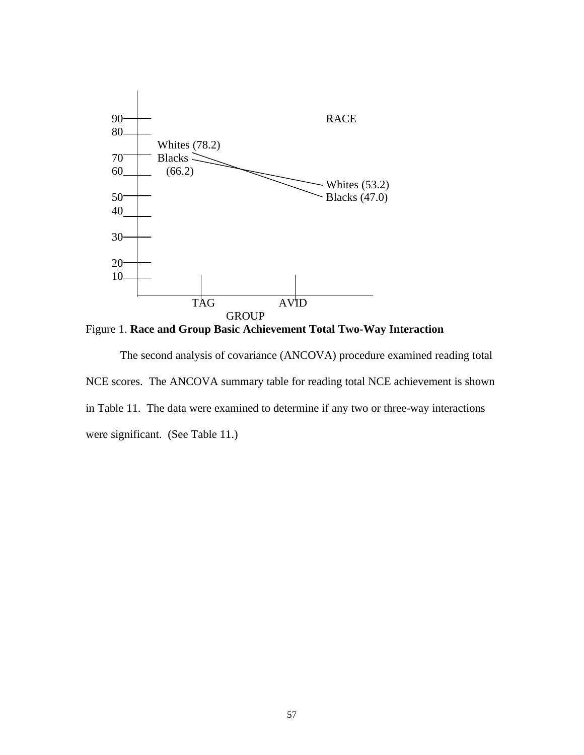RACE

Whites (78.2)
Blacks (66.2)

Whites (53.2)
Blacks (47.0)

TAG AVID

GROUP

Figure 1. **Race and Group Basic Achievement Total Two-Way Interaction**

The second analysis of covariance (ANCOVA) procedure examined reading total NCE scores. The ANCOVA summary table for reading total NCE achievement is shown in Table 11. The data were examined to determine if any two or three-way interactions were significant. (See Table 11.)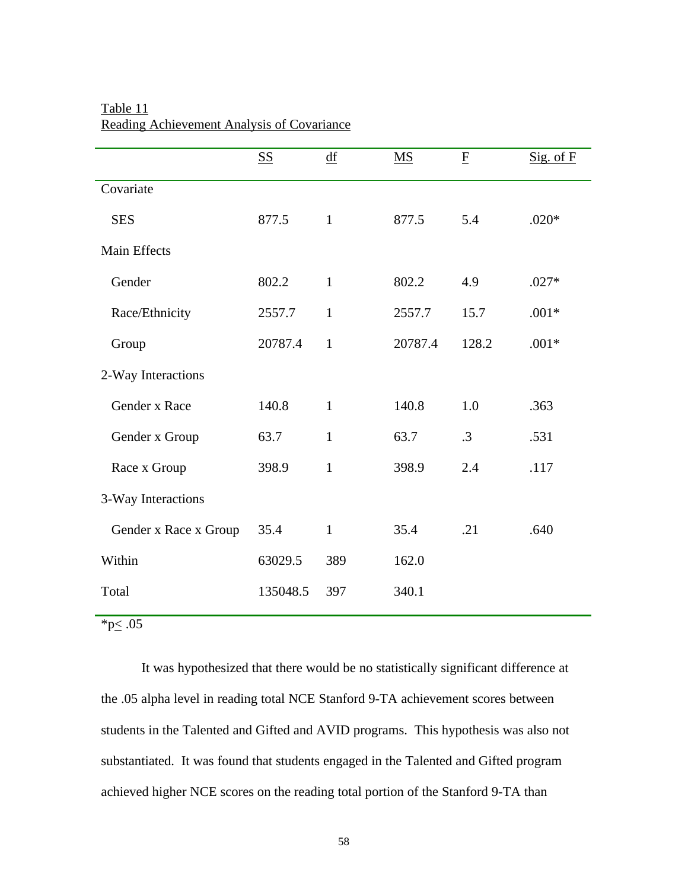Table 11

Reading Achievement Analysis of Covariance

| | SS | df | MS | F | Sig. of F |
|---|---|---|---|---|---|
| Covariate | | | | | |
| SES | 877.5 | 1 | 877.5 | 5.4 | .020* |
| Main Effects | | | | | |
| Gender | 802.2 | 1 | 802.2 | 4.9 | .027* |
| Race/Ethnicity | 2557.7 | 1 | 2557.7 | 15.7 | .001* |
| Group | 20787.4 | 1 | 20787.4 | 128.2 | .001* |
| 2-Way Interactions | | | | | |
| Gender x Race | 140.8 | 1 | 140.8 | 1.0 | .363 |
| Gender x Group | 63.7 | 1 | 63.7 | .3 | .531 |
| Race x Group | 398.9 | 1 | 398.9 | 2.4 | .117 |
| 3-Way Interactions | | | | | |
| Gender x Race x Group | 35.4 | 1 | 35.4 | .21 | .640 |
| Within | 63029.5 | 389 | 162.0 | | |
| Total | 135048.5 | 397 | 340.1 | | |

*$p \leq .05$

It was hypothesized that there would be no statistically significant difference at the .05 alpha level in reading total NCE Stanford 9-TA achievement scores between students in the Talented and Gifted and AVID programs. This hypothesis was also not substantiated. It was found that students engaged in the Talented and Gifted program achieved higher NCE scores on the reading total portion of the Stanford 9-TA than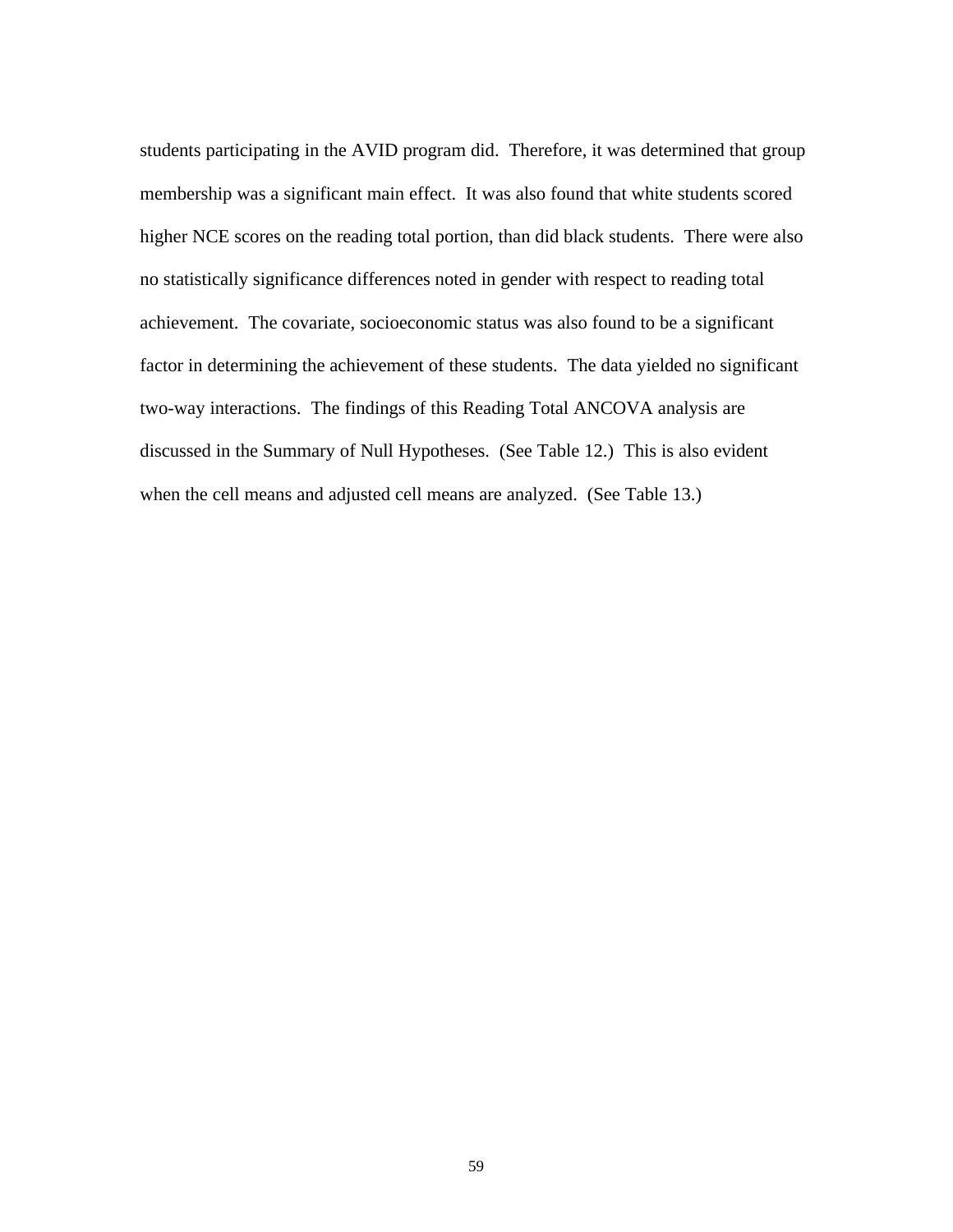students participating in the AVID program did. Therefore, it was determined that group membership was a significant main effect. It was also found that white students scored higher NCE scores on the reading total portion, than did black students. There were also no statistically significance differences noted in gender with respect to reading total achievement. The covariate, socioeconomic status was also found to be a significant factor in determining the achievement of these students. The data yielded no significant two-way interactions. The findings of this Reading Total ANCOVA analysis are discussed in the Summary of Null Hypotheses. (See Table 12.) This is also evident when the cell means and adjusted cell means are analyzed. (See Table 13.)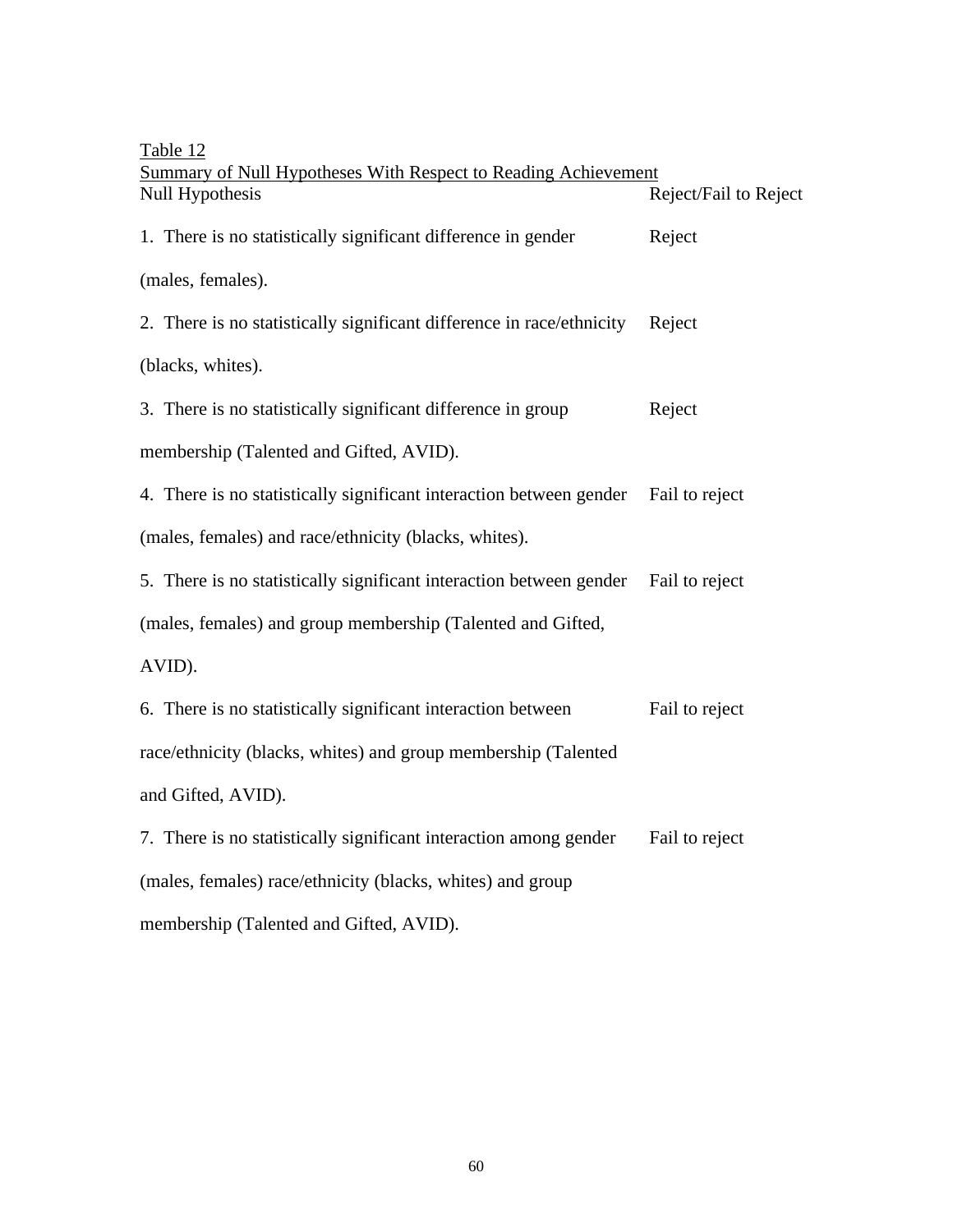Table 12

Summary of Null Hypotheses With Respect to Reading Achievement

| Null Hypothesis | Reject/Fail to Reject |
|---|---|
| 1. There is no statistically significant difference in gender (males, females). | Reject |
| 2. There is no statistically significant difference in race/ethnicity (blacks, whites). | Reject |
| 3. There is no statistically significant difference in group membership (Talented and Gifted, AVID). | Reject |
| 4. There is no statistically significant interaction between gender (males, females) and race/ethnicity (blacks, whites). | Fail to reject |
| 5. There is no statistically significant interaction between gender (males, females) and group membership (Talented and Gifted, AVID). | Fail to reject |
| 6. There is no statistically significant interaction between race/ethnicity (blacks, whites) and group membership (Talented and Gifted, AVID). | Fail to reject |
| 7. There is no statistically significant interaction among gender (males, females) race/ethnicity (blacks, whites) and group membership (Talented and Gifted, AVID). | Fail to reject |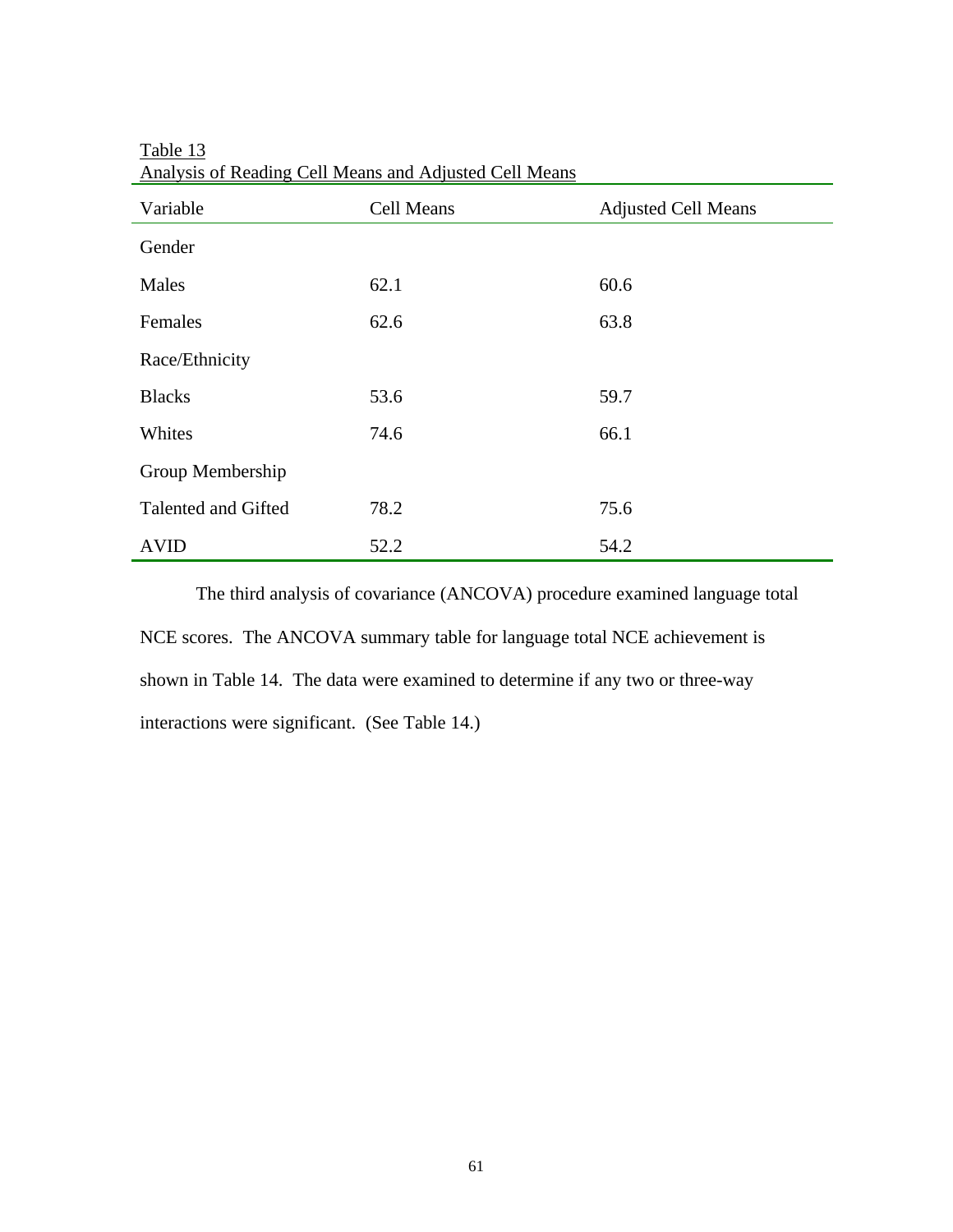Table 13
Analysis of Reading Cell Means and Adjusted Cell Means

| Variable | Cell Means | Adjusted Cell Means |
|---|---|---|
| Gender | | |
| Males | 62.1 | 60.6 |
| Females | 62.6 | 63.8 |
| Race/Ethnicity | | |
| Blacks | 53.6 | 59.7 |
| Whites | 74.6 | 66.1 |
| Group Membership | | |
| Talented and Gifted | 78.2 | 75.6 |
| AVID | 52.2 | 54.2 |

The third analysis of covariance (ANCOVA) procedure examined language total NCE scores. The ANCOVA summary table for language total NCE achievement is shown in Table 14. The data were examined to determine if any two or three-way interactions were significant. (See Table 14.)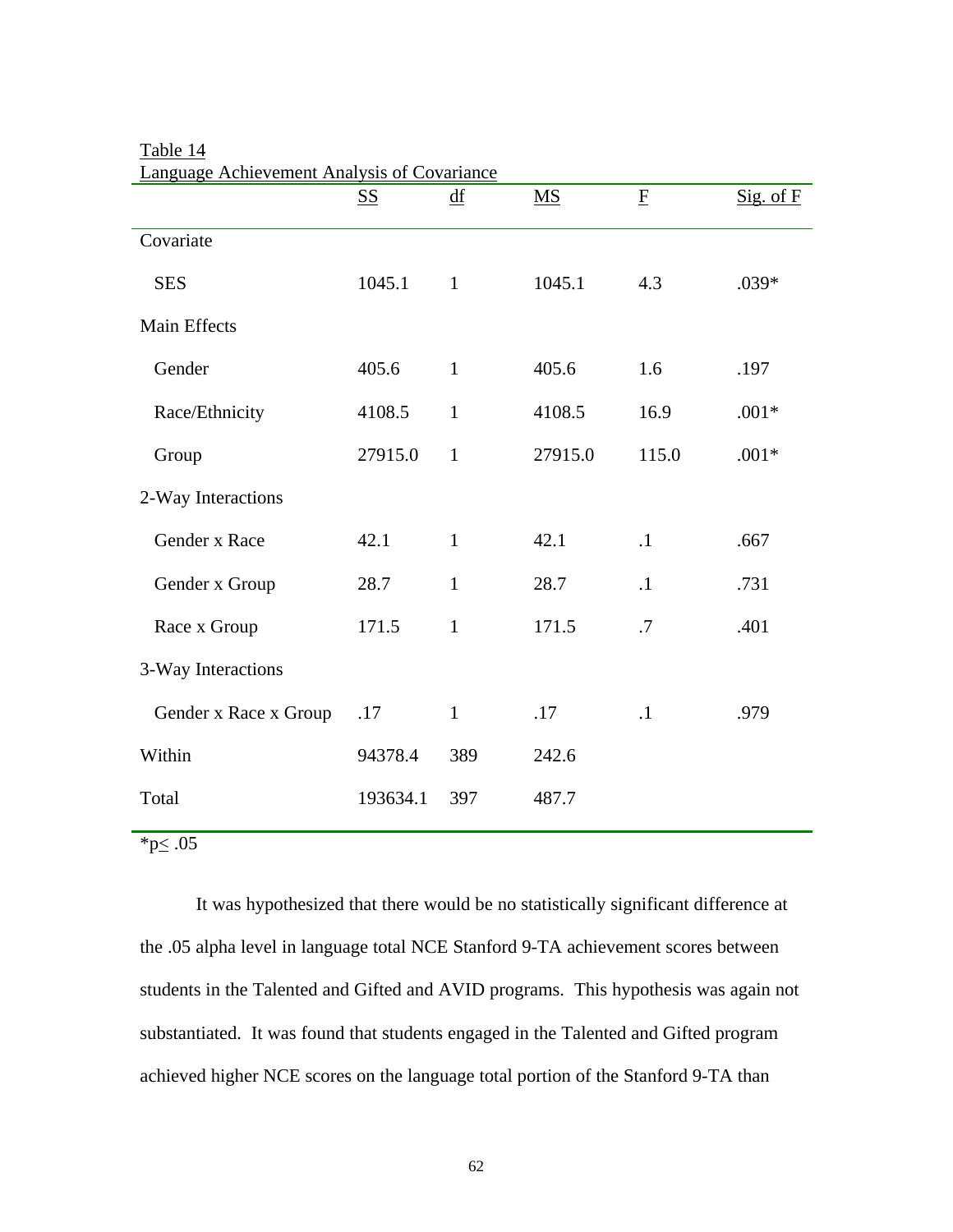Table 14
Language Achievement Analysis of Covariance

| | SS | df | MS | F | Sig. of F |
|---|---|---|---|---|---|
| Covariate | | | | | |
| SES | 1045.1 | 1 | 1045.1 | 4.3 | .039* |
| Main Effects | | | | | |
| Gender | 405.6 | 1 | 405.6 | 1.6 | .197 |
| Race/Ethnicity | 4108.5 | 1 | 4108.5 | 16.9 | .001* |
| Group | 27915.0 | 1 | 27915.0 | 115.0 | .001* |
| 2-Way Interactions | | | | | |
| Gender x Race | 42.1 | 1 | 42.1 | .1 | .667 |
| Gender x Group | 28.7 | 1 | 28.7 | .1 | .731 |
| Race x Group | 171.5 | 1 | 171.5 | .7 | .401 |
| 3-Way Interactions | | | | | |
| Gender x Race x Group | .17 | 1 | .17 | .1 | .979 |
| Within | 94378.4 | 389 | 242.6 | | |
| Total | 193634.1 | 397 | 487.7 | | |

$^{*}p \leq .05$

It was hypothesized that there would be no statistically significant difference at the .05 alpha level in language total NCE Stanford 9-TA achievement scores between students in the Talented and Gifted and AVID programs. This hypothesis was again not substantiated. It was found that students engaged in the Talented and Gifted program achieved higher NCE scores on the language total portion of the Stanford 9-TA than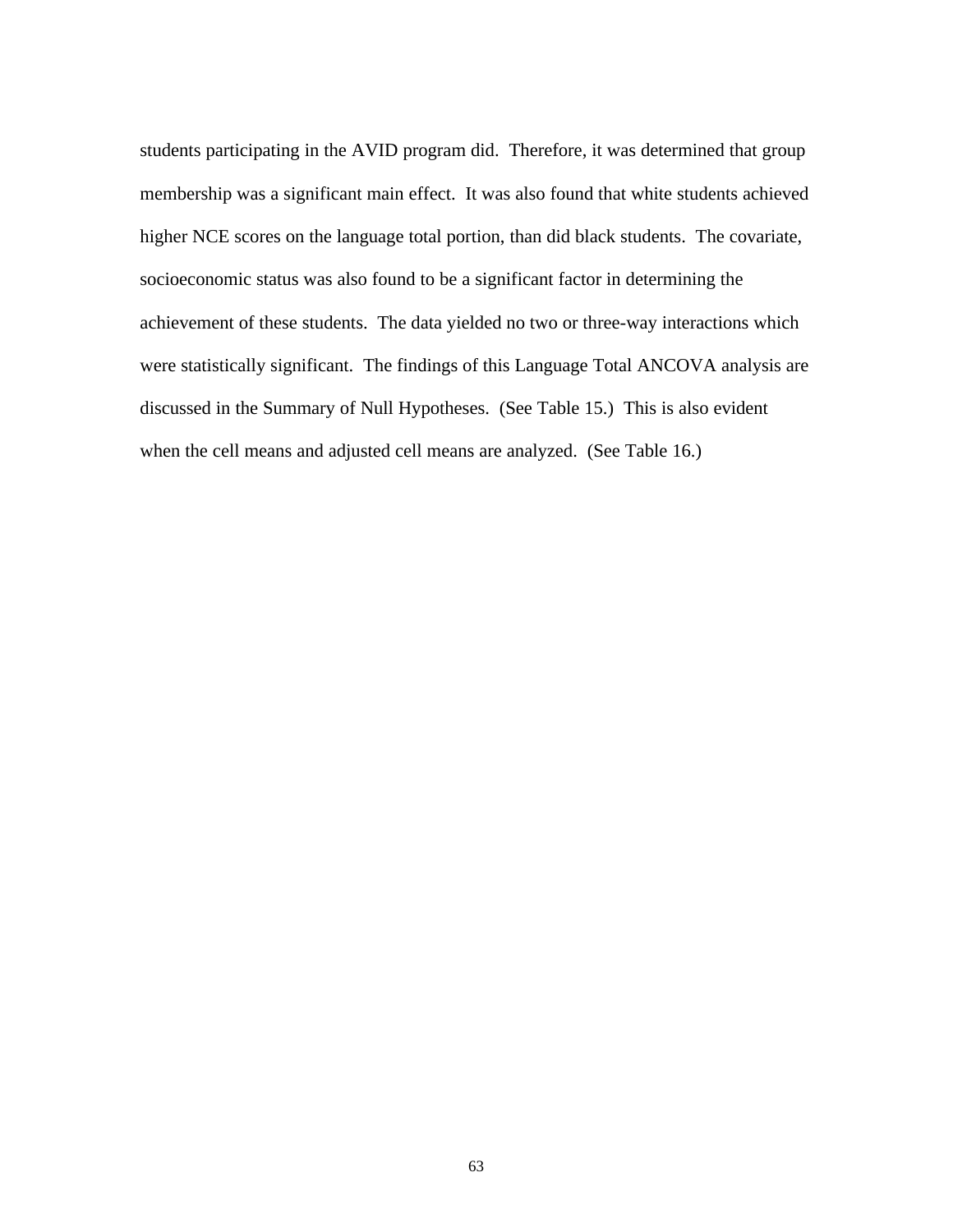students participating in the AVID program did. Therefore, it was determined that group membership was a significant main effect. It was also found that white students achieved higher NCE scores on the language total portion, than did black students. The covariate, socioeconomic status was also found to be a significant factor in determining the achievement of these students. The data yielded no two or three-way interactions which were statistically significant. The findings of this Language Total ANCOVA analysis are discussed in the Summary of Null Hypotheses. (See Table 15.) This is also evident when the cell means and adjusted cell means are analyzed. (See Table 16.)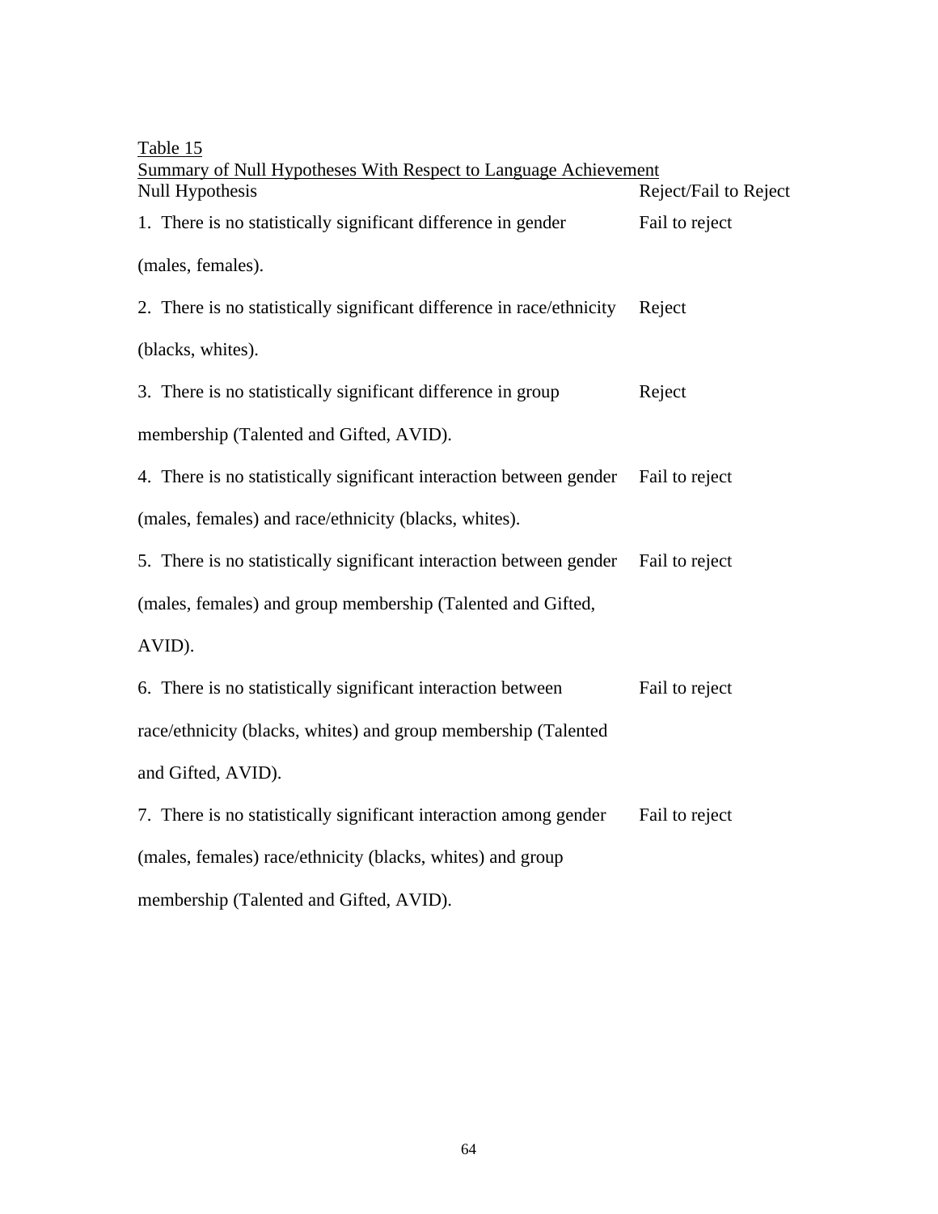Table 15

Summary of Null Hypotheses With Respect to Language Achievement

| Null Hypothesis | Reject/Fail to Reject |
|---|---|
| 1. There is no statistically significant difference in gender (males, females). | Fail to reject |
| 2. There is no statistically significant difference in race/ethnicity (blacks, whites). | Reject |
| 3. There is no statistically significant difference in group membership (Talented and Gifted, AVID). | Reject |
| 4. There is no statistically significant interaction between gender (males, females) and race/ethnicity (blacks, whites). | Fail to reject |
| 5. There is no statistically significant interaction between gender (males, females) and group membership (Talented and Gifted, AVID). | Fail to reject |
| 6. There is no statistically significant interaction between race/ethnicity (blacks, whites) and group membership (Talented and Gifted, AVID). | Fail to reject |
| 7. There is no statistically significant interaction among gender (males, females) race/ethnicity (blacks, whites) and group membership (Talented and Gifted, AVID). | Fail to reject |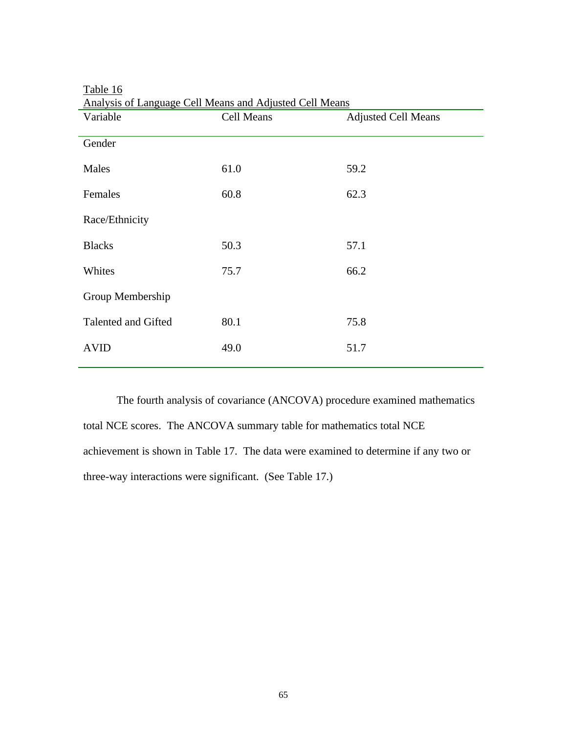Table 16

Analysis of Language Cell Means and Adjusted Cell Means

| Variable | Cell Means | Adjusted Cell Means |
|---|---|---|
| Gender | | |
| Males | 61.0 | 59.2 |
| Females | 60.8 | 62.3 |
| Race/Ethnicity | | |
| Blacks | 50.3 | 57.1 |
| Whites | 75.7 | 66.2 |
| Group Membership | | |
| Talented and Gifted | 80.1 | 75.8 |
| AVID | 49.0 | 51.7 |

The fourth analysis of covariance (ANCOVA) procedure examined mathematics total NCE scores. The ANCOVA summary table for mathematics total NCE achievement is shown in Table 17. The data were examined to determine if any two or three-way interactions were significant. (See Table 17.)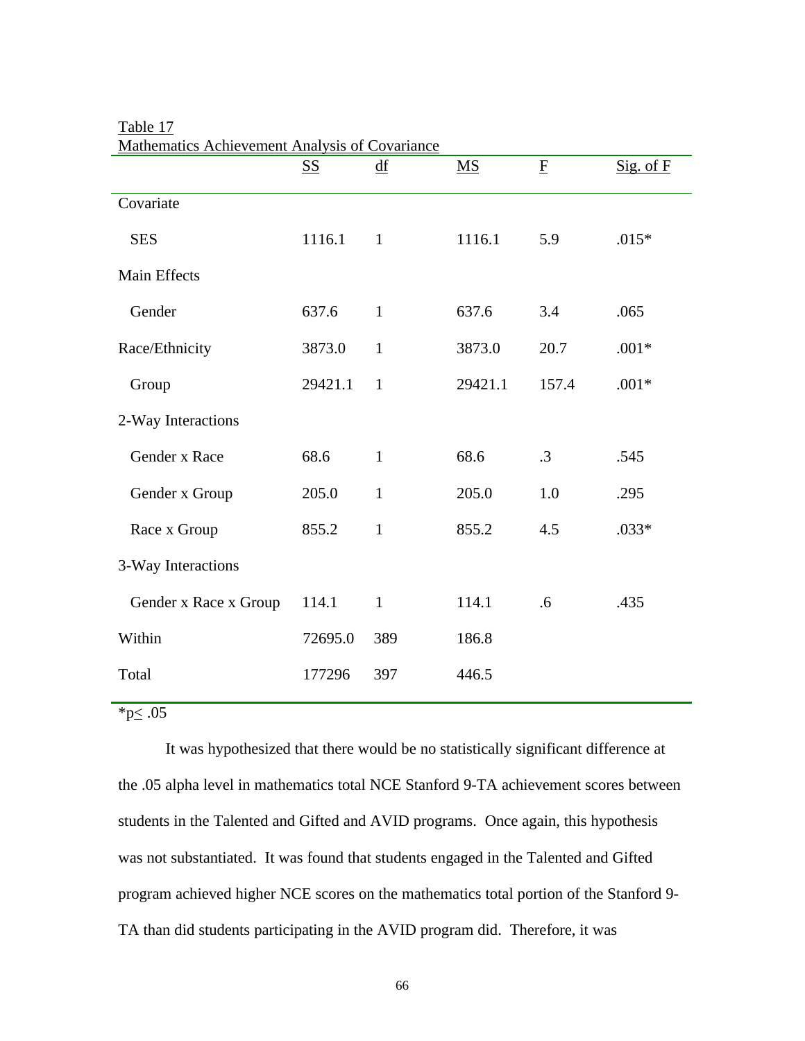Table 17

Mathematics Achievement Analysis of Covariance

| | SS | df | MS | F | Sig. of F |
|---|---|---|---|---|---|
| Covariate | | | | | |
| SES | 1116.1 | 1 | 1116.1 | 5.9 | .015* |
| Main Effects | | | | | |
| Gender | 637.6 | 1 | 637.6 | 3.4 | .065 |
| Race/Ethnicity | 3873.0 | 1 | 3873.0 | 20.7 | .001* |
| Group | 29421.1 | 1 | 29421.1 | 157.4 | .001* |
| 2-Way Interactions | | | | | |
| Gender x Race | 68.6 | 1 | 68.6 | .3 | .545 |
| Gender x Group | 205.0 | 1 | 205.0 | 1.0 | .295 |
| Race x Group | 855.2 | 1 | 855.2 | 4.5 | .033* |
| 3-Way Interactions | | | | | |
| Gender x Race x Group | 114.1 | 1 | 114.1 | .6 | .435 |
| Within | 72695.0 | 389 | 186.8 | | |
| Total | 177296 | 397 | 446.5 | | |

*$p \leq .05$

It was hypothesized that there would be no statistically significant difference at the .05 alpha level in mathematics total NCE Stanford 9-TA achievement scores between students in the Talented and Gifted and AVID programs. Once again, this hypothesis was not substantiated. It was found that students engaged in the Talented and Gifted program achieved higher NCE scores on the mathematics total portion of the Stanford 9-TA than did students participating in the AVID program did. Therefore, it was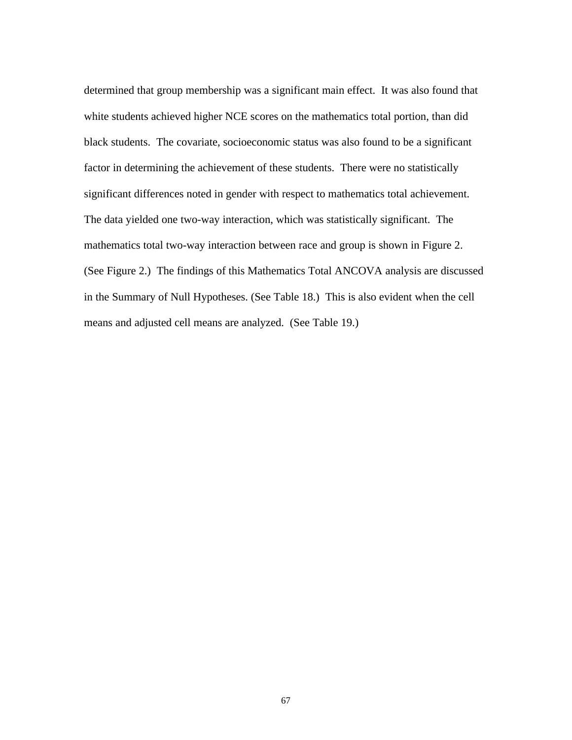determined that group membership was a significant main effect. It was also found that white students achieved higher NCE scores on the mathematics total portion, than did black students. The covariate, socioeconomic status was also found to be a significant factor in determining the achievement of these students. There were no statistically significant differences noted in gender with respect to mathematics total achievement. The data yielded one two-way interaction, which was statistically significant. The mathematics total two-way interaction between race and group is shown in Figure 2. (See Figure 2.) The findings of this Mathematics Total ANCOVA analysis are discussed in the Summary of Null Hypotheses. (See Table 18.) This is also evident when the cell means and adjusted cell means are analyzed. (See Table 19.)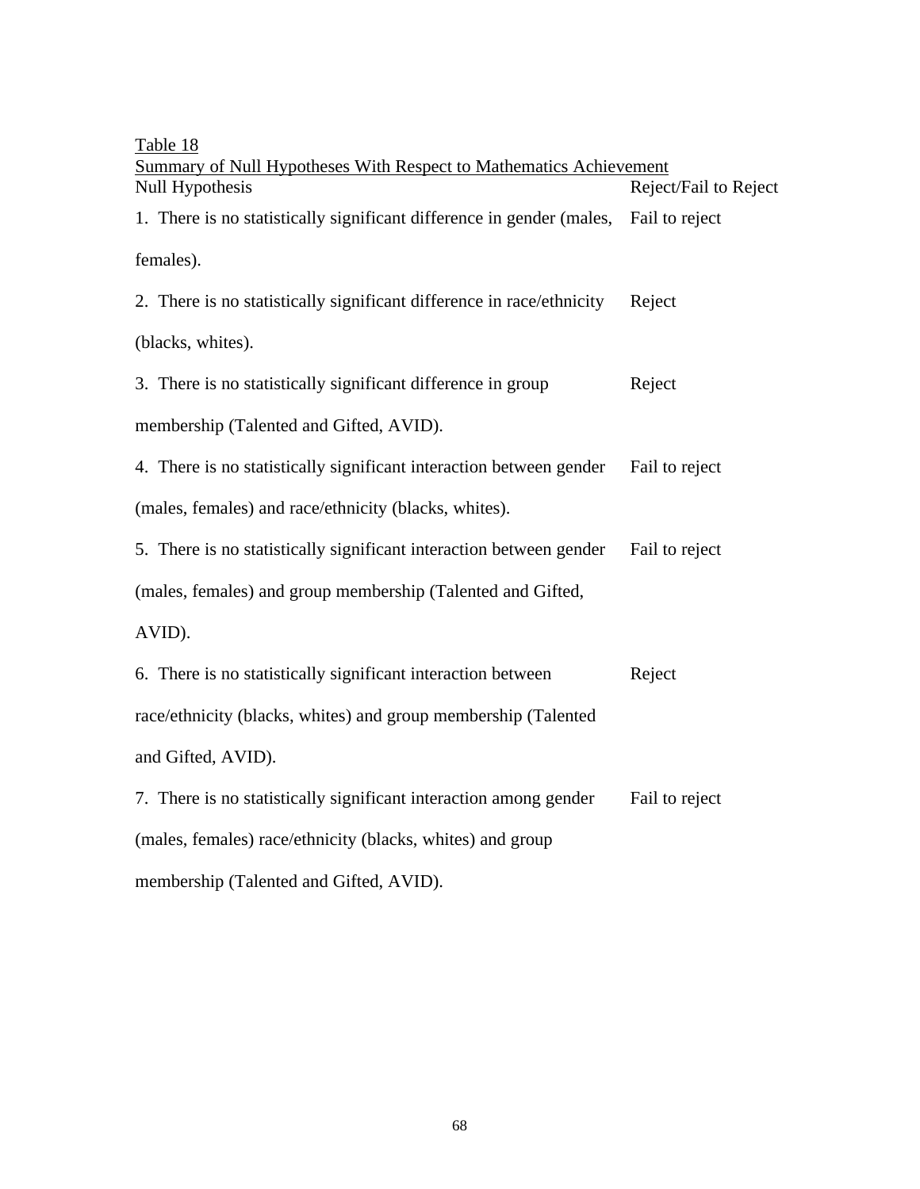Table 18

Summary of Null Hypotheses With Respect to Mathematics Achievement

| Null Hypothesis | Reject/Fail to Reject |
|---|---|
| 1. There is no statistically significant difference in gender (males, females). | Fail to reject |
| 2. There is no statistically significant difference in race/ethnicity (blacks, whites). | Reject |
| 3. There is no statistically significant difference in group membership (Talented and Gifted, AVID). | Reject |
| 4. There is no statistically significant interaction between gender (males, females) and race/ethnicity (blacks, whites). | Fail to reject |
| 5. There is no statistically significant interaction between gender (males, females) and group membership (Talented and Gifted, AVID). | Fail to reject |
| 6. There is no statistically significant interaction between race/ethnicity (blacks, whites) and group membership (Talented and Gifted, AVID). | Reject |
| 7. There is no statistically significant interaction among gender (males, females) race/ethnicity (blacks, whites) and group membership (Talented and Gifted, AVID). | Fail to reject |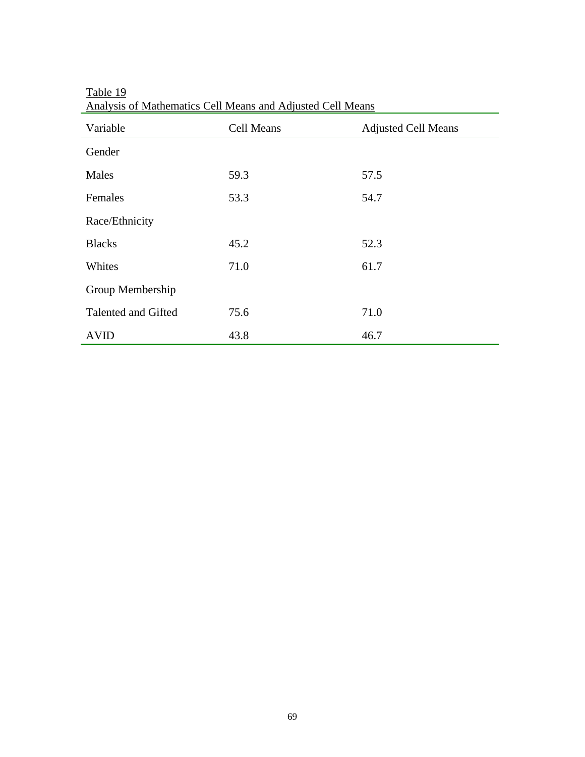Table 19

Analysis of Mathematics Cell Means and Adjusted Cell Means

| Variable | Cell Means | Adjusted Cell Means |
|---|---|---|
| Gender | | |
| Males | 59.3 | 57.5 |
| Females | 53.3 | 54.7 |
| Race/Ethnicity | | |
| Blacks | 45.2 | 52.3 |
| Whites | 71.0 | 61.7 |
| Group Membership | | |
| Talented and Gifted | 75.6 | 71.0 |
| AVID | 43.8 | 46.7 |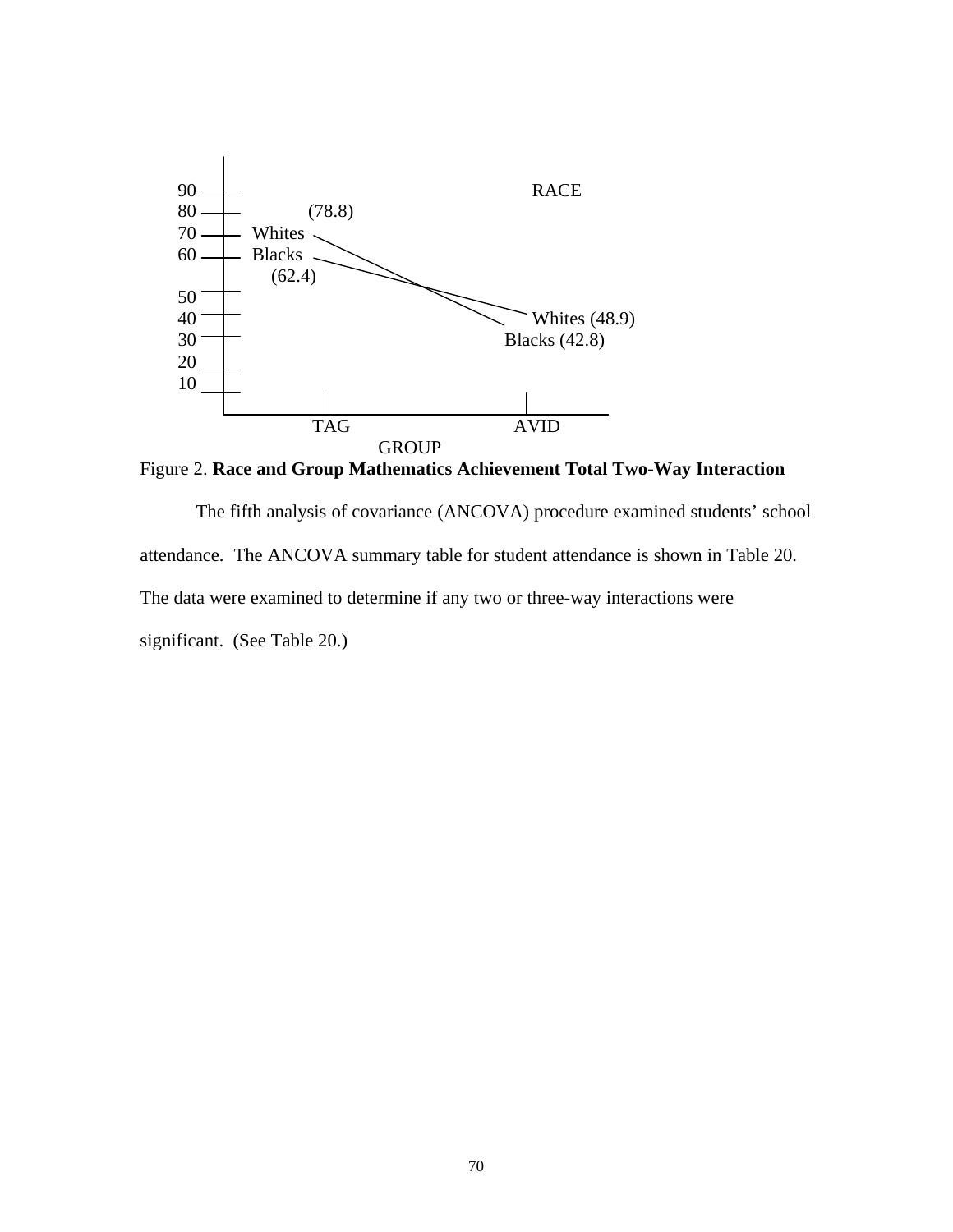| | | | |
|---|---|---|---|
| 90 | | | RACE |
| 80 | (78.8) | | |
| 70 | Whites | | |
| 60 | Blacks | | |
| | (62.4) | | |
| 50 | | | |
| 40 | | | Whites (48.9) |
| 30 | | | Blacks (42.8) |
| 20 | | | |
| 10 | | | |
| | TAG | | AVID |
| | | GROUP | |

Figure 2. **Race and Group Mathematics Achievement Total Two-Way Interaction**

The fifth analysis of covariance (ANCOVA) procedure examined students' school attendance. The ANCOVA summary table for student attendance is shown in Table 20. The data were examined to determine if any two or three-way interactions were significant. (See Table 20.)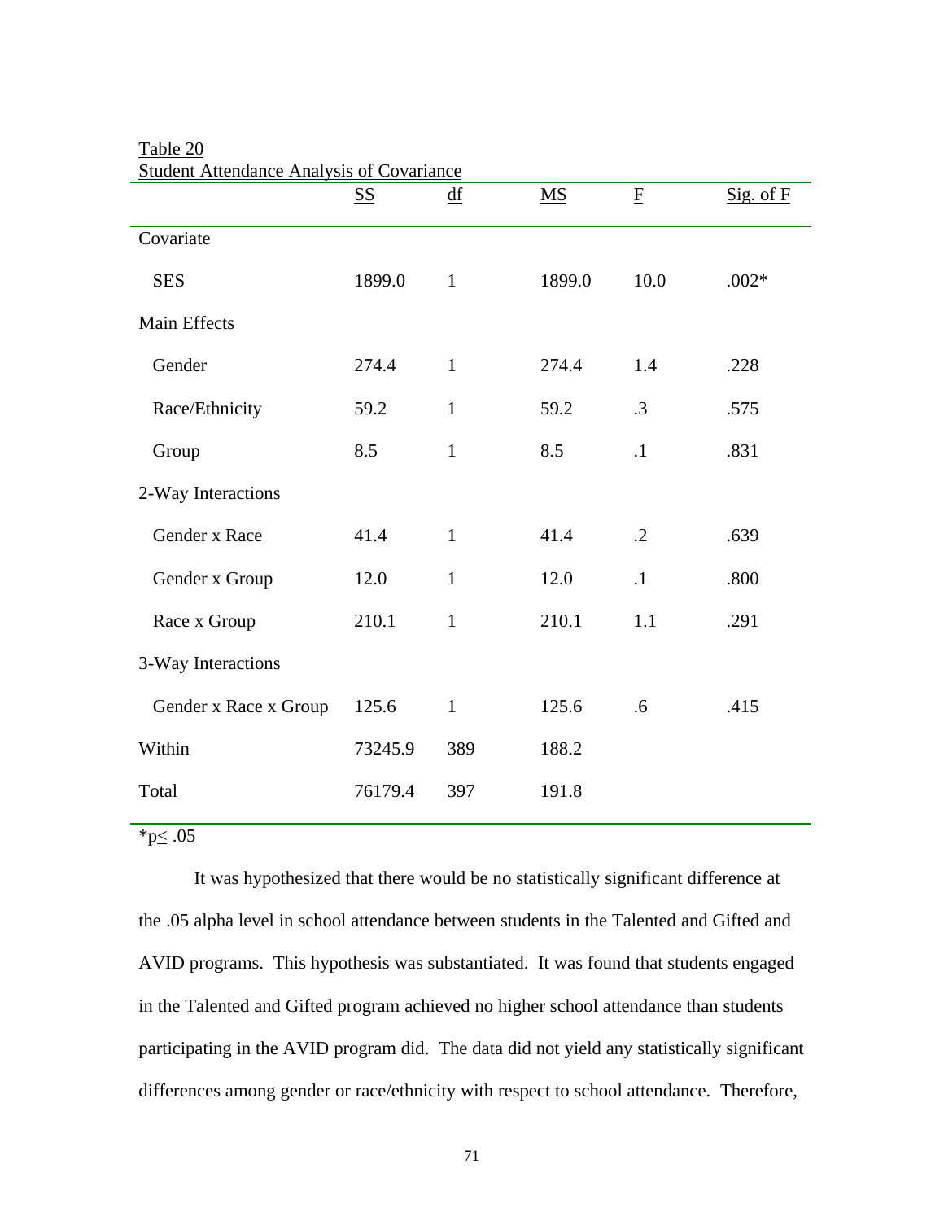Table 20
Student Attendance Analysis of Covariance

| | SS | df | MS | F | Sig. of F |
|---|---|---|---|---|---|
| Covariate | | | | | |
| SES | 1899.0 | 1 | 1899.0 | 10.0 | .002* |
| Main Effects | | | | | |
| Gender | 274.4 | 1 | 274.4 | 1.4 | .228 |
| Race/Ethnicity | 59.2 | 1 | 59.2 | .3 | .575 |
| Group | 8.5 | 1 | 8.5 | .1 | .831 |
| 2-Way Interactions | | | | | |
| Gender x Race | 41.4 | 1 | 41.4 | .2 | .639 |
| Gender x Group | 12.0 | 1 | 12.0 | .1 | .800 |
| Race x Group | 210.1 | 1 | 210.1 | 1.1 | .291 |
| 3-Way Interactions | | | | | |
| Gender x Race x Group | 125.6 | 1 | 125.6 | .6 | .415 |
| Within | 73245.9 | 389 | 188.2 | | |
| Total | 76179.4 | 397 | 191.8 | | |

*$p \leq .05$

It was hypothesized that there would be no statistically significant difference at the .05 alpha level in school attendance between students in the Talented and Gifted and AVID programs. This hypothesis was substantiated. It was found that students engaged in the Talented and Gifted program achieved no higher school attendance than students participating in the AVID program did. The data did not yield any statistically significant differences among gender or race/ethnicity with respect to school attendance. Therefore,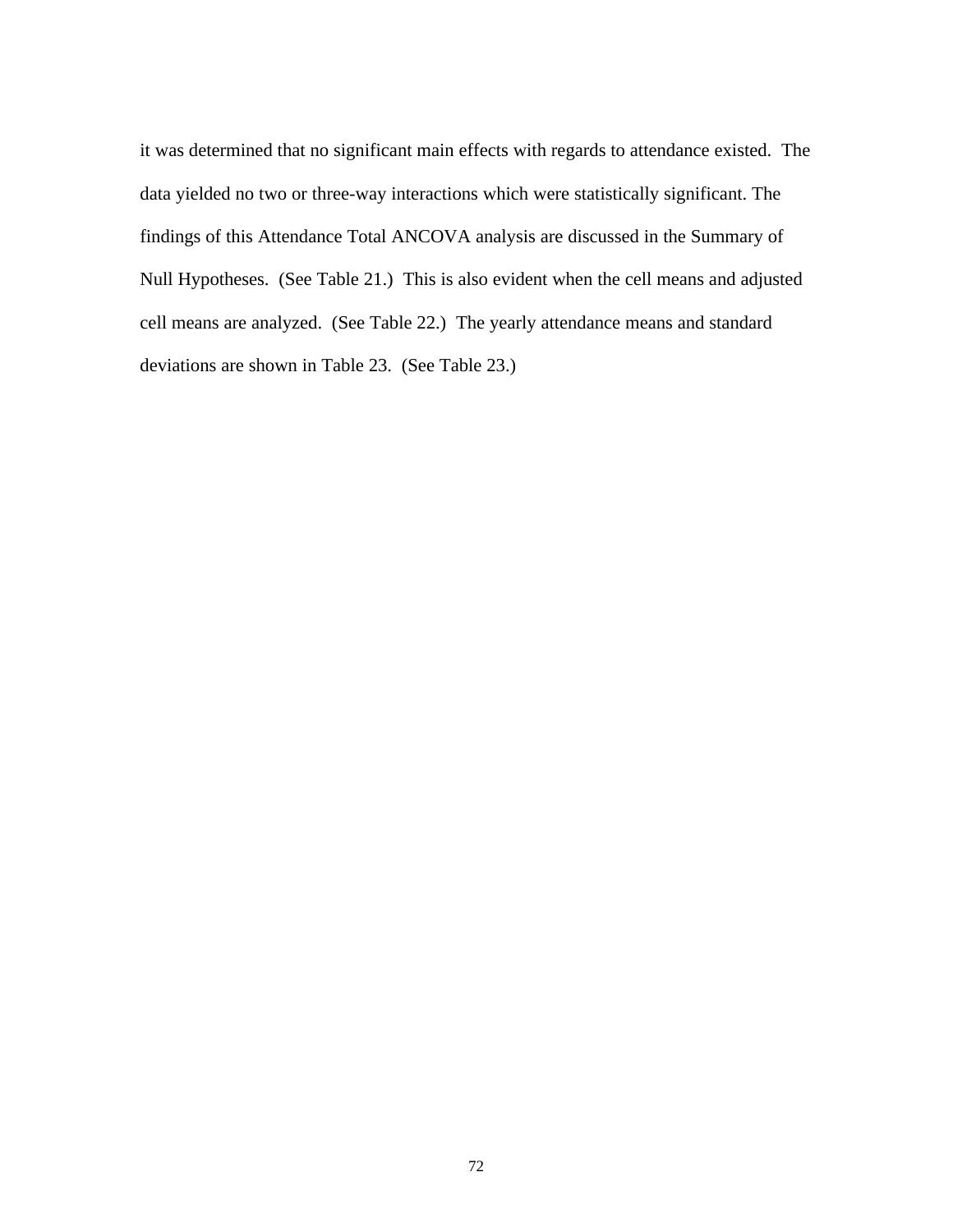it was determined that no significant main effects with regards to attendance existed. The data yielded no two or three-way interactions which were statistically significant. The findings of this Attendance Total ANCOVA analysis are discussed in the Summary of Null Hypotheses. (See Table 21.) This is also evident when the cell means and adjusted cell means are analyzed. (See Table 22.) The yearly attendance means and standard deviations are shown in Table 23. (See Table 23.)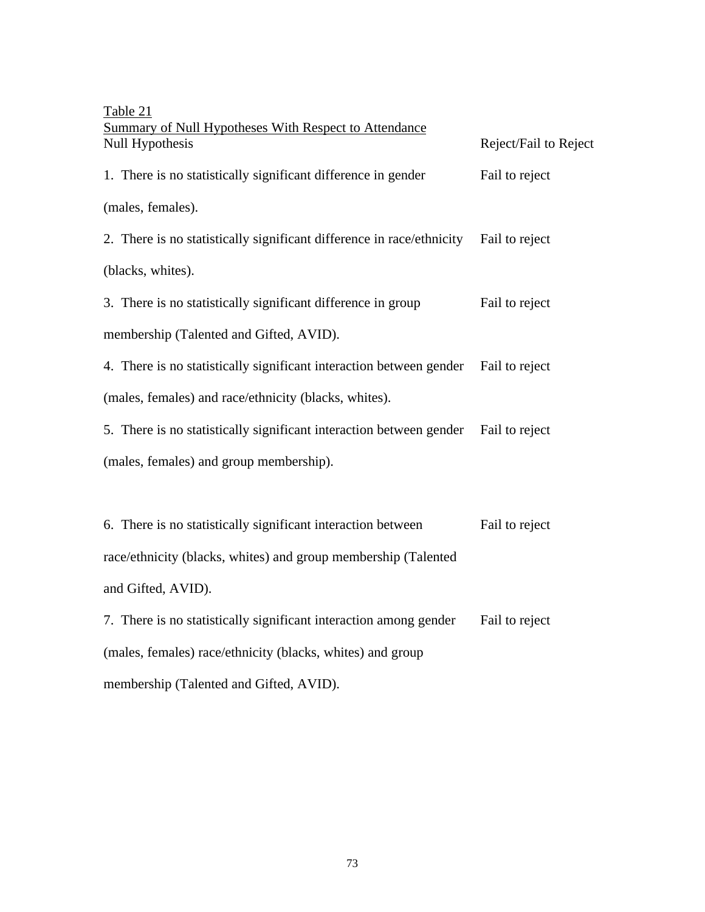Table 21

Summary of Null Hypotheses With Respect to Attendance

| Null Hypothesis | Reject/Fail to Reject |
|---|---|
| 1. There is no statistically significant difference in gender (males, females). | Fail to reject |
| 2. There is no statistically significant difference in race/ethnicity (blacks, whites). | Fail to reject |
| 3. There is no statistically significant difference in group membership (Talented and Gifted, AVID). | Fail to reject |
| 4. There is no statistically significant interaction between gender (males, females) and race/ethnicity (blacks, whites). | Fail to reject |
| 5. There is no statistically significant interaction between gender (males, females) and group membership). | Fail to reject |
| 6. There is no statistically significant interaction between race/ethnicity (blacks, whites) and group membership (Talented and Gifted, AVID). | Fail to reject |
| 7. There is no statistically significant interaction among gender (males, females) race/ethnicity (blacks, whites) and group membership (Talented and Gifted, AVID). | Fail to reject |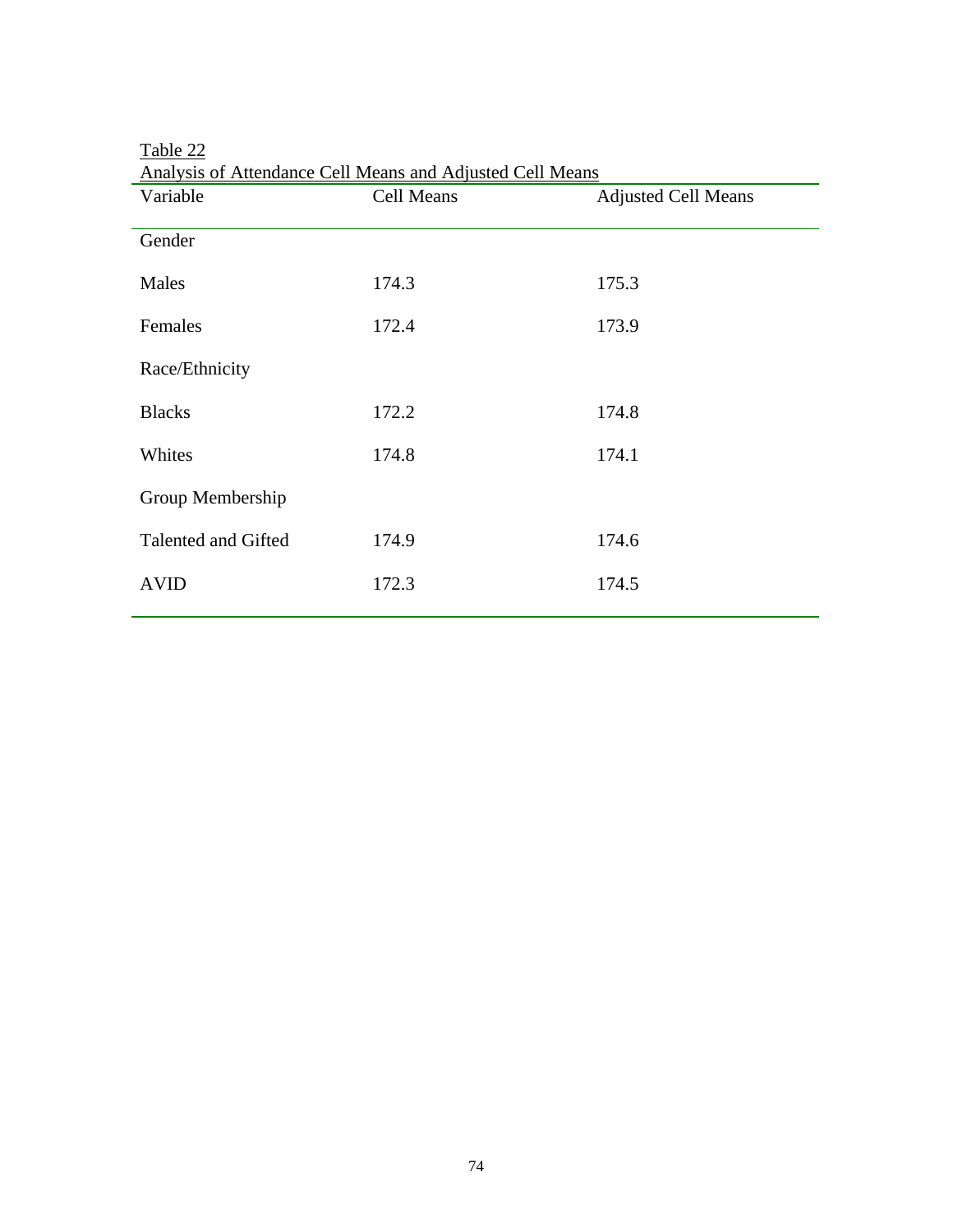Table 22

Analysis of Attendance Cell Means and Adjusted Cell Means

| Variable | Cell Means | Adjusted Cell Means |
|---|---|---|
| Gender | | |
| Males | 174.3 | 175.3 |
| Females | 172.4 | 173.9 |
| Race/Ethnicity | | |
| Blacks | 172.2 | 174.8 |
| Whites | 174.8 | 174.1 |
| Group Membership | | |
| Talented and Gifted | 174.9 | 174.6 |
| AVID | 172.3 | 174.5 |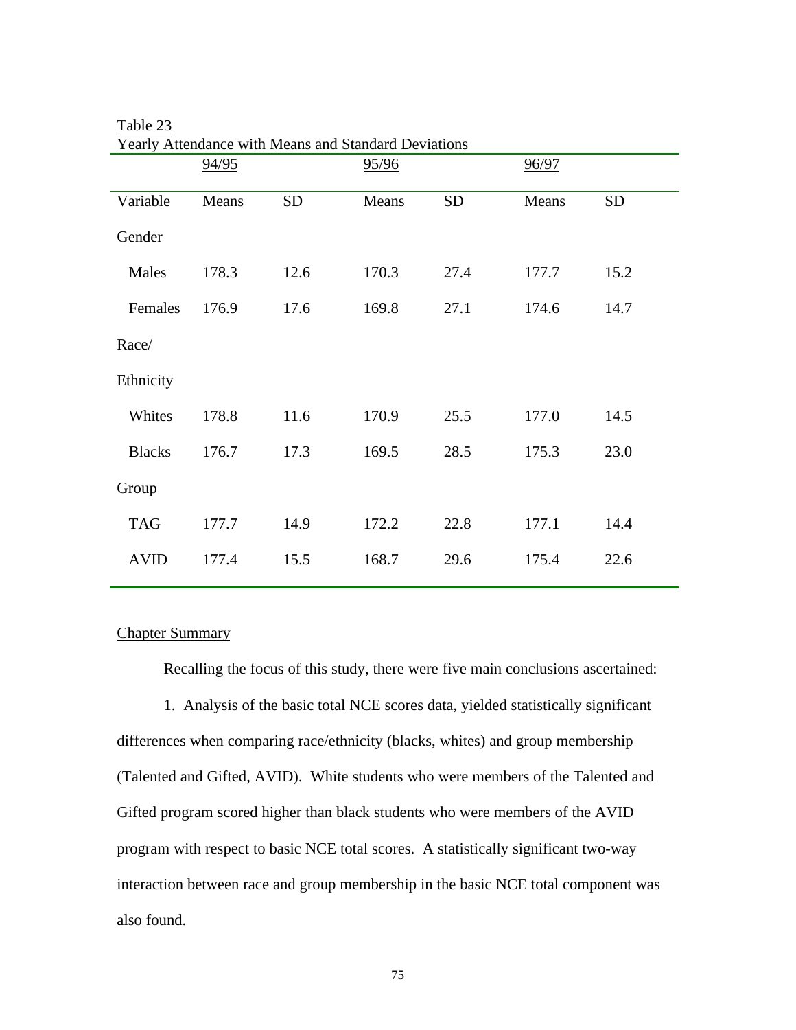Table 23
Yearly Attendance with Means and Standard Deviations

| | 94/95 | | 95/96 | | 96/97 | |
|---|---|---|---|---|---|---|
| Variable | Means | SD | Means | SD | Means | SD |
| Gender | | | | | | |
| Males | 178.3 | 12.6 | 170.3 | 27.4 | 177.7 | 15.2 |
| Females | 176.9 | 17.6 | 169.8 | 27.1 | 174.6 | 14.7 |
| Race/ Ethnicity | | | | | | |
| Whites | 178.8 | 11.6 | 170.9 | 25.5 | 177.0 | 14.5 |
| Blacks | 176.7 | 17.3 | 169.5 | 28.5 | 175.3 | 23.0 |
| Group | | | | | | |
| TAG | 177.7 | 14.9 | 172.2 | 22.8 | 177.1 | 14.4 |
| AVID | 177.4 | 15.5 | 168.7 | 29.6 | 175.4 | 22.6 |

## Chapter Summary

Recalling the focus of this study, there were five main conclusions ascertained:

1. Analysis of the basic total NCE scores data, yielded statistically significant differences when comparing race/ethnicity (blacks, whites) and group membership (Talented and Gifted, AVID). White students who were members of the Talented and Gifted program scored higher than black students who were members of the AVID program with respect to basic NCE total scores. A statistically significant two-way interaction between race and group membership in the basic NCE total component was also found.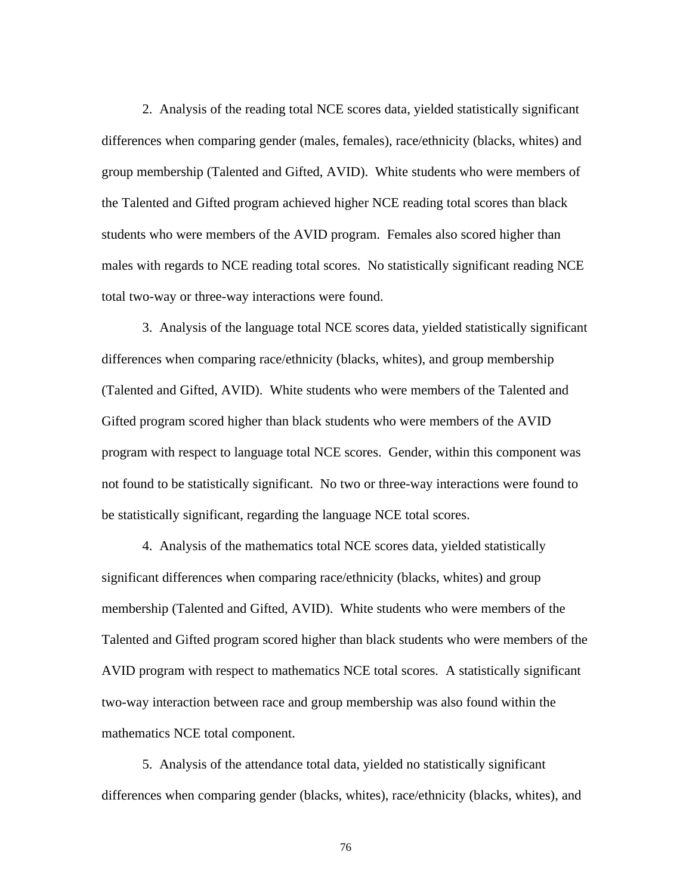2. Analysis of the reading total NCE scores data, yielded statistically significant differences when comparing gender (males, females), race/ethnicity (blacks, whites) and group membership (Talented and Gifted, AVID). White students who were members of the Talented and Gifted program achieved higher NCE reading total scores than black students who were members of the AVID program. Females also scored higher than males with regards to NCE reading total scores. No statistically significant reading NCE total two-way or three-way interactions were found.

3. Analysis of the language total NCE scores data, yielded statistically significant differences when comparing race/ethnicity (blacks, whites), and group membership (Talented and Gifted, AVID). White students who were members of the Talented and Gifted program scored higher than black students who were members of the AVID program with respect to language total NCE scores. Gender, within this component was not found to be statistically significant. No two or three-way interactions were found to be statistically significant, regarding the language NCE total scores.

4. Analysis of the mathematics total NCE scores data, yielded statistically significant differences when comparing race/ethnicity (blacks, whites) and group membership (Talented and Gifted, AVID). White students who were members of the Talented and Gifted program scored higher than black students who were members of the AVID program with respect to mathematics NCE total scores. A statistically significant two-way interaction between race and group membership was also found within the mathematics NCE total component.

5. Analysis of the attendance total data, yielded no statistically significant differences when comparing gender (blacks, whites), race/ethnicity (blacks, whites), and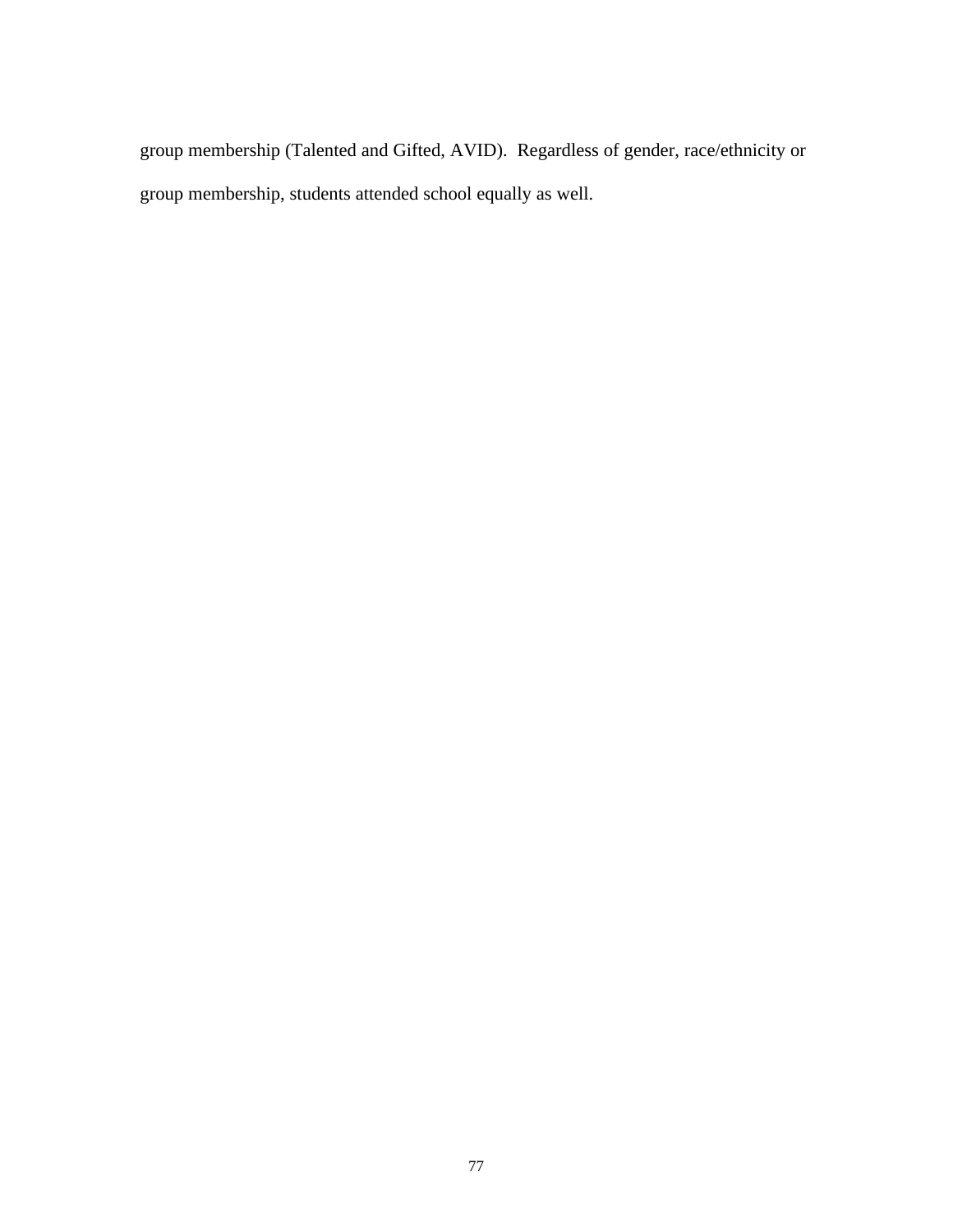group membership (Talented and Gifted, AVID). Regardless of gender, race/ethnicity or group membership, students attended school equally as well.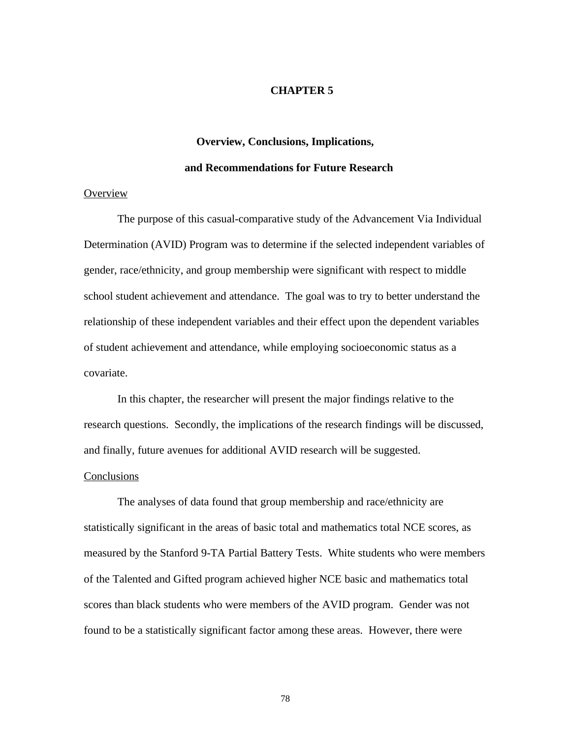# CHAPTER 5

## Overview, Conclusions, Implications, and Recommendations for Future Research

Overview

The purpose of this casual-comparative study of the Advancement Via Individual Determination (AVID) Program was to determine if the selected independent variables of gender, race/ethnicity, and group membership were significant with respect to middle school student achievement and attendance. The goal was to try to better understand the relationship of these independent variables and their effect upon the dependent variables of student achievement and attendance, while employing socioeconomic status as a covariate.

In this chapter, the researcher will present the major findings relative to the research questions. Secondly, the implications of the research findings will be discussed, and finally, future avenues for additional AVID research will be suggested.

Conclusions

The analyses of data found that group membership and race/ethnicity are statistically significant in the areas of basic total and mathematics total NCE scores, as measured by the Stanford 9-TA Partial Battery Tests. White students who were members of the Talented and Gifted program achieved higher NCE basic and mathematics total scores than black students who were members of the AVID program. Gender was not found to be a statistically significant factor among these areas. However, there were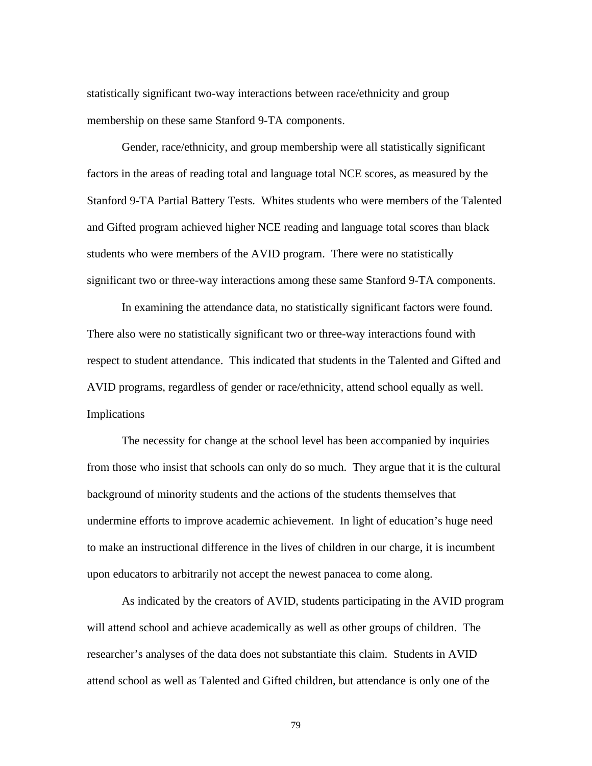statistically significant two-way interactions between race/ethnicity and group membership on these same Stanford 9-TA components.

Gender, race/ethnicity, and group membership were all statistically significant factors in the areas of reading total and language total NCE scores, as measured by the Stanford 9-TA Partial Battery Tests. Whites students who were members of the Talented and Gifted program achieved higher NCE reading and language total scores than black students who were members of the AVID program. There were no statistically significant two or three-way interactions among these same Stanford 9-TA components.

In examining the attendance data, no statistically significant factors were found. There also were no statistically significant two or three-way interactions found with respect to student attendance. This indicated that students in the Talented and Gifted and AVID programs, regardless of gender or race/ethnicity, attend school equally as well.

## Implications

The necessity for change at the school level has been accompanied by inquiries from those who insist that schools can only do so much. They argue that it is the cultural background of minority students and the actions of the students themselves that undermine efforts to improve academic achievement. In light of education's huge need to make an instructional difference in the lives of children in our charge, it is incumbent upon educators to arbitrarily not accept the newest panacea to come along.

As indicated by the creators of AVID, students participating in the AVID program will attend school and achieve academically as well as other groups of children. The researcher's analyses of the data does not substantiate this claim. Students in AVID attend school as well as Talented and Gifted children, but attendance is only one of the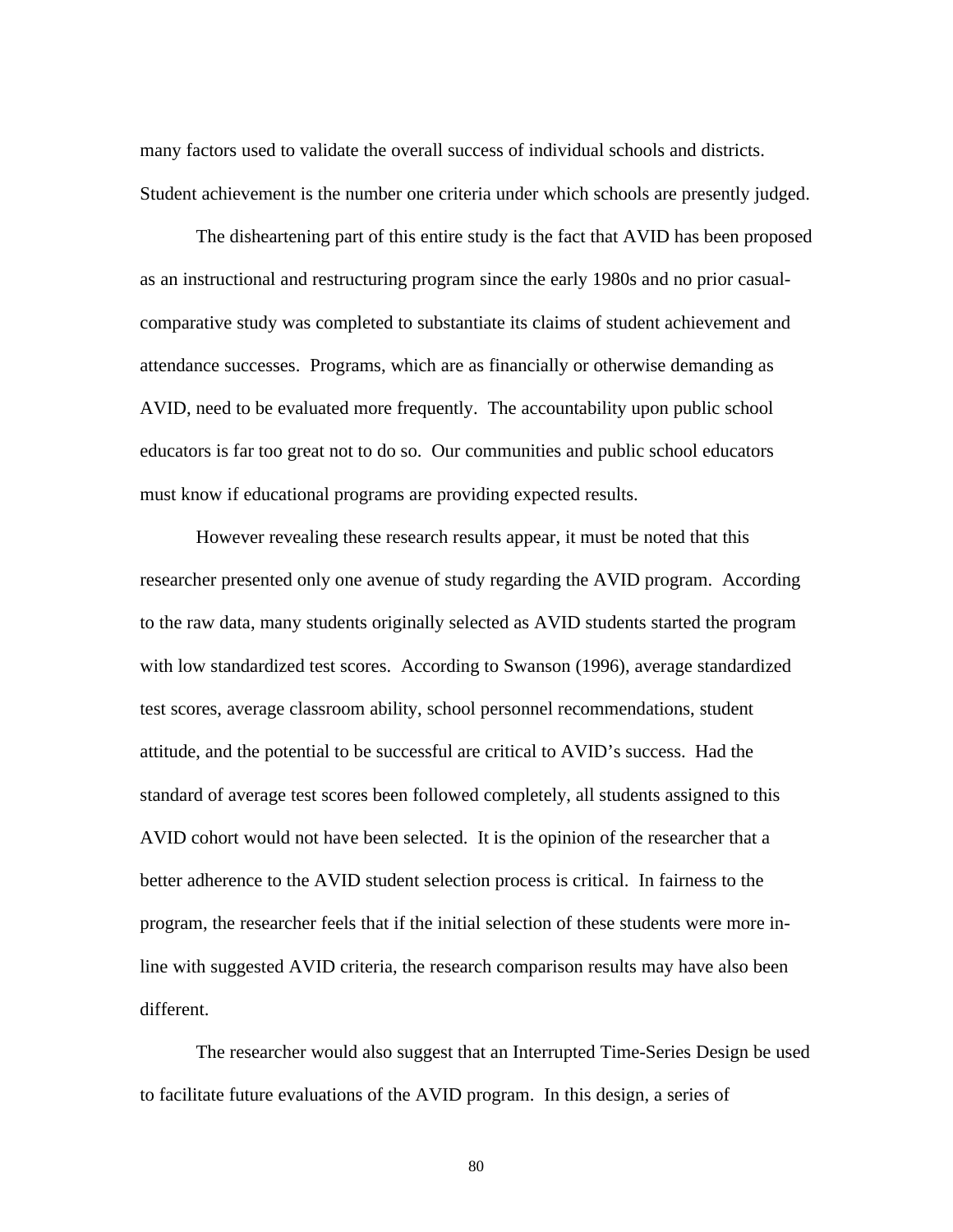many factors used to validate the overall success of individual schools and districts. Student achievement is the number one criteria under which schools are presently judged.

The disheartening part of this entire study is the fact that AVID has been proposed as an instructional and restructuring program since the early 1980s and no prior casual-comparative study was completed to substantiate its claims of student achievement and attendance successes. Programs, which are as financially or otherwise demanding as AVID, need to be evaluated more frequently. The accountability upon public school educators is far too great not to do so. Our communities and public school educators must know if educational programs are providing expected results.

However revealing these research results appear, it must be noted that this researcher presented only one avenue of study regarding the AVID program. According to the raw data, many students originally selected as AVID students started the program with low standardized test scores. According to Swanson (1996), average standardized test scores, average classroom ability, school personnel recommendations, student attitude, and the potential to be successful are critical to AVID's success. Had the standard of average test scores been followed completely, all students assigned to this AVID cohort would not have been selected. It is the opinion of the researcher that a better adherence to the AVID student selection process is critical. In fairness to the program, the researcher feels that if the initial selection of these students were more in-line with suggested AVID criteria, the research comparison results may have also been different.

The researcher would also suggest that an Interrupted Time-Series Design be used to facilitate future evaluations of the AVID program. In this design, a series of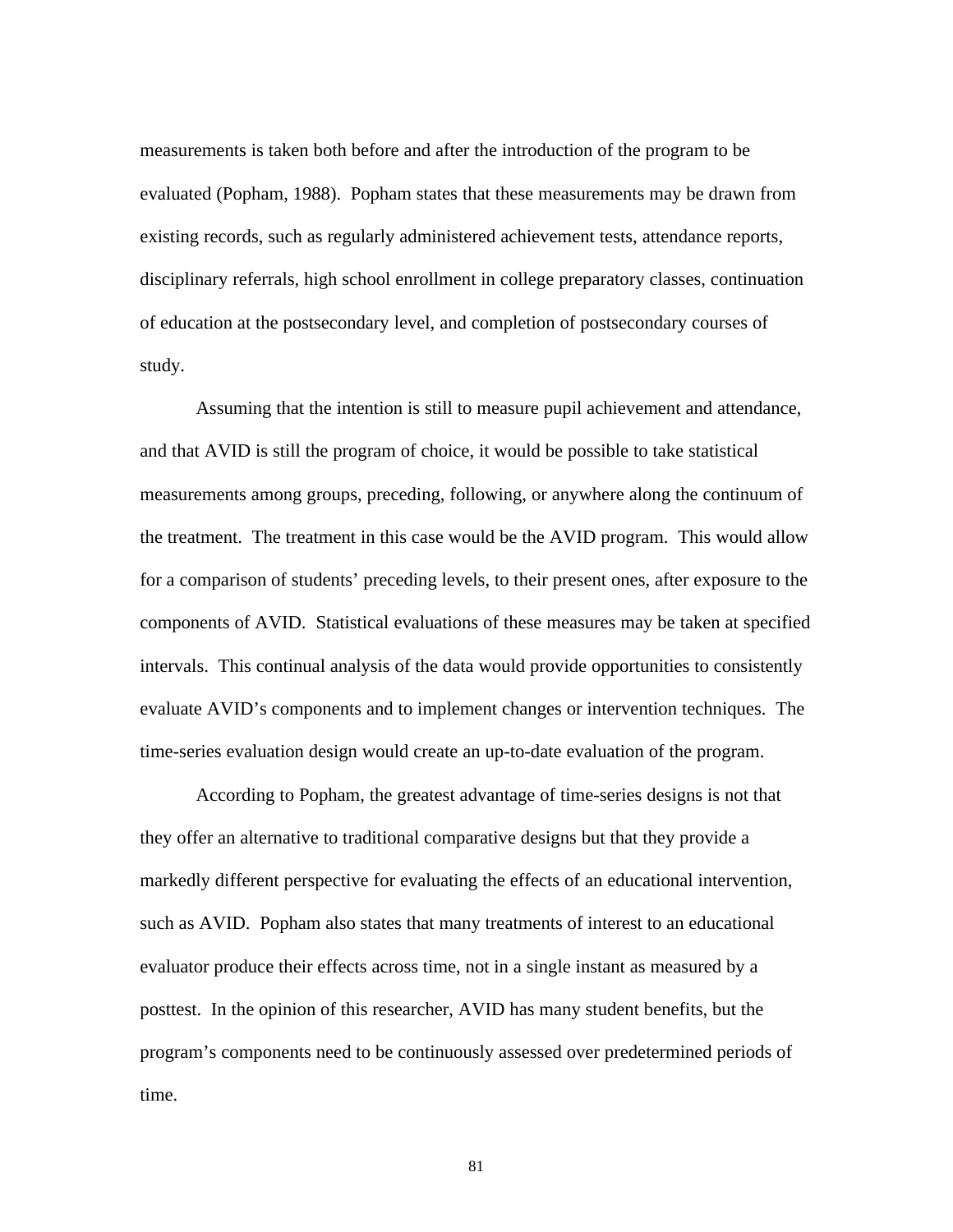measurements is taken both before and after the introduction of the program to be evaluated (Popham, 1988). Popham states that these measurements may be drawn from existing records, such as regularly administered achievement tests, attendance reports, disciplinary referrals, high school enrollment in college preparatory classes, continuation of education at the postsecondary level, and completion of postsecondary courses of study.

Assuming that the intention is still to measure pupil achievement and attendance, and that AVID is still the program of choice, it would be possible to take statistical measurements among groups, preceding, following, or anywhere along the continuum of the treatment. The treatment in this case would be the AVID program. This would allow for a comparison of students' preceding levels, to their present ones, after exposure to the components of AVID. Statistical evaluations of these measures may be taken at specified intervals. This continual analysis of the data would provide opportunities to consistently evaluate AVID's components and to implement changes or intervention techniques. The time-series evaluation design would create an up-to-date evaluation of the program.

According to Popham, the greatest advantage of time-series designs is not that they offer an alternative to traditional comparative designs but that they provide a markedly different perspective for evaluating the effects of an educational intervention, such as AVID. Popham also states that many treatments of interest to an educational evaluator produce their effects across time, not in a single instant as measured by a posttest. In the opinion of this researcher, AVID has many student benefits, but the program's components need to be continuously assessed over predetermined periods of time.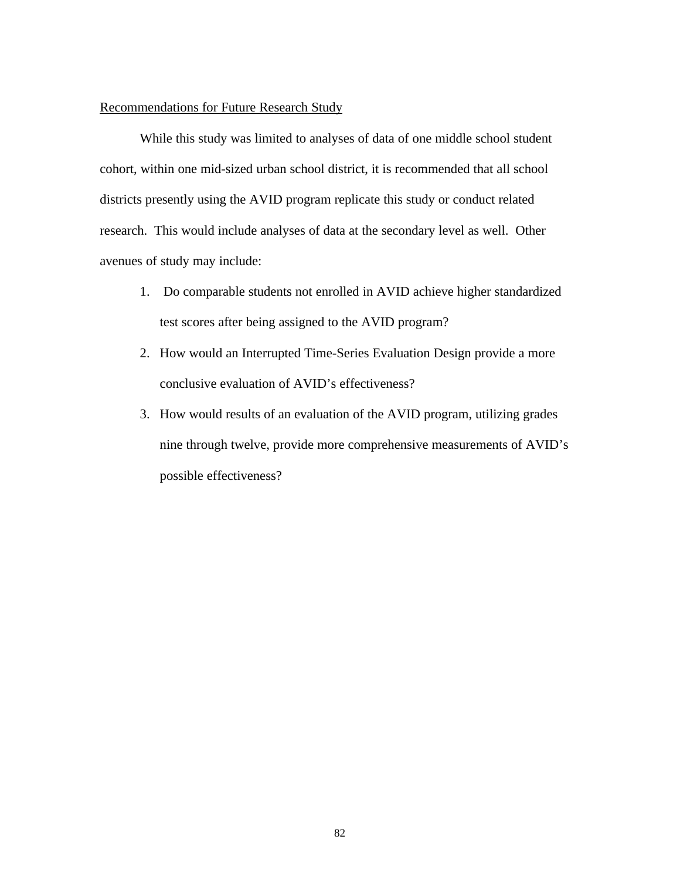<u>Recommendations for Future Research Study</u>

While this study was limited to analyses of data of one middle school student cohort, within one mid-sized urban school district, it is recommended that all school districts presently using the AVID program replicate this study or conduct related research. This would include analyses of data at the secondary level as well. Other avenues of study may include:

1. Do comparable students not enrolled in AVID achieve higher standardized test scores after being assigned to the AVID program?
2. How would an Interrupted Time-Series Evaluation Design provide a more conclusive evaluation of AVID's effectiveness?
3. How would results of an evaluation of the AVID program, utilizing grades nine through twelve, provide more comprehensive measurements of AVID's possible effectiveness?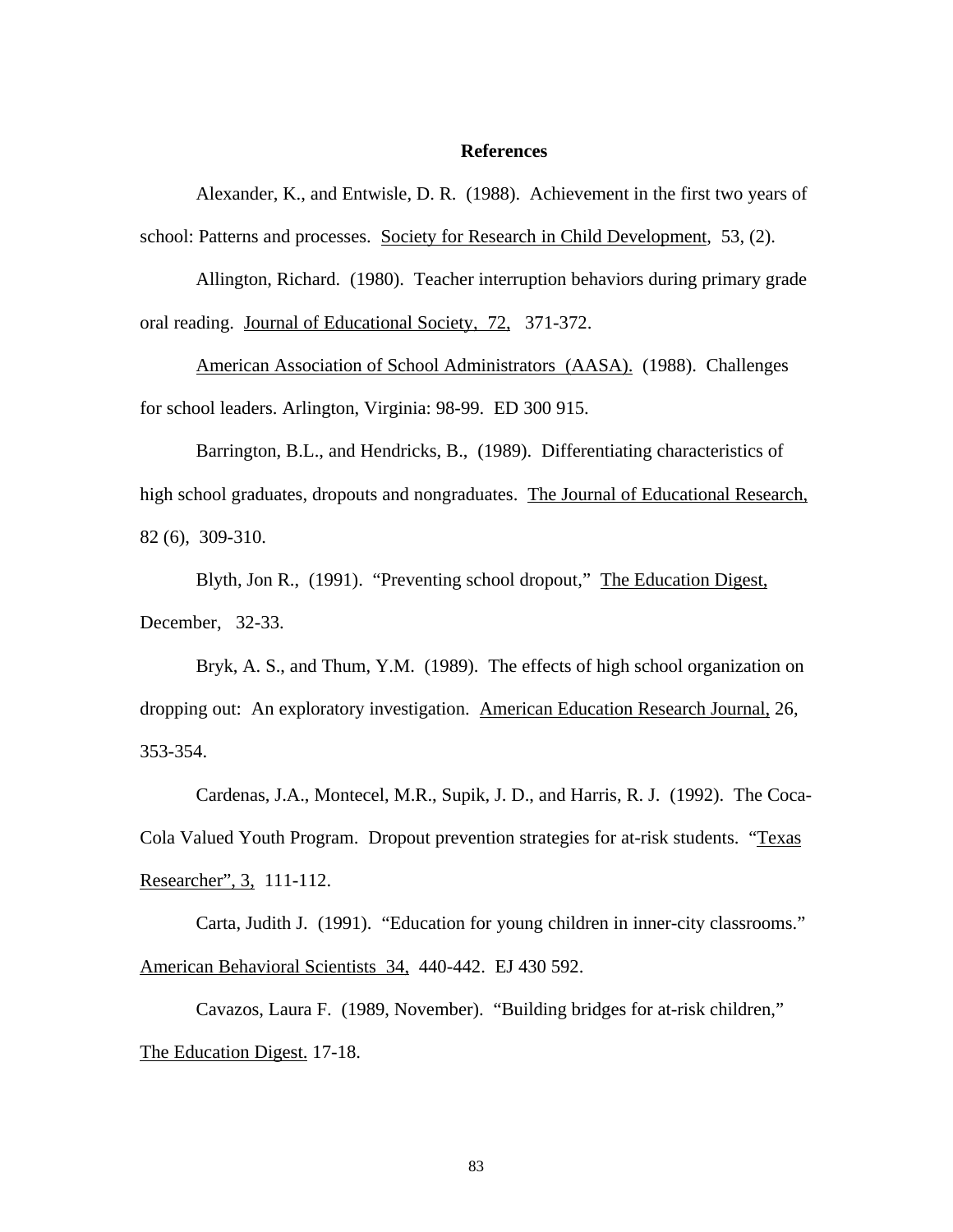**References**

Alexander, K., and Entwisle, D. R. (1988). Achievement in the first two years of school: Patterns and processes. Society for Research in Child Development, 53, (2).

Allington, Richard. (1980). Teacher interruption behaviors during primary grade oral reading. Journal of Educational Society, 72, 371-372.

American Association of School Administrators (AASA). (1988). Challenges for school leaders. Arlington, Virginia: 98-99. ED 300 915.

Barrington, B.L., and Hendricks, B., (1989). Differentiating characteristics of high school graduates, dropouts and nongraduates. The Journal of Educational Research, 82 (6), 309-310.

Blyth, Jon R., (1991). "Preventing school dropout," The Education Digest, December, 32-33.

Bryk, A. S., and Thum, Y.M. (1989). The effects of high school organization on dropping out: An exploratory investigation. American Education Research Journal, 26, 353-354.

Cardenas, J.A., Montecel, M.R., Supik, J. D., and Harris, R. J. (1992). The Coca-Cola Valued Youth Program. Dropout prevention strategies for at-risk students. "Texas Researcher", 3, 111-112.

Carta, Judith J. (1991). "Education for young children in inner-city classrooms." American Behavioral Scientists 34, 440-442. EJ 430 592.

Cavazos, Laura F. (1989, November). "Building bridges for at-risk children," The Education Digest. 17-18.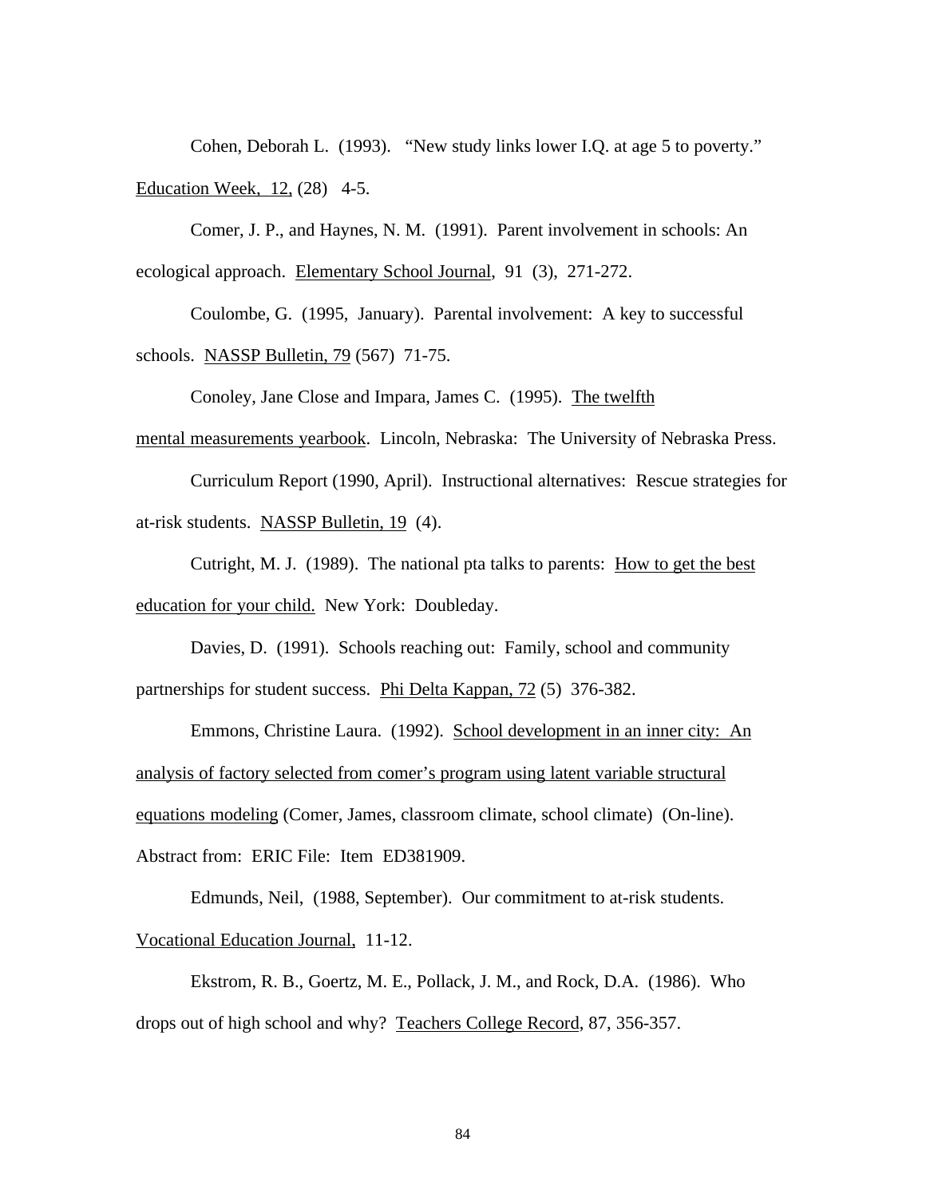Cohen, Deborah L. (1993). "New study links lower I.Q. at age 5 to poverty." <u>Education Week, 12,</u> (28) 4-5.

Comer, J. P., and Haynes, N. M. (1991). Parent involvement in schools: An ecological approach. <u>Elementary School Journal</u>, 91 (3), 271-272.

Coulombe, G. (1995, January). Parental involvement: A key to successful schools. <u>NASSP Bulletin, 79</u> (567) 71-75.

Conoley, Jane Close and Impara, James C. (1995). <u>The twelfth mental measurements yearbook</u>. Lincoln, Nebraska: The University of Nebraska Press.

Curriculum Report (1990, April). Instructional alternatives: Rescue strategies for at-risk students. <u>NASSP Bulletin, 19</u> (4).

Cutright, M. J. (1989). The national pta talks to parents: <u>How to get the best education for your child.</u> New York: Doubleday.

Davies, D. (1991). Schools reaching out: Family, school and community partnerships for student success. <u>Phi Delta Kappan, 72</u> (5) 376-382.

Emmons, Christine Laura. (1992). <u>School development in an inner city: An analysis of factory selected from comer's program using latent variable structural equations modeling</u> (Comer, James, classroom climate, school climate) (On-line). Abstract from: ERIC File: Item ED381909.

Edmunds, Neil, (1988, September). Our commitment to at-risk students. <u>Vocational Education Journal,</u> 11-12.

Ekstrom, R. B., Goertz, M. E., Pollack, J. M., and Rock, D.A. (1986). Who drops out of high school and why? <u>Teachers College Record</u>, 87, 356-357.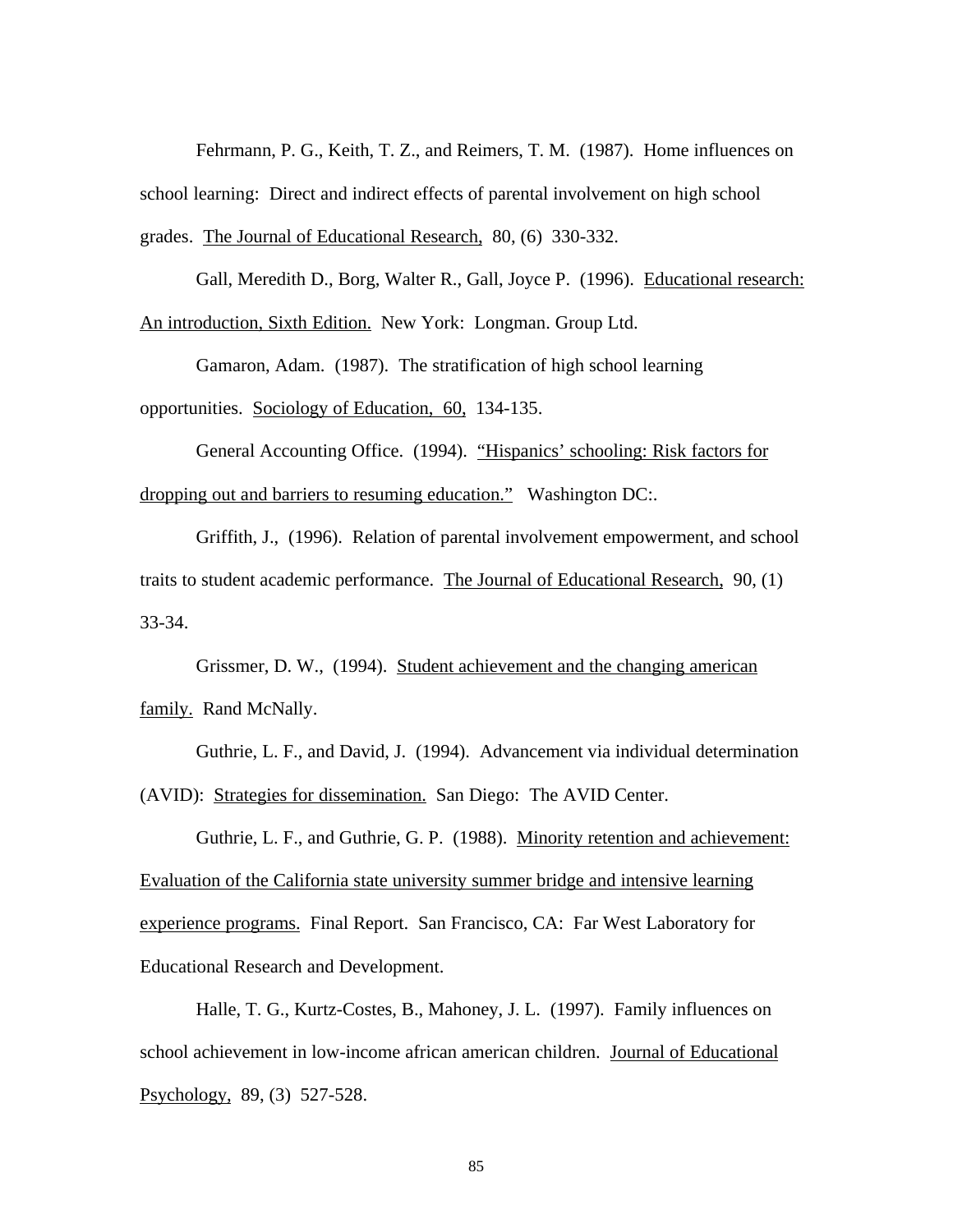Fehrmann, P. G., Keith, T. Z., and Reimers, T. M. (1987). Home influences on school learning: Direct and indirect effects of parental involvement on high school grades. The Journal of Educational Research, 80, (6) 330-332.

Gall, Meredith D., Borg, Walter R., Gall, Joyce P. (1996). Educational research: An introduction, Sixth Edition. New York: Longman. Group Ltd.

Gamaron, Adam. (1987). The stratification of high school learning opportunities. Sociology of Education, 60, 134-135.

General Accounting Office. (1994). "Hispanics' schooling: Risk factors for dropping out and barriers to resuming education." Washington DC:.

Griffith, J., (1996). Relation of parental involvement empowerment, and school traits to student academic performance. The Journal of Educational Research, 90, (1) 33-34.

Grissmer, D. W., (1994). Student achievement and the changing american family. Rand McNally.

Guthrie, L. F., and David, J. (1994). Advancement via individual determination (AVID): Strategies for dissemination. San Diego: The AVID Center.

Guthrie, L. F., and Guthrie, G. P. (1988). Minority retention and achievement: Evaluation of the California state university summer bridge and intensive learning experience programs. Final Report. San Francisco, CA: Far West Laboratory for Educational Research and Development.

Halle, T. G., Kurtz-Costes, B., Mahoney, J. L. (1997). Family influences on school achievement in low-income african american children. Journal of Educational Psychology, 89, (3) 527-528.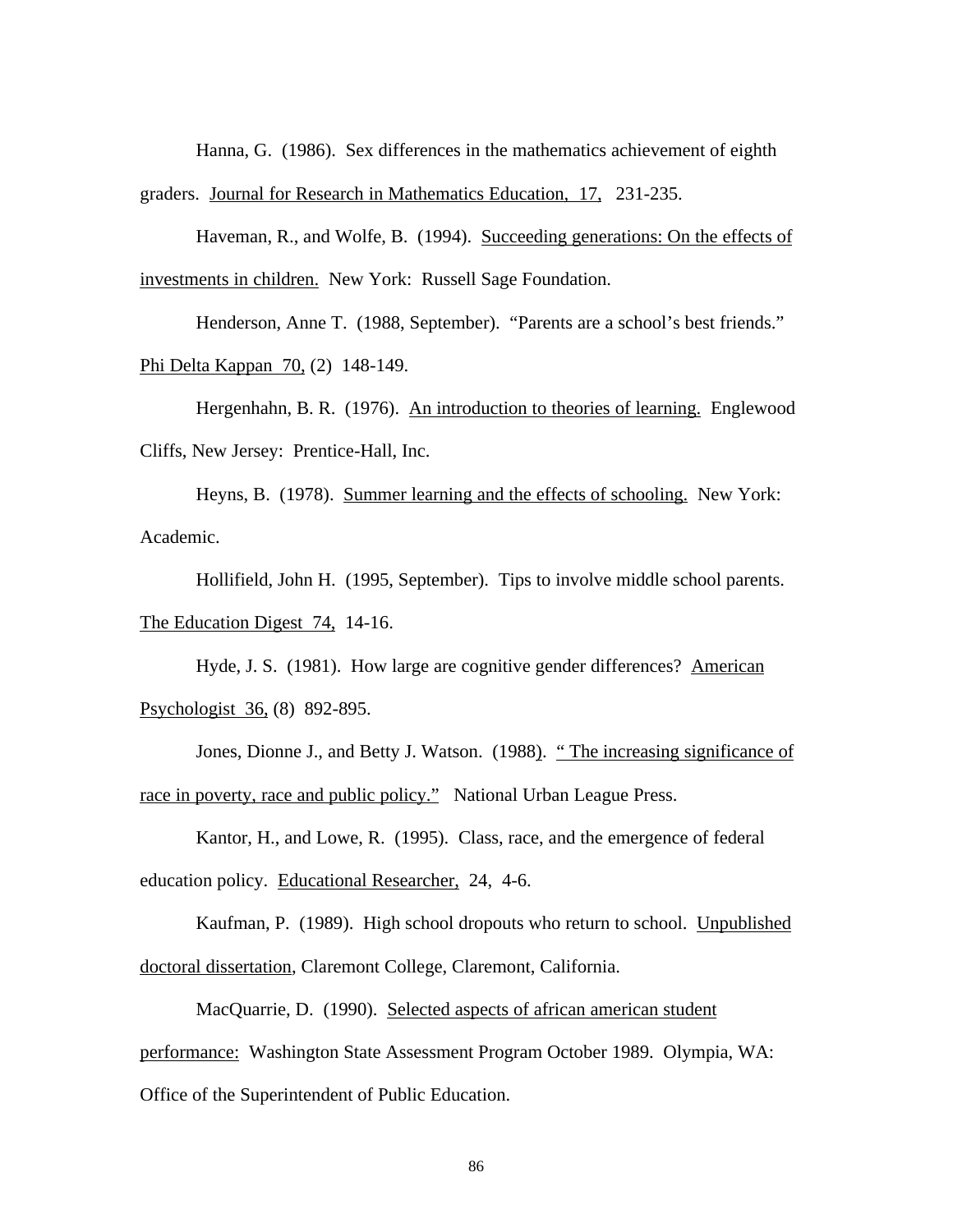Hanna, G. (1986). Sex differences in the mathematics achievement of eighth graders. Journal for Research in Mathematics Education, 17, 231-235.

Haveman, R., and Wolfe, B. (1994). Succeeding generations: On the effects of investments in children. New York: Russell Sage Foundation.

Henderson, Anne T. (1988, September). "Parents are a school's best friends." Phi Delta Kappan 70, (2) 148-149.

Hergenhahn, B. R. (1976). An introduction to theories of learning. Englewood Cliffs, New Jersey: Prentice-Hall, Inc.

Heyns, B. (1978). Summer learning and the effects of schooling. New York: Academic.

Hollifield, John H. (1995, September). Tips to involve middle school parents. The Education Digest 74, 14-16.

Hyde, J. S. (1981). How large are cognitive gender differences? American Psychologist 36, (8) 892-895.

Jones, Dionne J., and Betty J. Watson. (1988). " The increasing significance of race in poverty, race and public policy." National Urban League Press.

Kantor, H., and Lowe, R. (1995). Class, race, and the emergence of federal education policy. Educational Researcher, 24, 4-6.

Kaufman, P. (1989). High school dropouts who return to school. Unpublished doctoral dissertation, Claremont College, Claremont, California.

MacQuarrie, D. (1990). Selected aspects of african american student performance: Washington State Assessment Program October 1989. Olympia, WA: Office of the Superintendent of Public Education.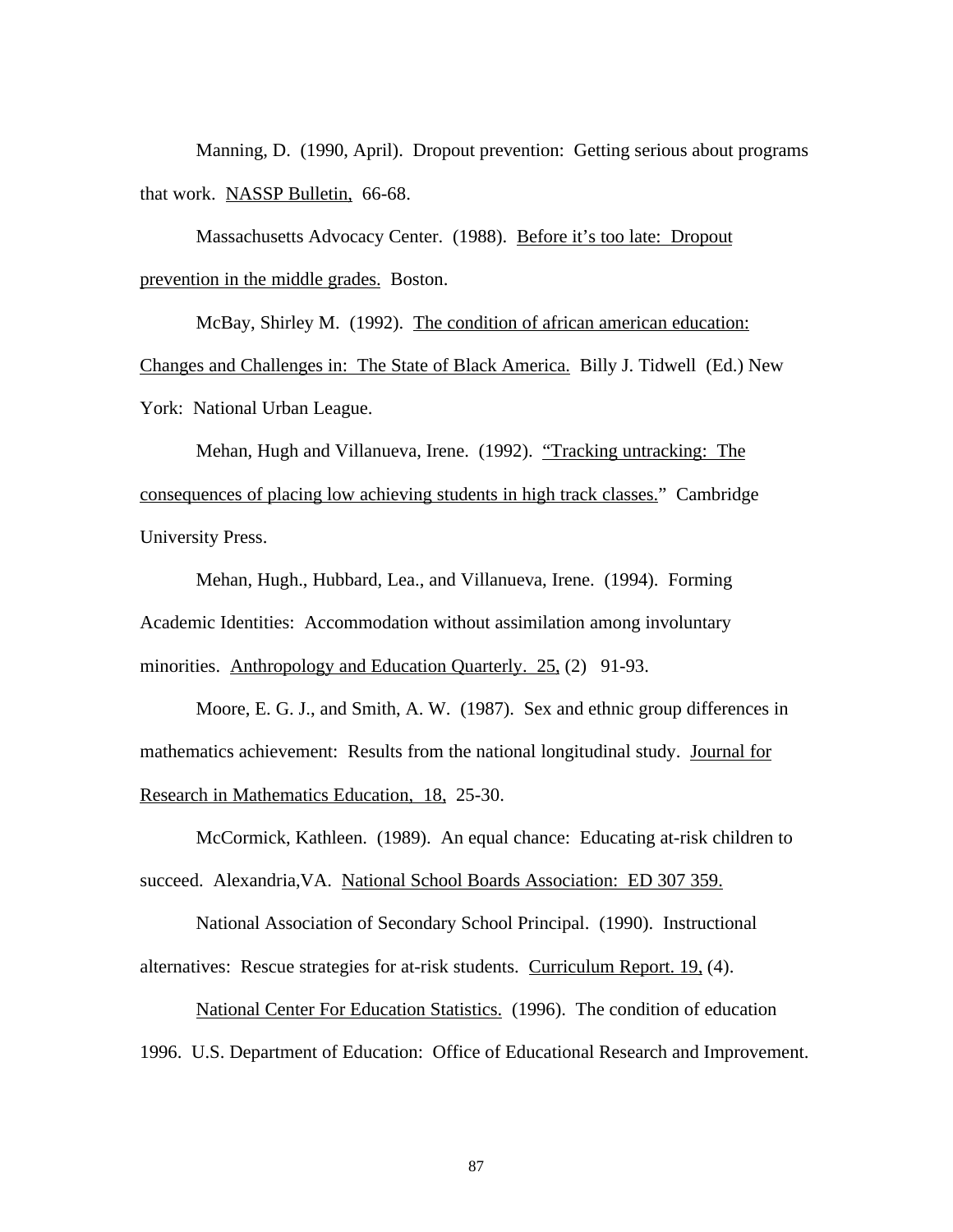Manning, D. (1990, April). Dropout prevention: Getting serious about programs that work. <u>NASSP Bulletin,</u> 66-68.

Massachusetts Advocacy Center. (1988). <u>Before it's too late: Dropout prevention in the middle grades.</u> Boston.

McBay, Shirley M. (1992). <u>The condition of african american education: Changes and Challenges in: The State of Black America.</u> Billy J. Tidwell (Ed.) New York: National Urban League.

Mehan, Hugh and Villanueva, Irene. (1992). <u>"Tracking untracking: The consequences of placing low achieving students in high track classes."</u> Cambridge University Press.

Mehan, Hugh., Hubbard, Lea., and Villanueva, Irene. (1994). Forming Academic Identities: Accommodation without assimilation among involuntary minorities. <u>Anthropology and Education Quarterly. 25,</u> (2) 91-93.

Moore, E. G. J., and Smith, A. W. (1987). Sex and ethnic group differences in mathematics achievement: Results from the national longitudinal study. <u>Journal for Research in Mathematics Education, 18,</u> 25-30.

McCormick, Kathleen. (1989). An equal chance: Educating at-risk children to succeed. Alexandria,VA. <u>National School Boards Association: ED 307 359.</u>

National Association of Secondary School Principal. (1990). Instructional alternatives: Rescue strategies for at-risk students. <u>Curriculum Report. 19,</u> (4).

<u>National Center For Education Statistics.</u> (1996). The condition of education 1996. U.S. Department of Education: Office of Educational Research and Improvement.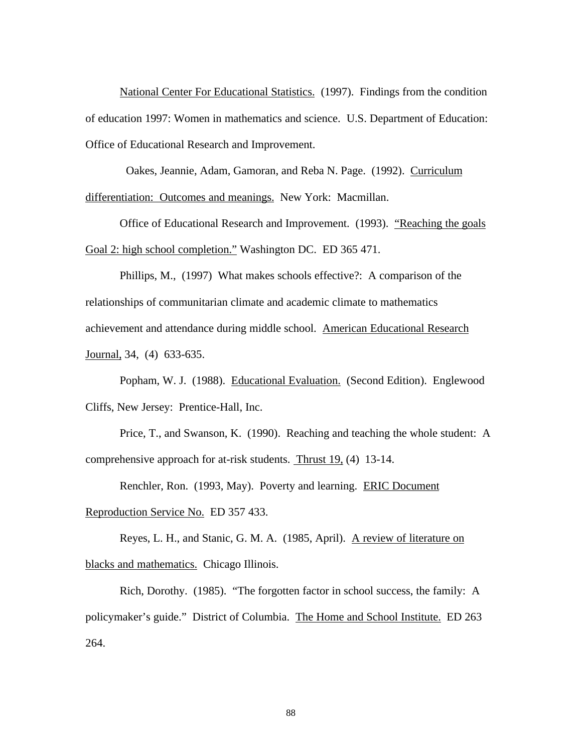National Center For Educational Statistics. (1997). Findings from the condition of education 1997: Women in mathematics and science. U.S. Department of Education: Office of Educational Research and Improvement.

Oakes, Jeannie, Adam, Gamoran, and Reba N. Page. (1992). Curriculum differentiation: Outcomes and meanings. New York: Macmillan.

Office of Educational Research and Improvement. (1993). "Reaching the goals Goal 2: high school completion." Washington DC. ED 365 471.

Phillips, M., (1997) What makes schools effective?: A comparison of the relationships of communitarian climate and academic climate to mathematics achievement and attendance during middle school. American Educational Research Journal, 34, (4) 633-635.

Popham, W. J. (1988). Educational Evaluation. (Second Edition). Englewood Cliffs, New Jersey: Prentice-Hall, Inc.

Price, T., and Swanson, K. (1990). Reaching and teaching the whole student: A comprehensive approach for at-risk students. Thrust 19, (4) 13-14.

Renchler, Ron. (1993, May). Poverty and learning. ERIC Document Reproduction Service No. ED 357 433.

Reyes, L. H., and Stanic, G. M. A. (1985, April). A review of literature on blacks and mathematics. Chicago Illinois.

Rich, Dorothy. (1985). "The forgotten factor in school success, the family: A policymaker's guide." District of Columbia. The Home and School Institute. ED 263 264.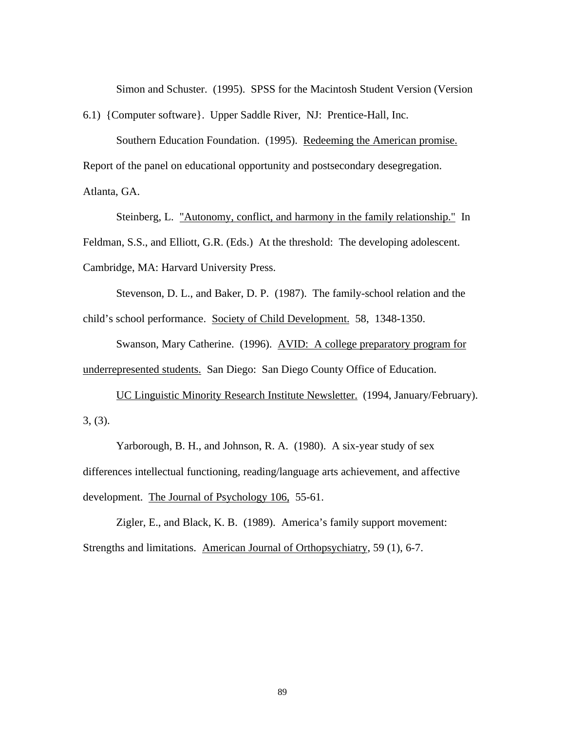Simon and Schuster. (1995). SPSS for the Macintosh Student Version (Version 6.1) {Computer software}. Upper Saddle River, NJ: Prentice-Hall, Inc.

Southern Education Foundation. (1995). Redeeming the American promise. Report of the panel on educational opportunity and postsecondary desegregation. Atlanta, GA.

Steinberg, L. "Autonomy, conflict, and harmony in the family relationship." In Feldman, S.S., and Elliott, G.R. (Eds.) At the threshold: The developing adolescent. Cambridge, MA: Harvard University Press.

Stevenson, D. L., and Baker, D. P. (1987). The family-school relation and the child's school performance. Society of Child Development. 58, 1348-1350.

Swanson, Mary Catherine. (1996). AVID: A college preparatory program for underrepresented students. San Diego: San Diego County Office of Education.

UC Linguistic Minority Research Institute Newsletter. (1994, January/February). 3, (3).

Yarborough, B. H., and Johnson, R. A. (1980). A six-year study of sex differences intellectual functioning, reading/language arts achievement, and affective development. The Journal of Psychology 106, 55-61.

Zigler, E., and Black, K. B. (1989). America's family support movement: Strengths and limitations. American Journal of Orthopsychiatry, 59 (1), 6-7.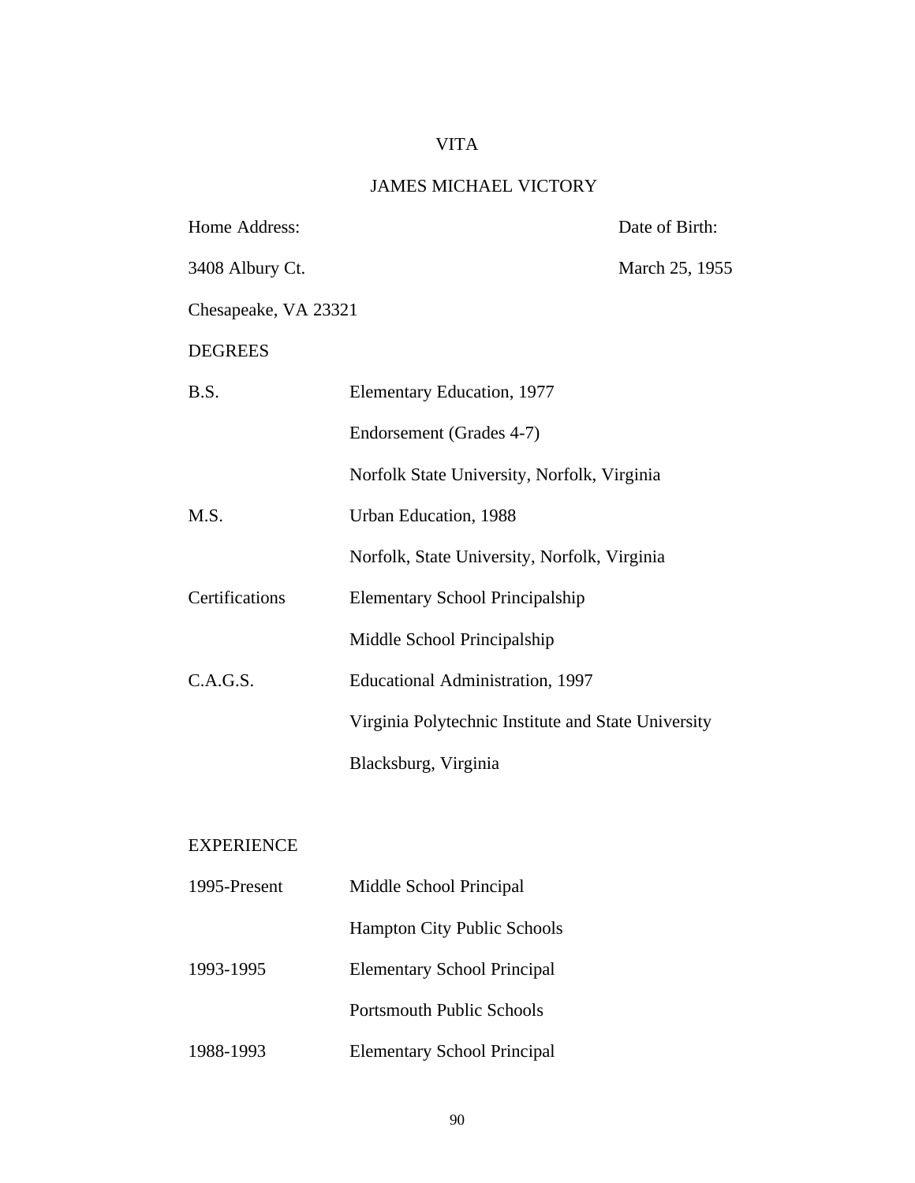# VITA

## JAMES MICHAEL VICTORY

| Home Address: | Date of Birth: |
|---|---|
| 3408 Albury Ct. | March 25, 1955 |
| Chesapeake, VA 23321 | |

DEGREES

| | |
|---|---|
| B.S. | Elementary Education, 1977 |
| | Endorsement (Grades 4-7) |
| | Norfolk State University, Norfolk, Virginia |
| M.S. | Urban Education, 1988 |
| | Norfolk, State University, Norfolk, Virginia |
| Certifications | Elementary School Principalship |
| | Middle School Principalship |
| C.A.G.S. | Educational Administration, 1997 |
| | Virginia Polytechnic Institute and State University |
| | Blacksburg, Virginia |

EXPERIENCE

| | |
|---|---|
| 1995-Present | Middle School Principal |
| | Hampton City Public Schools |
| 1993-1995 | Elementary School Principal |
| | Portsmouth Public Schools |
| 1988-1993 | Elementary School Principal |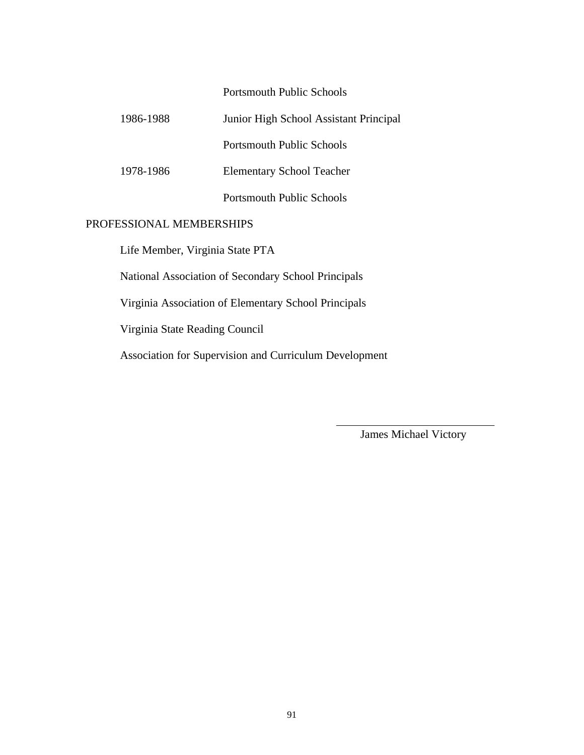Portsmouth Public Schools

| | |
|---|---|
| 1986-1988 | Junior High School Assistant Principal |
| | Portsmouth Public Schools |
| 1978-1986 | Elementary School Teacher |
| | Portsmouth Public Schools |

PROFESSIONAL MEMBERSHIPS

Life Member, Virginia State PTA

National Association of Secondary School Principals

Virginia Association of Elementary School Principals

Virginia State Reading Council

Association for Supervision and Curriculum Development

\_\_\_\_\_\_\_\_\_\_\_\_\_\_\_\_\_\_\_\_\_\_\_\_\_\_\_\_

James Michael Victory